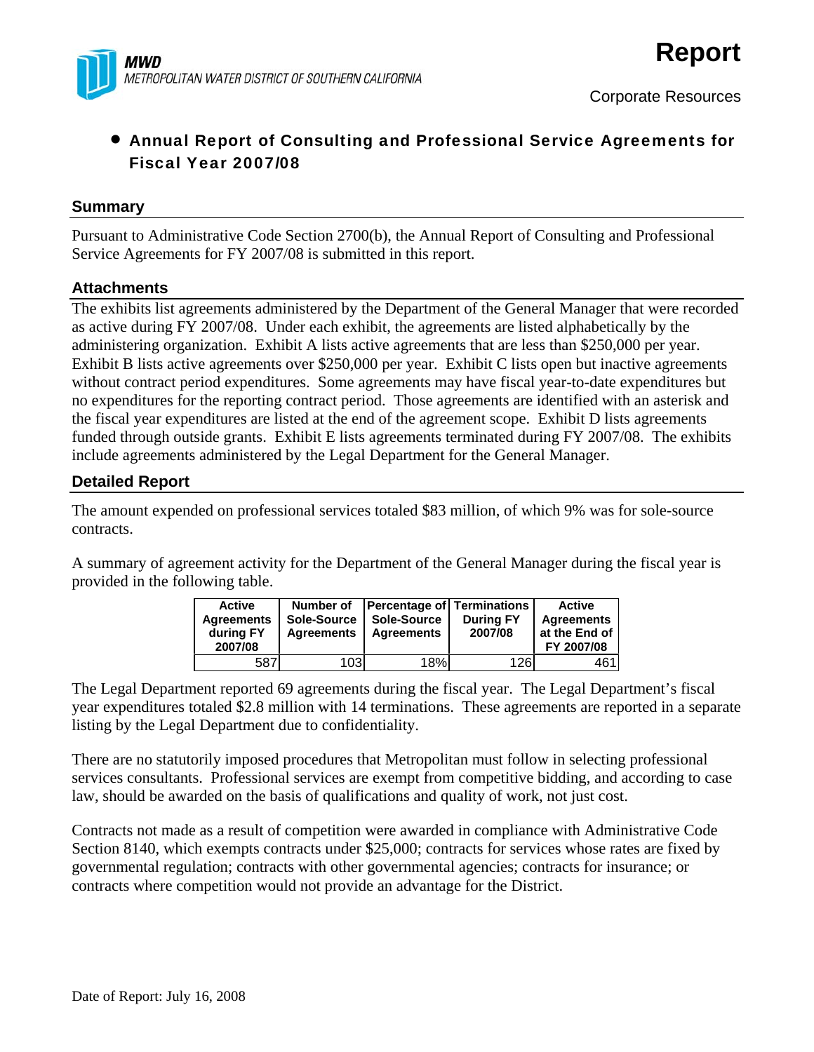**MWD**
*METROPOLITAN WATER DISTRICT OF SOUTHERN CALIFORNIA*

# Report

Corporate Resources

- **Annual Report of Consulting and Professional Service Agreements for Fiscal Year 2007/08**

## Summary

Pursuant to Administrative Code Section 2700(b), the Annual Report of Consulting and Professional Service Agreements for FY 2007/08 is submitted in this report.

## Attachments

The exhibits list agreements administered by the Department of the General Manager that were recorded as active during FY 2007/08. Under each exhibit, the agreements are listed alphabetically by the administering organization. Exhibit A lists active agreements that are less than $250,000 per year. Exhibit B lists active agreements over $250,000 per year. Exhibit C lists open but inactive agreements without contract period expenditures. Some agreements may have fiscal year-to-date expenditures but no expenditures for the reporting contract period. Those agreements are identified with an asterisk and the fiscal year expenditures are listed at the end of the agreement scope. Exhibit D lists agreements funded through outside grants. Exhibit E lists agreements terminated during FY 2007/08. The exhibits include agreements administered by the Legal Department for the General Manager.

## Detailed Report

The amount expended on professional services totaled $83 million, of which 9% was for sole-source contracts.

A summary of agreement activity for the Department of the General Manager during the fiscal year is provided in the following table.

| Active Agreements during FY 2007/08 | Number of Sole-Source Agreements | Percentage of Sole-Source Agreements | Terminations During FY 2007/08 | Active Agreements at the End of FY 2007/08 |
|---|---|---|---|---|
| 587 | 103 | 18% | 126 | 461 |

The Legal Department reported 69 agreements during the fiscal year. The Legal Department's fiscal year expenditures totaled $2.8 million with 14 terminations. These agreements are reported in a separate listing by the Legal Department due to confidentiality.

There are no statutorily imposed procedures that Metropolitan must follow in selecting professional services consultants. Professional services are exempt from competitive bidding, and according to case law, should be awarded on the basis of qualifications and quality of work, not just cost.

Contracts not made as a result of competition were awarded in compliance with Administrative Code Section 8140, which exempts contracts under $25,000; contracts for services whose rates are fixed by governmental regulation; contracts with other governmental agencies; contracts for insurance; or contracts where competition would not provide an advantage for the District.

Date of Report: July 16, 2008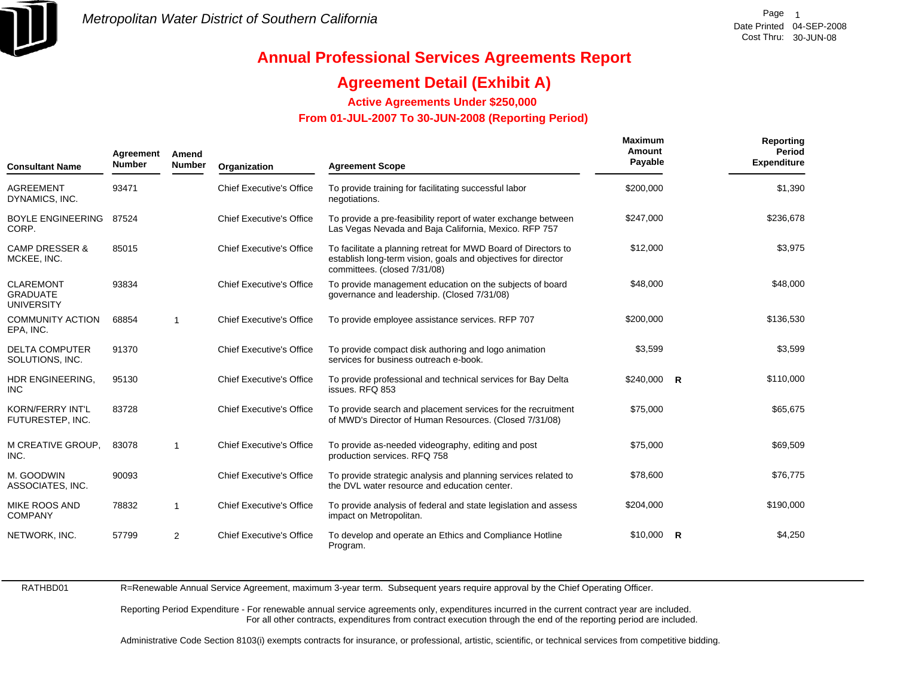Metropolitan Water District of Southern California

Date Printed 04-SEP-2008
Cost Thru: 30-JUN-08

# Annual Professional Services Agreements Report

## Agreement Detail (Exhibit A)

### Active Agreements Under $250,000

### From 01-JUL-2007 To 30-JUN-2008 (Reporting Period)

| Consultant Name | Agreement Number | Amend Number | Organization | Agreement Scope | Maximum Amount Payable | | Reporting Period Expenditure |
|---|---|---|---|---|---|---|---|
| AGREEMENT DYNAMICS, INC. | 93471 | | Chief Executive's Office | To provide training for facilitating successful labor negotiations. | $200,000 | | $1,390 |
| BOYLE ENGINEERING CORP. | 87524 | | Chief Executive's Office | To provide a pre-feasibility report of water exchange between Las Vegas Nevada and Baja California, Mexico. RFP 757 | $247,000 | | $236,678 |
| CAMP DRESSER & MCKEE, INC. | 85015 | | Chief Executive's Office | To facilitate a planning retreat for MWD Board of Directors to establish long-term vision, goals and objectives for director committees. (closed 7/31/08) | $12,000 | | $3,975 |
| CLAREMONT GRADUATE UNIVERSITY | 93834 | | Chief Executive's Office | To provide management education on the subjects of board governance and leadership. (Closed 7/31/08) | $48,000 | | $48,000 |
| COMMUNITY ACTION EPA, INC. | 68854 | 1 | Chief Executive's Office | To provide employee assistance services. RFP 707 | $200,000 | | $136,530 |
| DELTA COMPUTER SOLUTIONS, INC. | 91370 | | Chief Executive's Office | To provide compact disk authoring and logo animation services for business outreach e-book. | $3,599 | | $3,599 |
| HDR ENGINEERING, INC | 95130 | | Chief Executive's Office | To provide professional and technical services for Bay Delta issues. RFQ 853 | $240,000 | R | $110,000 |
| KORN/FERRY INT'L FUTURESTEP, INC. | 83728 | | Chief Executive's Office | To provide search and placement services for the recruitment of MWD's Director of Human Resources. (Closed 7/31/08) | $75,000 | | $65,675 |
| M CREATIVE GROUP, INC. | 83078 | 1 | Chief Executive's Office | To provide as-needed videography, editing and post production services. RFQ 758 | $75,000 | | $69,509 |
| M. GOODWIN ASSOCIATES, INC. | 90093 | | Chief Executive's Office | To provide strategic analysis and planning services related to the DVL water resource and education center. | $78,600 | | $76,775 |
| MIKE ROOS AND COMPANY | 78832 | 1 | Chief Executive's Office | To provide analysis of federal and state legislation and assess impact on Metropolitan. | $204,000 | | $190,000 |
| NETWORK, INC. | 57799 | 2 | Chief Executive's Office | To develop and operate an Ethics and Compliance Hotline Program. | $10,000 | R | $4,250 |

RATHBD01

R=Renewable Annual Service Agreement, maximum 3-year term. Subsequent years require approval by the Chief Operating Officer.

Reporting Period Expenditure - For renewable annual service agreements only, expenditures incurred in the current contract year are included.
For all other contracts, expenditures from contract execution through the end of the reporting period are included.

Administrative Code Section 8103(i) exempts contracts for insurance, or professional, artistic, scientific, or technical services from competitive bidding.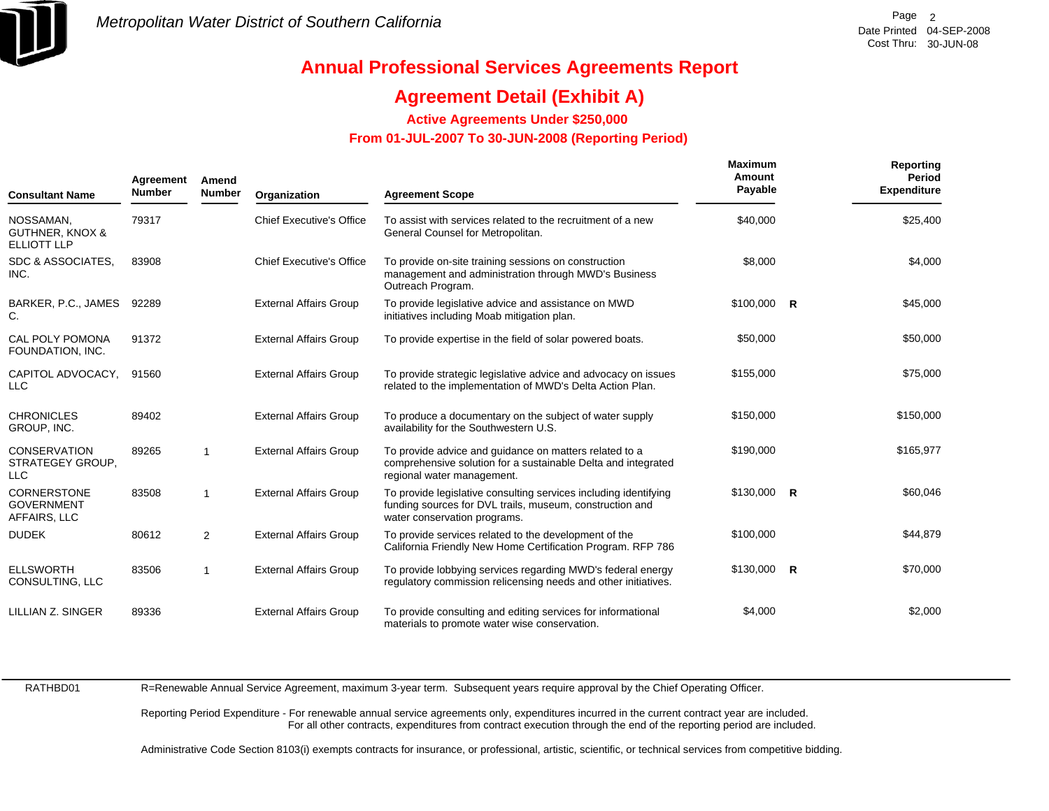# Annual Professional Services Agreements Report

## Agreement Detail (Exhibit A)

### Active Agreements Under $250,000

### From 01-JUL-2007 To 30-JUN-2008 (Reporting Period)

| Consultant Name | Agreement Number | Amend Number | Organization | Agreement Scope | Maximum Amount Payable | | Reporting Period Expenditure |
|---|---|---|---|---|---|---|---|
| NOSSAMAN, GUTHNER, KNOX & ELLIOTT LLP | 79317 | | Chief Executive's Office | To assist with services related to the recruitment of a new General Counsel for Metropolitan. | $40,000 | | $25,400 |
| SDC & ASSOCIATES, INC. | 83908 | | Chief Executive's Office | To provide on-site training sessions on construction management and administration through MWD's Business Outreach Program. | $8,000 | | $4,000 |
| BARKER, P.C., JAMES C. | 92289 | | External Affairs Group | To provide legislative advice and assistance on MWD initiatives including Moab mitigation plan. | $100,000 | R | $45,000 |
| CAL POLY POMONA FOUNDATION, INC. | 91372 | | External Affairs Group | To provide expertise in the field of solar powered boats. | $50,000 | | $50,000 |
| CAPITOL ADVOCACY, LLC | 91560 | | External Affairs Group | To provide strategic legislative advice and advocacy on issues related to the implementation of MWD's Delta Action Plan. | $155,000 | | $75,000 |
| CHRONICLES GROUP, INC. | 89402 | | External Affairs Group | To produce a documentary on the subject of water supply availability for the Southwestern U.S. | $150,000 | | $150,000 |
| CONSERVATION STRATEGEY GROUP, LLC | 89265 | 1 | External Affairs Group | To provide advice and guidance on matters related to a comprehensive solution for a sustainable Delta and integrated regional water management. | $190,000 | | $165,977 |
| CORNERSTONE GOVERNMENT AFFAIRS, LLC | 83508 | 1 | External Affairs Group | To provide legislative consulting services including identifying funding sources for DVL trails, museum, construction and water conservation programs. | $130,000 | R | $60,046 |
| DUDEK | 80612 | 2 | External Affairs Group | To provide services related to the development of the California Friendly New Home Certification Program. RFP 786 | $100,000 | | $44,879 |
| ELLSWORTH CONSULTING, LLC | 83506 | 1 | External Affairs Group | To provide lobbying services regarding MWD's federal energy regulatory commission relicensing needs and other initiatives. | $130,000 | R | $70,000 |
| LILLIAN Z. SINGER | 89336 | | External Affairs Group | To provide consulting and editing services for informational materials to promote water wise conservation. | $4,000 | | $2,000 |

RATHBD01

R=Renewable Annual Service Agreement, maximum 3-year term. Subsequent years require approval by the Chief Operating Officer.

Reporting Period Expenditure - For renewable annual service agreements only, expenditures incurred in the current contract year are included. For all other contracts, expenditures from contract execution through the end of the reporting period are included.

Administrative Code Section 8103(i) exempts contracts for insurance, or professional, artistic, scientific, or technical services from competitive bidding.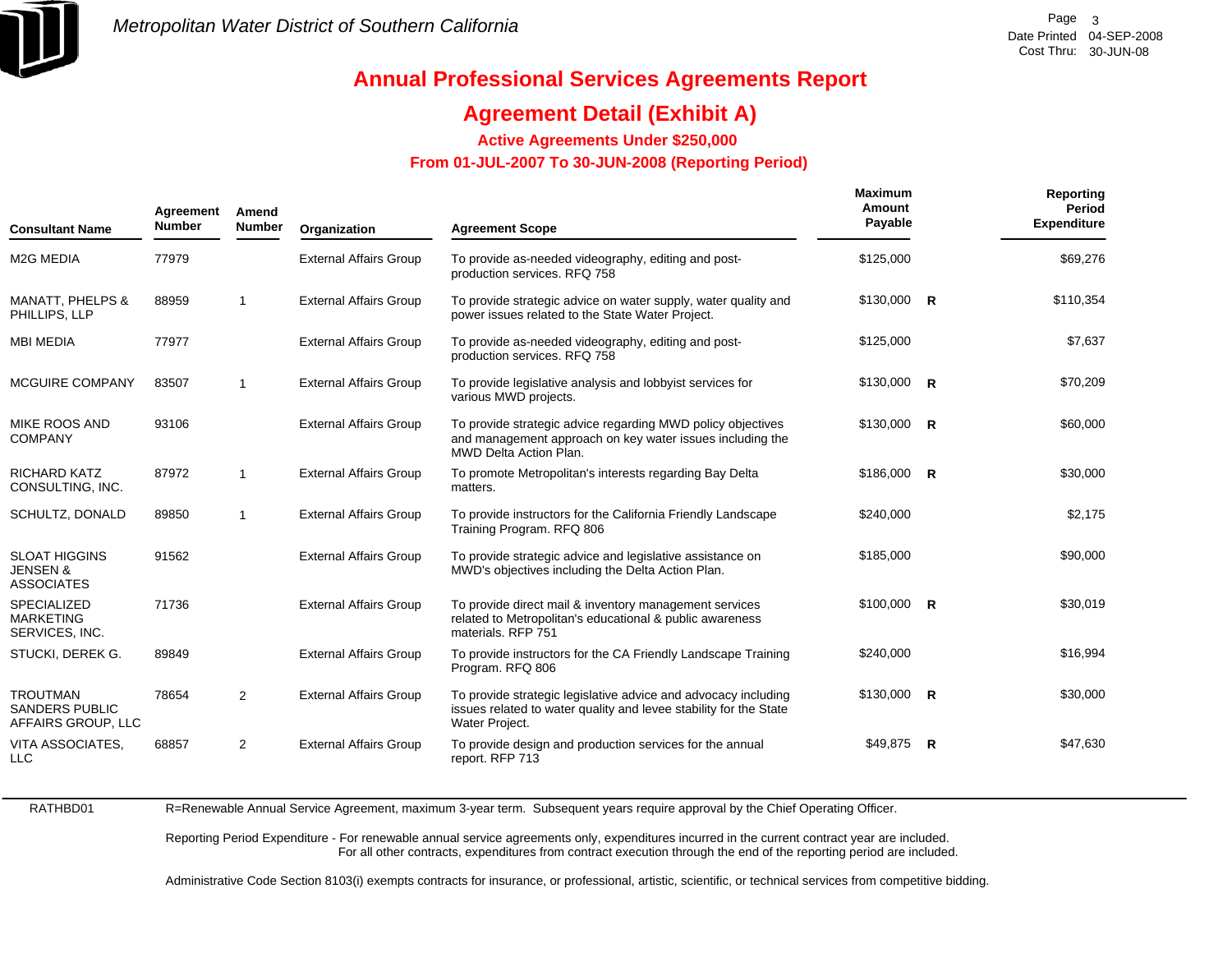# Annual Professional Services Agreements Report

## Agreement Detail (Exhibit A)

### Active Agreements Under $250,000

### From 01-JUL-2007 To 30-JUN-2008 (Reporting Period)

| Consultant Name | Agreement Number | Amend Number | Organization | Agreement Scope | Maximum Amount Payable | | Reporting Period Expenditure |
|---|---|---|---|---|---|---|---|
| M2G MEDIA | 77979 | | External Affairs Group | To provide as-needed videography, editing and post-production services. RFQ 758 | $125,000 | | $69,276 |
| MANATT, PHELPS & PHILLIPS, LLP | 88959 | 1 | External Affairs Group | To provide strategic advice on water supply, water quality and power issues related to the State Water Project. | $130,000 | R | $110,354 |
| MBI MEDIA | 77977 | | External Affairs Group | To provide as-needed videography, editing and post-production services. RFQ 758 | $125,000 | | $7,637 |
| MCGUIRE COMPANY | 83507 | 1 | External Affairs Group | To provide legislative analysis and lobbyist services for various MWD projects. | $130,000 | R | $70,209 |
| MIKE ROOS AND COMPANY | 93106 | | External Affairs Group | To provide strategic advice regarding MWD policy objectives and management approach on key water issues including the MWD Delta Action Plan. | $130,000 | R | $60,000 |
| RICHARD KATZ CONSULTING, INC. | 87972 | 1 | External Affairs Group | To promote Metropolitan's interests regarding Bay Delta matters. | $186,000 | R | $30,000 |
| SCHULTZ, DONALD | 89850 | 1 | External Affairs Group | To provide instructors for the California Friendly Landscape Training Program. RFQ 806 | $240,000 | | $2,175 |
| SLOAT HIGGINS JENSEN & ASSOCIATES | 91562 | | External Affairs Group | To provide strategic advice and legislative assistance on MWD's objectives including the Delta Action Plan. | $185,000 | | $90,000 |
| SPECIALIZED MARKETING SERVICES, INC. | 71736 | | External Affairs Group | To provide direct mail & inventory management services related to Metropolitan's educational & public awareness materials. RFP 751 | $100,000 | R | $30,019 |
| STUCKI, DEREK G. | 89849 | | External Affairs Group | To provide instructors for the CA Friendly Landscape Training Program. RFQ 806 | $240,000 | | $16,994 |
| TROUTMAN SANDERS PUBLIC AFFAIRS GROUP, LLC | 78654 | 2 | External Affairs Group | To provide strategic legislative advice and advocacy including issues related to water quality and levee stability for the State Water Project. | $130,000 | R | $30,000 |
| VITA ASSOCIATES, LLC | 68857 | 2 | External Affairs Group | To provide design and production services for the annual report. RFP 713 | $49,875 | R | $47,630 |

RATHBD01

R=Renewable Annual Service Agreement, maximum 3-year term. Subsequent years require approval by the Chief Operating Officer.

Reporting Period Expenditure - For renewable annual service agreements only, expenditures incurred in the current contract year are included. For all other contracts, expenditures from contract execution through the end of the reporting period are included.

Administrative Code Section 8103(i) exempts contracts for insurance, or professional, artistic, scientific, or technical services from competitive bidding.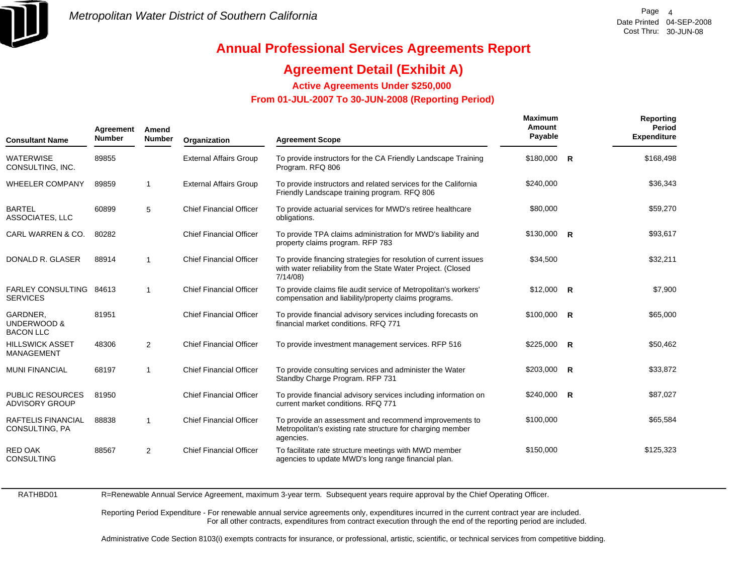# Annual Professional Services Agreements Report

## Agreement Detail (Exhibit A)

### Active Agreements Under $250,000

### From 01-JUL-2007 To 30-JUN-2008 (Reporting Period)

| Consultant Name | Agreement Number | Amend Number | Organization | Agreement Scope | Maximum Amount Payable | | Reporting Period Expenditure |
|---|---|---|---|---|---|---|---|
| WATERWISE CONSULTING, INC. | 89855 | | External Affairs Group | To provide instructors for the CA Friendly Landscape Training Program. RFQ 806 | $180,000 | R | $168,498 |
| WHEELER COMPANY | 89859 | 1 | External Affairs Group | To provide instructors and related services for the California Friendly Landscape training program. RFQ 806 | $240,000 | | $36,343 |
| BARTEL ASSOCIATES, LLC | 60899 | 5 | Chief Financial Officer | To provide actuarial services for MWD's retiree healthcare obligations. | $80,000 | | $59,270 |
| CARL WARREN & CO. | 80282 | | Chief Financial Officer | To provide TPA claims administration for MWD's liability and property claims program. RFP 783 | $130,000 | R | $93,617 |
| DONALD R. GLASER | 88914 | 1 | Chief Financial Officer | To provide financing strategies for resolution of current issues with water reliability from the State Water Project. (Closed 7/14/08) | $34,500 | | $32,211 |
| FARLEY CONSULTING SERVICES | 84613 | 1 | Chief Financial Officer | To provide claims file audit service of Metropolitan's workers' compensation and liability/property claims programs. | $12,000 | R | $7,900 |
| GARDNER, UNDERWOOD & BACON LLC | 81951 | | Chief Financial Officer | To provide financial advisory services including forecasts on financial market conditions. RFQ 771 | $100,000 | R | $65,000 |
| HILLSWICK ASSET MANAGEMENT | 48306 | 2 | Chief Financial Officer | To provide investment management services. RFP 516 | $225,000 | R | $50,462 |
| MUNI FINANCIAL | 68197 | 1 | Chief Financial Officer | To provide consulting services and administer the Water Standby Charge Program. RFP 731 | $203,000 | R | $33,872 |
| PUBLIC RESOURCES ADVISORY GROUP | 81950 | | Chief Financial Officer | To provide financial advisory services including information on current market conditions. RFQ 771 | $240,000 | R | $87,027 |
| RAFTELIS FINANCIAL CONSULTING, PA | 88838 | 1 | Chief Financial Officer | To provide an assessment and recommend improvements to Metropolitan's existing rate structure for charging member agencies. | $100,000 | | $65,584 |
| RED OAK CONSULTING | 88567 | 2 | Chief Financial Officer | To facilitate rate structure meetings with MWD member agencies to update MWD's long range financial plan. | $150,000 | | $125,323 |

RATHBD01

R=Renewable Annual Service Agreement, maximum 3-year term. Subsequent years require approval by the Chief Operating Officer.

Reporting Period Expenditure - For renewable annual service agreements only, expenditures incurred in the current contract year are included.
For all other contracts, expenditures from contract execution through the end of the reporting period are included.

Administrative Code Section 8103(i) exempts contracts for insurance, or professional, artistic, scientific, or technical services from competitive bidding.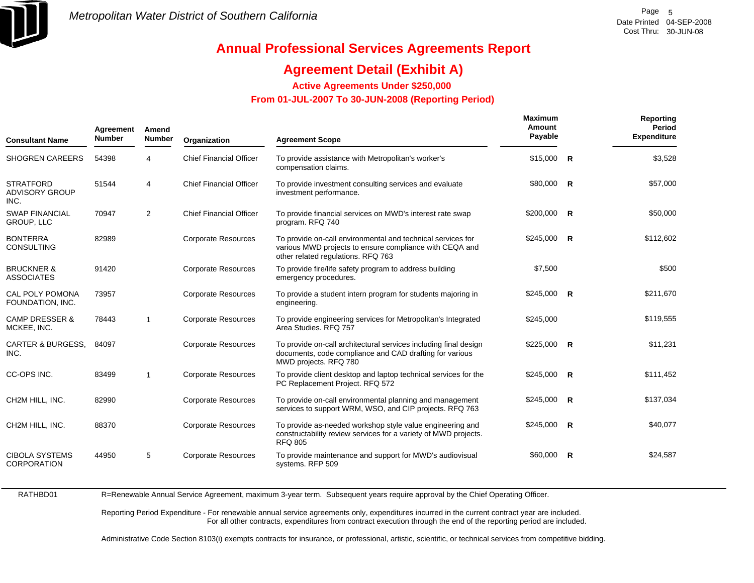Metropolitan Water District of Southern California

# Annual Professional Services Agreements Report

## Agreement Detail (Exhibit A)

### Active Agreements Under $250,000

### From 01-JUL-2007 To 30-JUN-2008 (Reporting Period)

| Consultant Name | Agreement Number | Amend Number | Organization | Agreement Scope | Maximum Amount Payable | | Reporting Period Expenditure |
|---|---|---|---|---|---|---|---|
| SHOGREN CAREERS | 54398 | 4 | Chief Financial Officer | To provide assistance with Metropolitan's worker's compensation claims. | $15,000 | R | $3,528 |
| STRATFORD ADVISORY GROUP INC. | 51544 | 4 | Chief Financial Officer | To provide investment consulting services and evaluate investment performance. | $80,000 | R | $57,000 |
| SWAP FINANCIAL GROUP, LLC | 70947 | 2 | Chief Financial Officer | To provide financial services on MWD's interest rate swap program. RFQ 740 | $200,000 | R | $50,000 |
| BONTERRA CONSULTING | 82989 | | Corporate Resources | To provide on-call environmental and technical services for various MWD projects to ensure compliance with CEQA and other related regulations. RFQ 763 | $245,000 | R | $112,602 |
| BRUCKNER & ASSOCIATES | 91420 | | Corporate Resources | To provide fire/life safety program to address building emergency procedures. | $7,500 | | $500 |
| CAL POLY POMONA FOUNDATION, INC. | 73957 | | Corporate Resources | To provide a student intern program for students majoring in engineering. | $245,000 | R | $211,670 |
| CAMP DRESSER & MCKEE, INC. | 78443 | 1 | Corporate Resources | To provide engineering services for Metropolitan's Integrated Area Studies. RFQ 757 | $245,000 | | $119,555 |
| CARTER & BURGESS, INC. | 84097 | | Corporate Resources | To provide on-call architectural services including final design documents, code compliance and CAD drafting for various MWD projects. RFQ 780 | $225,000 | R | $11,231 |
| CC-OPS INC. | 83499 | 1 | Corporate Resources | To provide client desktop and laptop technical services for the PC Replacement Project. RFQ 572 | $245,000 | R | $111,452 |
| CH2M HILL, INC. | 82990 | | Corporate Resources | To provide on-call environmental planning and management services to support WRM, WSO, and CIP projects. RFQ 763 | $245,000 | R | $137,034 |
| CH2M HILL, INC. | 88370 | | Corporate Resources | To provide as-needed workshop style value engineering and constructability review services for a variety of MWD projects. RFQ 805 | $245,000 | R | $40,077 |
| CIBOLA SYSTEMS CORPORATION | 44950 | 5 | Corporate Resources | To provide maintenance and support for MWD's audiovisual systems. RFP 509 | $60,000 | R | $24,587 |

RATHBD01

R=Renewable Annual Service Agreement, maximum 3-year term. Subsequent years require approval by the Chief Operating Officer.

Reporting Period Expenditure - For renewable annual service agreements only, expenditures incurred in the current contract year are included. For all other contracts, expenditures from contract execution through the end of the reporting period are included.

Administrative Code Section 8103(i) exempts contracts for insurance, or professional, artistic, scientific, or technical services from competitive bidding.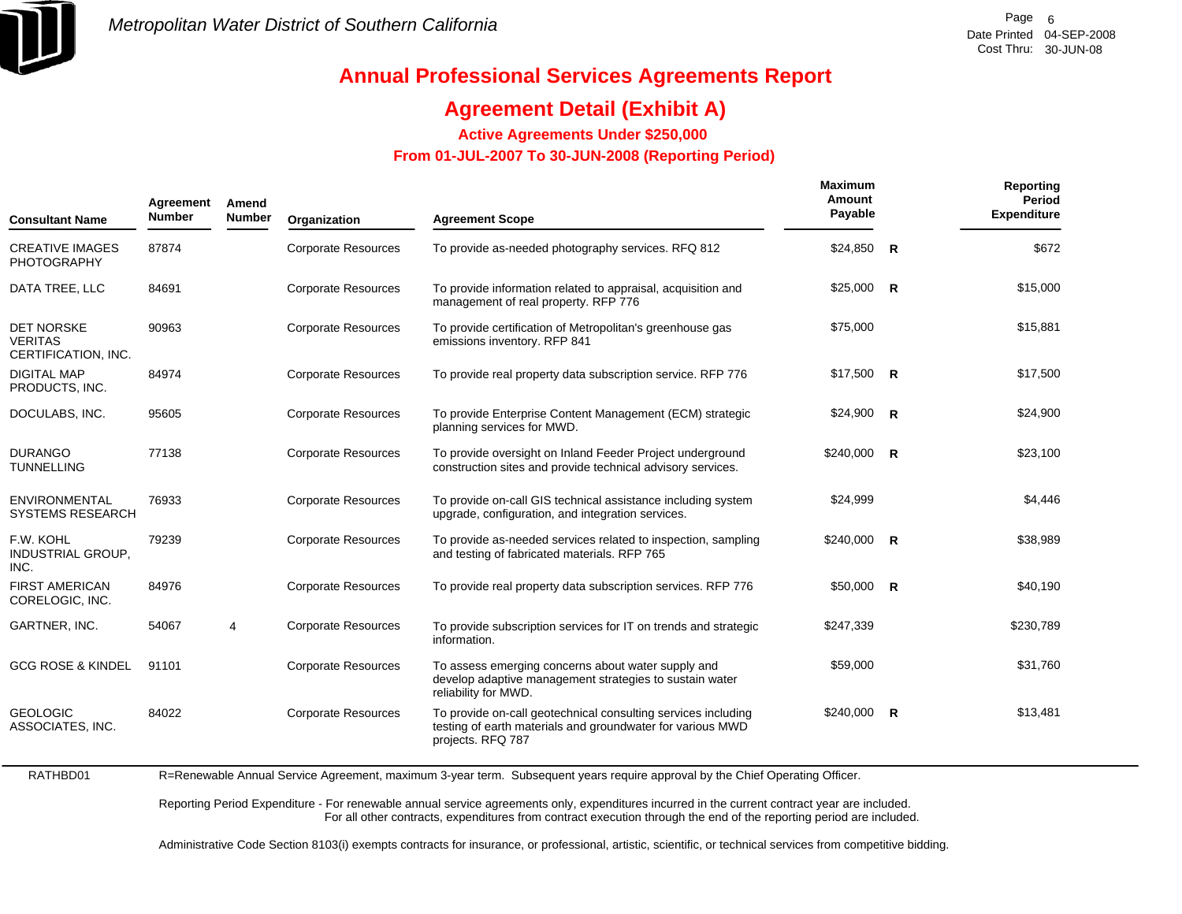# Metropolitan Water District of Southern California

## Annual Professional Services Agreements Report

## Agreement Detail (Exhibit A)

### Active Agreements Under $250,000

### From 01-JUL-2007 To 30-JUN-2008 (Reporting Period)

| Consultant Name | Agreement Number | Amend Number | Organization | Agreement Scope | Maximum Amount Payable | | Reporting Period Expenditure |
|---|---|---|---|---|---|---|---|
| CREATIVE IMAGES PHOTOGRAPHY | 87874 | | Corporate Resources | To provide as-needed photography services. RFQ 812 | $24,850 | R | $672 |
| DATA TREE, LLC | 84691 | | Corporate Resources | To provide information related to appraisal, acquisition and management of real property. RFP 776 | $25,000 | R | $15,000 |
| DET NORSKE VERITAS CERTIFICATION, INC. | 90963 | | Corporate Resources | To provide certification of Metropolitan's greenhouse gas emissions inventory. RFP 841 | $75,000 | | $15,881 |
| DIGITAL MAP PRODUCTS, INC. | 84974 | | Corporate Resources | To provide real property data subscription service. RFP 776 | $17,500 | R | $17,500 |
| DOCULABS, INC. | 95605 | | Corporate Resources | To provide Enterprise Content Management (ECM) strategic planning services for MWD. | $24,900 | R | $24,900 |
| DURANGO TUNNELLING | 77138 | | Corporate Resources | To provide oversight on Inland Feeder Project underground construction sites and provide technical advisory services. | $240,000 | R | $23,100 |
| ENVIRONMENTAL SYSTEMS RESEARCH | 76933 | | Corporate Resources | To provide on-call GIS technical assistance including system upgrade, configuration, and integration services. | $24,999 | | $4,446 |
| F.W. KOHL INDUSTRIAL GROUP, INC. | 79239 | | Corporate Resources | To provide as-needed services related to inspection, sampling and testing of fabricated materials. RFP 765 | $240,000 | R | $38,989 |
| FIRST AMERICAN CORELOGIC, INC. | 84976 | | Corporate Resources | To provide real property data subscription services. RFP 776 | $50,000 | R | $40,190 |
| GARTNER, INC. | 54067 | 4 | Corporate Resources | To provide subscription services for IT on trends and strategic information. | $247,339 | | $230,789 |
| GCG ROSE & KINDEL | 91101 | | Corporate Resources | To assess emerging concerns about water supply and develop adaptive management strategies to sustain water reliability for MWD. | $59,000 | | $31,760 |
| GEOLOGIC ASSOCIATES, INC. | 84022 | | Corporate Resources | To provide on-call geotechnical consulting services including testing of earth materials and groundwater for various MWD projects. RFQ 787 | $240,000 | R | $13,481 |

RATHBD01

R=Renewable Annual Service Agreement, maximum 3-year term. Subsequent years require approval by the Chief Operating Officer.

Reporting Period Expenditure - For renewable annual service agreements only, expenditures incurred in the current contract year are included. For all other contracts, expenditures from contract execution through the end of the reporting period are included.

Administrative Code Section 8103(i) exempts contracts for insurance, or professional, artistic, scientific, or technical services from competitive bidding.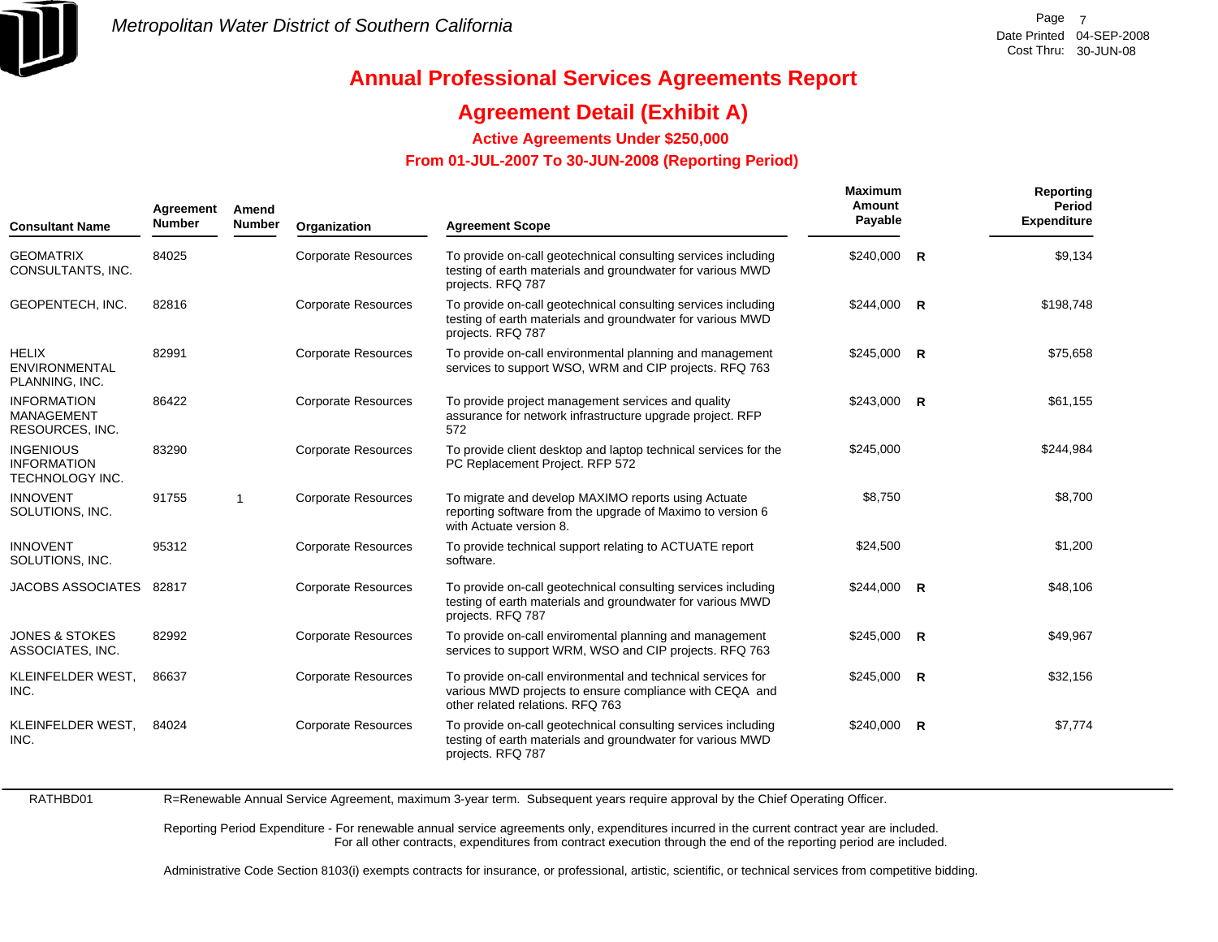Metropolitan Water District of Southern California

# Annual Professional Services Agreements Report

## Agreement Detail (Exhibit A)

### Active Agreements Under $250,000

### From 01-JUL-2007 To 30-JUN-2008 (Reporting Period)

| Consultant Name | Agreement Number | Amend Number | Organization | Agreement Scope | Maximum Amount Payable | | Reporting Period Expenditure |
|---|---|---|---|---|---|---|---|
| GEOMATRIX CONSULTANTS, INC. | 84025 | | Corporate Resources | To provide on-call geotechnical consulting services including testing of earth materials and groundwater for various MWD projects. RFQ 787 | $240,000 | R | $9,134 |
| GEOPENTECH, INC. | 82816 | | Corporate Resources | To provide on-call geotechnical consulting services including testing of earth materials and groundwater for various MWD projects. RFQ 787 | $244,000 | R | $198,748 |
| HELIX ENVIRONMENTAL PLANNING, INC. | 82991 | | Corporate Resources | To provide on-call environmental planning and management services to support WSO, WRM and CIP projects. RFQ 763 | $245,000 | R | $75,658 |
| INFORMATION MANAGEMENT RESOURCES, INC. | 86422 | | Corporate Resources | To provide project management services and quality assurance for network infrastructure upgrade project. RFP 572 | $243,000 | R | $61,155 |
| INGENIOUS INFORMATION TECHNOLOGY INC. | 83290 | | Corporate Resources | To provide client desktop and laptop technical services for the PC Replacement Project. RFP 572 | $245,000 | | $244,984 |
| INNOVENT SOLUTIONS, INC. | 91755 | 1 | Corporate Resources | To migrate and develop MAXIMO reports using Actuate reporting software from the upgrade of Maximo to version 6 with Actuate version 8. | $8,750 | | $8,700 |
| INNOVENT SOLUTIONS, INC. | 95312 | | Corporate Resources | To provide technical support relating to ACTUATE report software. | $24,500 | | $1,200 |
| JACOBS ASSOCIATES | 82817 | | Corporate Resources | To provide on-call geotechnical consulting services including testing of earth materials and groundwater for various MWD projects. RFQ 787 | $244,000 | R | $48,106 |
| JONES & STOKES ASSOCIATES, INC. | 82992 | | Corporate Resources | To provide on-call enviromental planning and management services to support WRM, WSO and CIP projects. RFQ 763 | $245,000 | R | $49,967 |
| KLEINFELDER WEST, INC. | 86637 | | Corporate Resources | To provide on-call environmental and technical services for various MWD projects to ensure compliance with CEQA and other related relations. RFQ 763 | $245,000 | R | $32,156 |
| KLEINFELDER WEST, INC. | 84024 | | Corporate Resources | To provide on-call geotechnical consulting services including testing of earth materials and groundwater for various MWD projects. RFQ 787 | $240,000 | R | $7,774 |

RATHBD01

R=Renewable Annual Service Agreement, maximum 3-year term. Subsequent years require approval by the Chief Operating Officer.

Reporting Period Expenditure - For renewable annual service agreements only, expenditures incurred in the current contract year are included. For all other contracts, expenditures from contract execution through the end of the reporting period are included.

Administrative Code Section 8103(i) exempts contracts for insurance, or professional, artistic, scientific, or technical services from competitive bidding.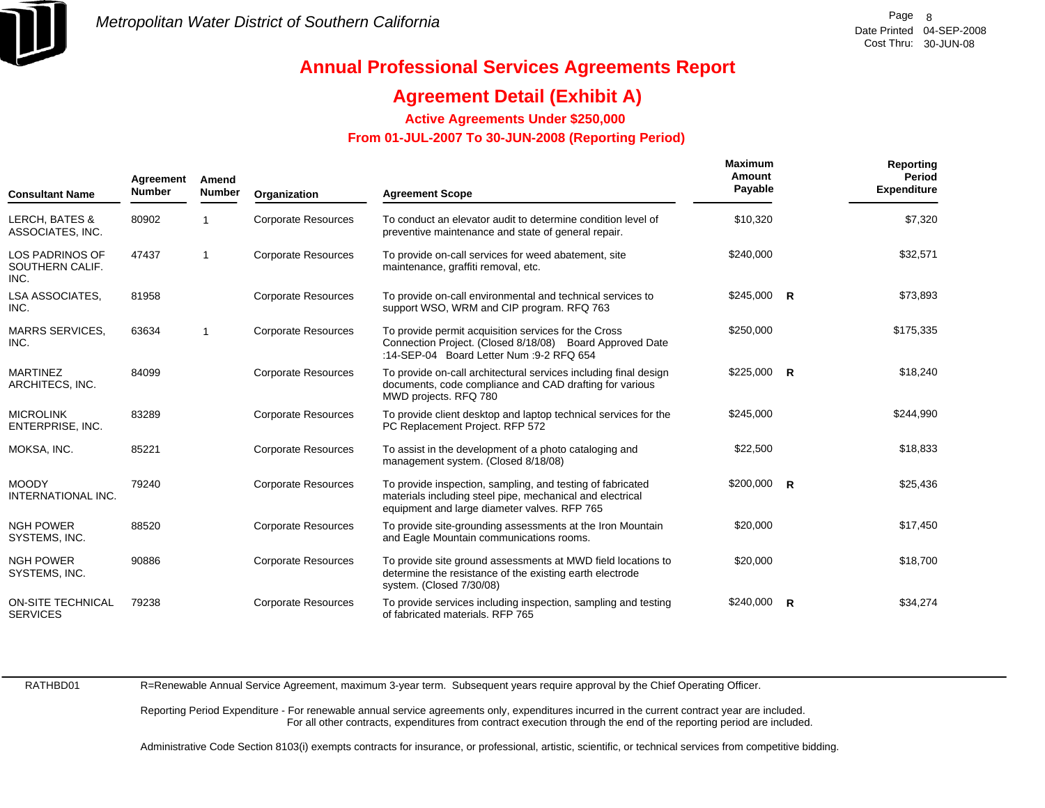Metropolitan Water District of Southern California

# Annual Professional Services Agreements Report

## Agreement Detail (Exhibit A)

### Active Agreements Under $250,000

### From 01-JUL-2007 To 30-JUN-2008 (Reporting Period)

| Consultant Name | Agreement Number | Amend Number | Organization | Agreement Scope | Maximum Amount Payable | | Reporting Period Expenditure |
|---|---|---|---|---|---|---|---|
| LERCH, BATES & ASSOCIATES, INC. | 80902 | 1 | Corporate Resources | To conduct an elevator audit to determine condition level of preventive maintenance and state of general repair. | $10,320 | | $7,320 |
| LOS PADRINOS OF SOUTHERN CALIF. INC. | 47437 | 1 | Corporate Resources | To provide on-call services for weed abatement, site maintenance, graffiti removal, etc. | $240,000 | | $32,571 |
| LSA ASSOCIATES, INC. | 81958 | | Corporate Resources | To provide on-call environmental and technical services to support WSO, WRM and CIP program. RFQ 763 | $245,000 | R | $73,893 |
| MARRS SERVICES, INC. | 63634 | 1 | Corporate Resources | To provide permit acquisition services for the Cross Connection Project. (Closed 8/18/08) Board Approved Date :14-SEP-04 Board Letter Num :9-2 RFQ 654 | $250,000 | | $175,335 |
| MARTINEZ ARCHITECS, INC. | 84099 | | Corporate Resources | To provide on-call architectural services including final design documents, code compliance and CAD drafting for various MWD projects. RFQ 780 | $225,000 | R | $18,240 |
| MICROLINK ENTERPRISE, INC. | 83289 | | Corporate Resources | To provide client desktop and laptop technical services for the PC Replacement Project. RFP 572 | $245,000 | | $244,990 |
| MOKSA, INC. | 85221 | | Corporate Resources | To assist in the development of a photo cataloging and management system. (Closed 8/18/08) | $22,500 | | $18,833 |
| MOODY INTERNATIONAL INC. | 79240 | | Corporate Resources | To provide inspection, sampling, and testing of fabricated materials including steel pipe, mechanical and electrical equipment and large diameter valves. RFP 765 | $200,000 | R | $25,436 |
| NGH POWER SYSTEMS, INC. | 88520 | | Corporate Resources | To provide site-grounding assessments at the Iron Mountain and Eagle Mountain communications rooms. | $20,000 | | $17,450 |
| NGH POWER SYSTEMS, INC. | 90886 | | Corporate Resources | To provide site ground assessments at MWD field locations to determine the resistance of the existing earth electrode system. (Closed 7/30/08) | $20,000 | | $18,700 |
| ON-SITE TECHNICAL SERVICES | 79238 | | Corporate Resources | To provide services including inspection, sampling and testing of fabricated materials. RFP 765 | $240,000 | R | $34,274 |

RATHBD01

R=Renewable Annual Service Agreement, maximum 3-year term. Subsequent years require approval by the Chief Operating Officer.

Reporting Period Expenditure - For renewable annual service agreements only, expenditures incurred in the current contract year are included.
For all other contracts, expenditures from contract execution through the end of the reporting period are included.

Administrative Code Section 8103(i) exempts contracts for insurance, or professional, artistic, scientific, or technical services from competitive bidding.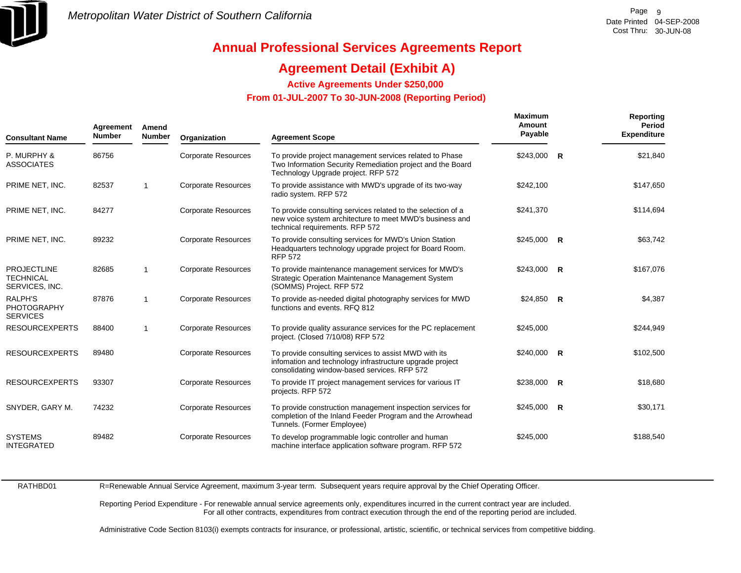# Annual Professional Services Agreements Report

## Agreement Detail (Exhibit A)

### Active Agreements Under $250,000

### From 01-JUL-2007 To 30-JUN-2008 (Reporting Period)

| Consultant Name | Agreement Number | Amend Number | Organization | Agreement Scope | Maximum Amount Payable | | Reporting Period Expenditure |
|---|---|---|---|---|---|---|---|
| P. MURPHY & ASSOCIATES | 86756 | | Corporate Resources | To provide project management services related to Phase Two Information Security Remediation project and the Board Technology Upgrade project. RFP 572 | $243,000 | R | $21,840 |
| PRIME NET, INC. | 82537 | 1 | Corporate Resources | To provide assistance with MWD's upgrade of its two-way radio system. RFP 572 | $242,100 | | $147,650 |
| PRIME NET, INC. | 84277 | | Corporate Resources | To provide consulting services related to the selection of a new voice system architecture to meet MWD's business and technical requirements. RFP 572 | $241,370 | | $114,694 |
| PRIME NET, INC. | 89232 | | Corporate Resources | To provide consulting services for MWD's Union Station Headquarters technology upgrade project for Board Room. RFP 572 | $245,000 | R | $63,742 |
| PROJECTLINE TECHNICAL SERVICES, INC. | 82685 | 1 | Corporate Resources | To provide maintenance management services for MWD's Strategic Operation Maintenance Management System (SOMMS) Project. RFP 572 | $243,000 | R | $167,076 |
| RALPH'S PHOTOGRAPHY SERVICES | 87876 | 1 | Corporate Resources | To provide as-needed digital photography services for MWD functions and events. RFQ 812 | $24,850 | R | $4,387 |
| RESOURCEXPERTS | 88400 | 1 | Corporate Resources | To provide quality assurance services for the PC replacement project. (Closed 7/10/08) RFP 572 | $245,000 | | $244,949 |
| RESOURCEXPERTS | 89480 | | Corporate Resources | To provide consulting services to assist MWD with its infomation and technology infrastructure upgrade project consolidating window-based services. RFP 572 | $240,000 | R | $102,500 |
| RESOURCEXPERTS | 93307 | | Corporate Resources | To provide IT project management services for various IT projects. RFP 572 | $238,000 | R | $18,680 |
| SNYDER, GARY M. | 74232 | | Corporate Resources | To provide construction management inspection services for completion of the Inland Feeder Program and the Arrowhead Tunnels. (Former Employee) | $245,000 | R | $30,171 |
| SYSTEMS INTEGRATED | 89482 | | Corporate Resources | To develop programmable logic controller and human machine interface application software program. RFP 572 | $245,000 | | $188,540 |

RATHBD01

R=Renewable Annual Service Agreement, maximum 3-year term. Subsequent years require approval by the Chief Operating Officer.

Reporting Period Expenditure - For renewable annual service agreements only, expenditures incurred in the current contract year are included. For all other contracts, expenditures from contract execution through the end of the reporting period are included.

Administrative Code Section 8103(i) exempts contracts for insurance, or professional, artistic, scientific, or technical services from competitive bidding.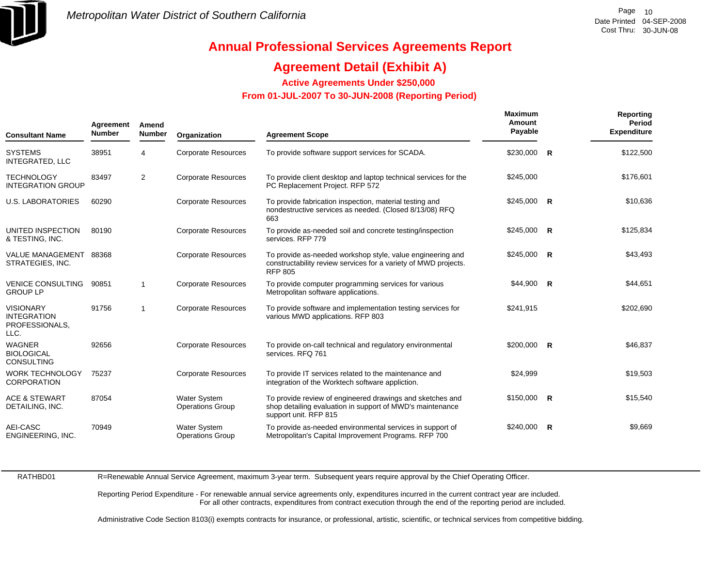Metropolitan Water District of Southern California

Date Printed 04-SEP-2008
Cost Thru: 30-JUN-08

# Annual Professional Services Agreements Report

## Agreement Detail (Exhibit A)

### Active Agreements Under $250,000

### From 01-JUL-2007 To 30-JUN-2008 (Reporting Period)

| Consultant Name | Agreement Number | Amend Number | Organization | Agreement Scope | Maximum Amount Payable | | Reporting Period Expenditure |
|---|---|---|---|---|---|---|---|
| SYSTEMS INTEGRATED, LLC | 38951 | 4 | Corporate Resources | To provide software support services for SCADA. | $230,000 | R | $122,500 |
| TECHNOLOGY INTEGRATION GROUP | 83497 | 2 | Corporate Resources | To provide client desktop and laptop technical services for the PC Replacement Project. RFP 572 | $245,000 | | $176,601 |
| U.S. LABORATORIES | 60290 | | Corporate Resources | To provide fabrication inspection, material testing and nondestructive services as needed. (Closed 8/13/08) RFQ 663 | $245,000 | R | $10,636 |
| UNITED INSPECTION & TESTING, INC. | 80190 | | Corporate Resources | To provide as-needed soil and concrete testing/inspection services. RFP 779 | $245,000 | R | $125,834 |
| VALUE MANAGEMENT STRATEGIES, INC. | 88368 | | Corporate Resources | To provide as-needed workshop style, value engineering and constructability review services for a variety of MWD projects. RFP 805 | $245,000 | R | $43,493 |
| VENICE CONSULTING GROUP LP | 90851 | 1 | Corporate Resources | To provide computer programming services for various Metropolitan software applications. | $44,900 | R | $44,651 |
| VISIONARY INTEGRATION PROFESSIONALS, LLC. | 91756 | 1 | Corporate Resources | To provide software and implementation testing services for various MWD applications. RFP 803 | $241,915 | | $202,690 |
| WAGNER BIOLOGICAL CONSULTING | 92656 | | Corporate Resources | To provide on-call technical and regulatory environmental services. RFQ 761 | $200,000 | R | $46,837 |
| WORK TECHNOLOGY CORPORATION | 75237 | | Corporate Resources | To provide IT services related to the maintenance and integration of the Worktech software appliction. | $24,999 | | $19,503 |
| ACE & STEWART DETAILING, INC. | 87054 | | Water System Operations Group | To provide review of engineered drawings and sketches and shop detailing evaluation in support of MWD's maintenance support unit. RFP 815 | $150,000 | R | $15,540 |
| AEI-CASC ENGINEERING, INC. | 70949 | | Water System Operations Group | To provide as-needed environmental services in support of Metropolitan's Capital Improvement Programs. RFP 700 | $240,000 | R | $9,669 |

RATHBD01

R=Renewable Annual Service Agreement, maximum 3-year term. Subsequent years require approval by the Chief Operating Officer.

Reporting Period Expenditure - For renewable annual service agreements only, expenditures incurred in the current contract year are included. For all other contracts, expenditures from contract execution through the end of the reporting period are included.

Administrative Code Section 8103(i) exempts contracts for insurance, or professional, artistic, scientific, or technical services from competitive bidding.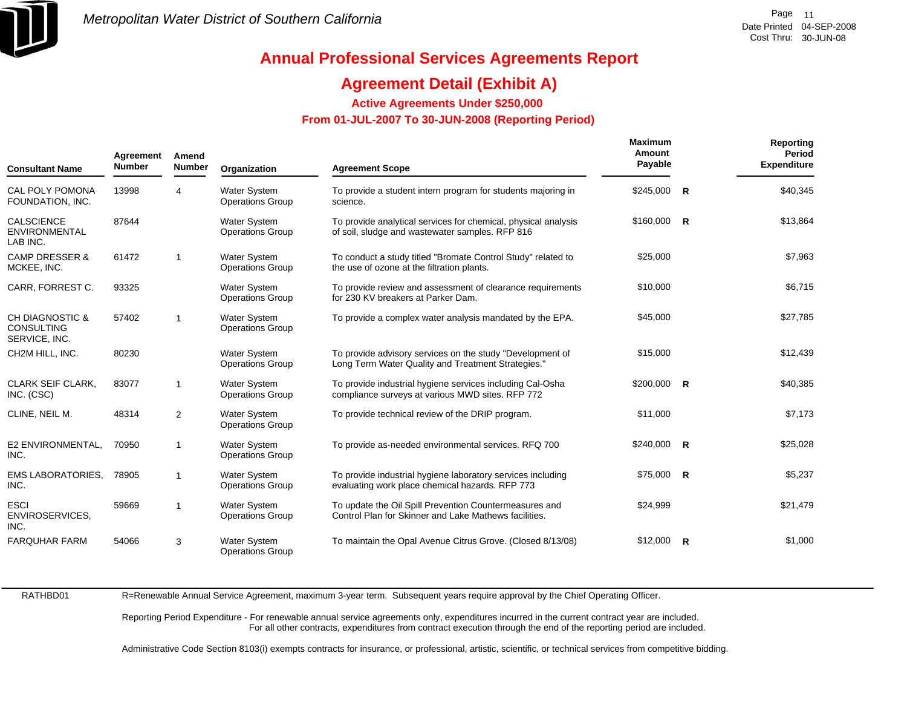# Annual Professional Services Agreements Report

## Agreement Detail (Exhibit A)

### Active Agreements Under $250,000

### From 01-JUL-2007 To 30-JUN-2008 (Reporting Period)

| Consultant Name | Agreement Number | Amend Number | Organization | Agreement Scope | Maximum Amount Payable | | Reporting Period Expenditure |
|---|---|---|---|---|---|---|---|
| CAL POLY POMONA FOUNDATION, INC. | 13998 | 4 | Water System Operations Group | To provide a student intern program for students majoring in science. | $245,000 | R | $40,345 |
| CALSCIENCE ENVIRONMENTAL LAB INC. | 87644 | | Water System Operations Group | To provide analytical services for chemical, physical analysis of soil, sludge and wastewater samples. RFP 816 | $160,000 | R | $13,864 |
| CAMP DRESSER & MCKEE, INC. | 61472 | 1 | Water System Operations Group | To conduct a study titled "Bromate Control Study" related to the use of ozone at the filtration plants. | $25,000 | | $7,963 |
| CARR, FORREST C. | 93325 | | Water System Operations Group | To provide review and assessment of clearance requirements for 230 KV breakers at Parker Dam. | $10,000 | | $6,715 |
| CH DIAGNOSTIC & CONSULTING SERVICE, INC. | 57402 | 1 | Water System Operations Group | To provide a complex water analysis mandated by the EPA. | $45,000 | | $27,785 |
| CH2M HILL, INC. | 80230 | | Water System Operations Group | To provide advisory services on the study "Development of Long Term Water Quality and Treatment Strategies." | $15,000 | | $12,439 |
| CLARK SEIF CLARK, INC. (CSC) | 83077 | 1 | Water System Operations Group | To provide industrial hygiene services including Cal-Osha compliance surveys at various MWD sites. RFP 772 | $200,000 | R | $40,385 |
| CLINE, NEIL M. | 48314 | 2 | Water System Operations Group | To provide technical review of the DRIP program. | $11,000 | | $7,173 |
| E2 ENVIRONMENTAL, INC. | 70950 | 1 | Water System Operations Group | To provide as-needed environmental services. RFQ 700 | $240,000 | R | $25,028 |
| EMS LABORATORIES, INC. | 78905 | 1 | Water System Operations Group | To provide industrial hygiene laboratory services including evaluating work place chemical hazards. RFP 773 | $75,000 | R | $5,237 |
| ESCI ENVIROSERVICES, INC. | 59669 | 1 | Water System Operations Group | To update the Oil Spill Prevention Countermeasures and Control Plan for Skinner and Lake Mathews facilities. | $24,999 | | $21,479 |
| FARQUHAR FARM | 54066 | 3 | Water System Operations Group | To maintain the Opal Avenue Citrus Grove. (Closed 8/13/08) | $12,000 | R | $1,000 |

RATHBD01

R=Renewable Annual Service Agreement, maximum 3-year term. Subsequent years require approval by the Chief Operating Officer.

Reporting Period Expenditure - For renewable annual service agreements only, expenditures incurred in the current contract year are included. For all other contracts, expenditures from contract execution through the end of the reporting period are included.

Administrative Code Section 8103(i) exempts contracts for insurance, or professional, artistic, scientific, or technical services from competitive bidding.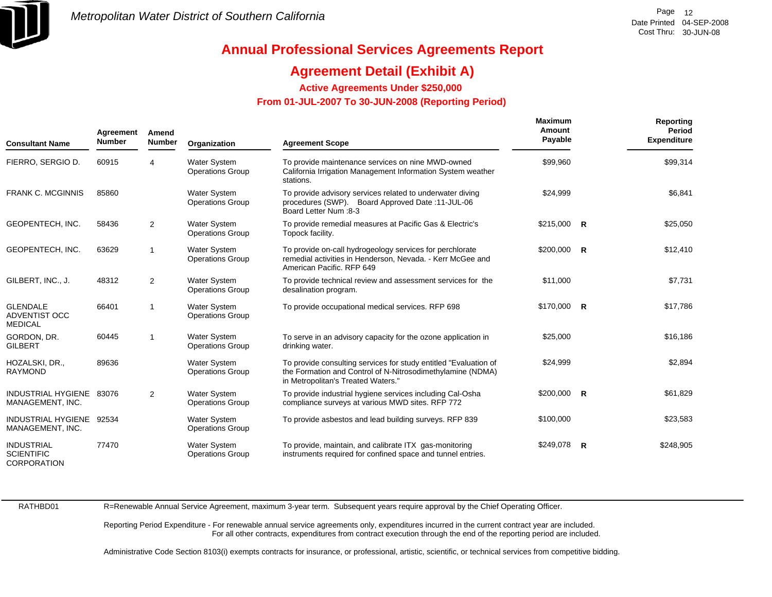Metropolitan Water District of Southern California

# Annual Professional Services Agreements Report

## Agreement Detail (Exhibit A)

### Active Agreements Under $250,000

### From 01-JUL-2007 To 30-JUN-2008 (Reporting Period)

| Consultant Name | Agreement Number | Amend Number | Organization | Agreement Scope | Maximum Amount Payable | | Reporting Period Expenditure |
|---|---|---|---|---|---|---|---|
| FIERRO, SERGIO D. | 60915 | 4 | Water System Operations Group | To provide maintenance services on nine MWD-owned California Irrigation Management Information System weather stations. | $99,960 | | $99,314 |
| FRANK C. MCGINNIS | 85860 | | Water System Operations Group | To provide advisory services related to underwater diving procedures (SWP). Board Approved Date :11-JUL-06 Board Letter Num :8-3 | $24,999 | | $6,841 |
| GEOPENTECH, INC. | 58436 | 2 | Water System Operations Group | To provide remedial measures at Pacific Gas & Electric's Topock facility. | $215,000 | R | $25,050 |
| GEOPENTECH, INC. | 63629 | 1 | Water System Operations Group | To provide on-call hydrogeology services for perchlorate remedial activities in Henderson, Nevada. - Kerr McGee and American Pacific. RFP 649 | $200,000 | R | $12,410 |
| GILBERT, INC., J. | 48312 | 2 | Water System Operations Group | To provide technical review and assessment services for the desalination program. | $11,000 | | $7,731 |
| GLENDALE ADVENTIST OCC MEDICAL | 66401 | 1 | Water System Operations Group | To provide occupational medical services. RFP 698 | $170,000 | R | $17,786 |
| GORDON, DR. GILBERT | 60445 | 1 | Water System Operations Group | To serve in an advisory capacity for the ozone application in drinking water. | $25,000 | | $16,186 |
| HOZALSKI, DR., RAYMOND | 89636 | | Water System Operations Group | To provide consulting services for study entitled "Evaluation of the Formation and Control of N-Nitrosodimethylamine (NDMA) in Metropolitan's Treated Waters." | $24,999 | | $2,894 |
| INDUSTRIAL HYGIENE MANAGEMENT, INC. | 83076 | 2 | Water System Operations Group | To provide industrial hygiene services including Cal-Osha compliance surveys at various MWD sites. RFP 772 | $200,000 | R | $61,829 |
| INDUSTRIAL HYGIENE MANAGEMENT, INC. | 92534 | | Water System Operations Group | To provide asbestos and lead building surveys. RFP 839 | $100,000 | | $23,583 |
| INDUSTRIAL SCIENTIFIC CORPORATION | 77470 | | Water System Operations Group | To provide, maintain, and calibrate ITX gas-monitoring instruments required for confined space and tunnel entries. | $249,078 | R | $248,905 |

RATHBD01

R=Renewable Annual Service Agreement, maximum 3-year term. Subsequent years require approval by the Chief Operating Officer.

Reporting Period Expenditure - For renewable annual service agreements only, expenditures incurred in the current contract year are included. For all other contracts, expenditures from contract execution through the end of the reporting period are included.

Administrative Code Section 8103(i) exempts contracts for insurance, or professional, artistic, scientific, or technical services from competitive bidding.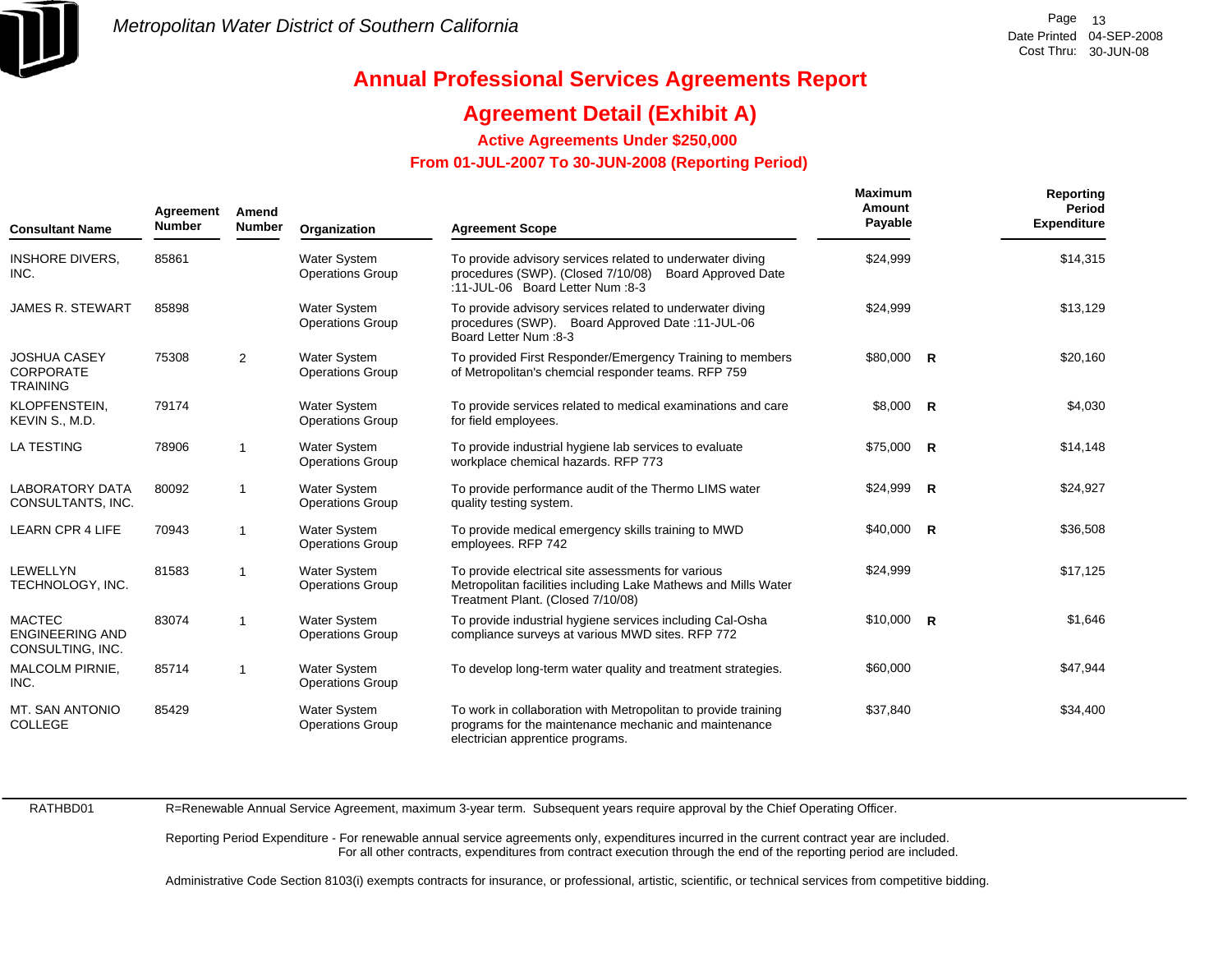Metropolitan Water District of Southern California

# Annual Professional Services Agreements Report

## Agreement Detail (Exhibit A)

### Active Agreements Under $250,000

### From 01-JUL-2007 To 30-JUN-2008 (Reporting Period)

| Consultant Name | Agreement Number | Amend Number | Organization | Agreement Scope | Maximum Amount Payable | | Reporting Period Expenditure |
|---|---|---|---|---|---|---|---|
| INSHORE DIVERS, INC. | 85861 | | Water System Operations Group | To provide advisory services related to underwater diving procedures (SWP). (Closed 7/10/08) Board Approved Date :11-JUL-06 Board Letter Num :8-3 | $24,999 | | $14,315 |
| JAMES R. STEWART | 85898 | | Water System Operations Group | To provide advisory services related to underwater diving procedures (SWP). Board Approved Date :11-JUL-06 Board Letter Num :8-3 | $24,999 | | $13,129 |
| JOSHUA CASEY CORPORATE TRAINING | 75308 | 2 | Water System Operations Group | To provided First Responder/Emergency Training to members of Metropolitan's chemcial responder teams. RFP 759 | $80,000 | R | $20,160 |
| KLOPFENSTEIN, KEVIN S., M.D. | 79174 | | Water System Operations Group | To provide services related to medical examinations and care for field employees. | $8,000 | R | $4,030 |
| LA TESTING | 78906 | 1 | Water System Operations Group | To provide industrial hygiene lab services to evaluate workplace chemical hazards. RFP 773 | $75,000 | R | $14,148 |
| LABORATORY DATA CONSULTANTS, INC. | 80092 | 1 | Water System Operations Group | To provide performance audit of the Thermo LIMS water quality testing system. | $24,999 | R | $24,927 |
| LEARN CPR 4 LIFE | 70943 | 1 | Water System Operations Group | To provide medical emergency skills training to MWD employees. RFP 742 | $40,000 | R | $36,508 |
| LEWELLYN TECHNOLOGY, INC. | 81583 | 1 | Water System Operations Group | To provide electrical site assessments for various Metropolitan facilities including Lake Mathews and Mills Water Treatment Plant. (Closed 7/10/08) | $24,999 | | $17,125 |
| MACTEC ENGINEERING AND CONSULTING, INC. | 83074 | 1 | Water System Operations Group | To provide industrial hygiene services including Cal-Osha compliance surveys at various MWD sites. RFP 772 | $10,000 | R | $1,646 |
| MALCOLM PIRNIE, INC. | 85714 | 1 | Water System Operations Group | To develop long-term water quality and treatment strategies. | $60,000 | | $47,944 |
| MT. SAN ANTONIO COLLEGE | 85429 | | Water System Operations Group | To work in collaboration with Metropolitan to provide training programs for the maintenance mechanic and maintenance electrician apprentice programs. | $37,840 | | $34,400 |

RATHBD01

R=Renewable Annual Service Agreement, maximum 3-year term. Subsequent years require approval by the Chief Operating Officer.

Reporting Period Expenditure - For renewable annual service agreements only, expenditures incurred in the current contract year are included. For all other contracts, expenditures from contract execution through the end of the reporting period are included.

Administrative Code Section 8103(i) exempts contracts for insurance, or professional, artistic, scientific, or technical services from competitive bidding.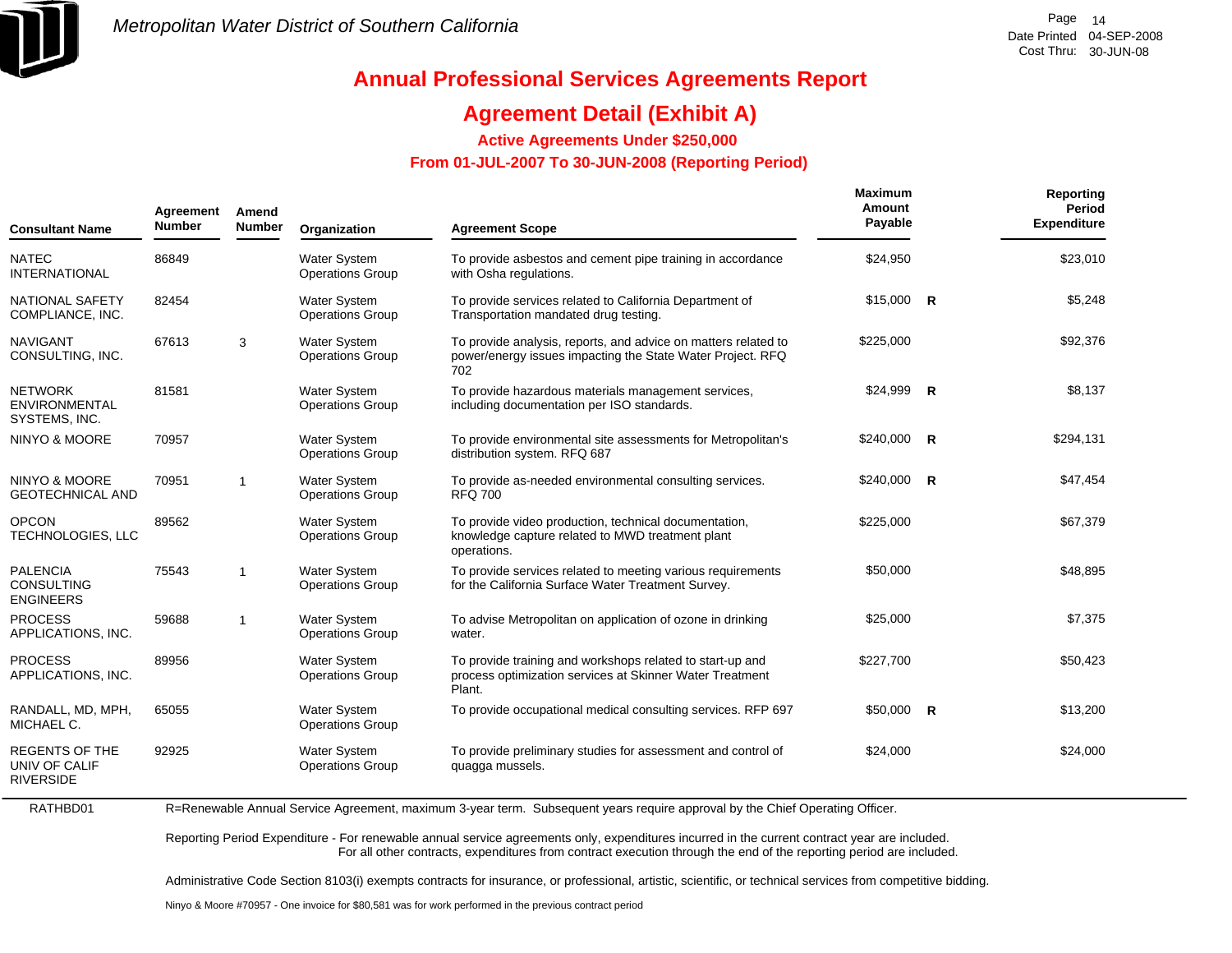# Annual Professional Services Agreements Report

## Agreement Detail (Exhibit A)

### Active Agreements Under $250,000

### From 01-JUL-2007 To 30-JUN-2008 (Reporting Period)

| Consultant Name | Agreement Number | Amend Number | Organization | Agreement Scope | Maximum Amount Payable | | Reporting Period Expenditure |
|---|---|---|---|---|---|---|---|
| NATEC INTERNATIONAL | 86849 | | Water System Operations Group | To provide asbestos and cement pipe training in accordance with Osha regulations. | $24,950 | | $23,010 |
| NATIONAL SAFETY COMPLIANCE, INC. | 82454 | | Water System Operations Group | To provide services related to California Department of Transportation mandated drug testing. | $15,000 | R | $5,248 |
| NAVIGANT CONSULTING, INC. | 67613 | 3 | Water System Operations Group | To provide analysis, reports, and advice on matters related to power/energy issues impacting the State Water Project. RFQ 702 | $225,000 | | $92,376 |
| NETWORK ENVIRONMENTAL SYSTEMS, INC. | 81581 | | Water System Operations Group | To provide hazardous materials management services, including documentation per ISO standards. | $24,999 | R | $8,137 |
| NINYO & MOORE | 70957 | | Water System Operations Group | To provide environmental site assessments for Metropolitan's distribution system. RFQ 687 | $240,000 | R | $294,131 |
| NINYO & MOORE GEOTECHNICAL AND | 70951 | 1 | Water System Operations Group | To provide as-needed environmental consulting services. RFQ 700 | $240,000 | R | $47,454 |
| OPCON TECHNOLOGIES, LLC | 89562 | | Water System Operations Group | To provide video production, technical documentation, knowledge capture related to MWD treatment plant operations. | $225,000 | | $67,379 |
| PALENCIA CONSULTING ENGINEERS | 75543 | 1 | Water System Operations Group | To provide services related to meeting various requirements for the California Surface Water Treatment Survey. | $50,000 | | $48,895 |
| PROCESS APPLICATIONS, INC. | 59688 | 1 | Water System Operations Group | To advise Metropolitan on application of ozone in drinking water. | $25,000 | | $7,375 |
| PROCESS APPLICATIONS, INC. | 89956 | | Water System Operations Group | To provide training and workshops related to start-up and process optimization services at Skinner Water Treatment Plant. | $227,700 | | $50,423 |
| RANDALL, MD, MPH, MICHAEL C. | 65055 | | Water System Operations Group | To provide occupational medical consulting services. RFP 697 | $50,000 | R | $13,200 |
| REGENTS OF THE UNIV OF CALIF RIVERSIDE | 92925 | | Water System Operations Group | To provide preliminary studies for assessment and control of quagga mussels. | $24,000 | | $24,000 |

RATHBD01

R=Renewable Annual Service Agreement, maximum 3-year term. Subsequent years require approval by the Chief Operating Officer.

Reporting Period Expenditure - For renewable annual service agreements only, expenditures incurred in the current contract year are included. For all other contracts, expenditures from contract execution through the end of the reporting period are included.

Administrative Code Section 8103(i) exempts contracts for insurance, or professional, artistic, scientific, or technical services from competitive bidding.

Ninyo & Moore #70957 - One invoice for $80,581 was for work performed in the previous contract period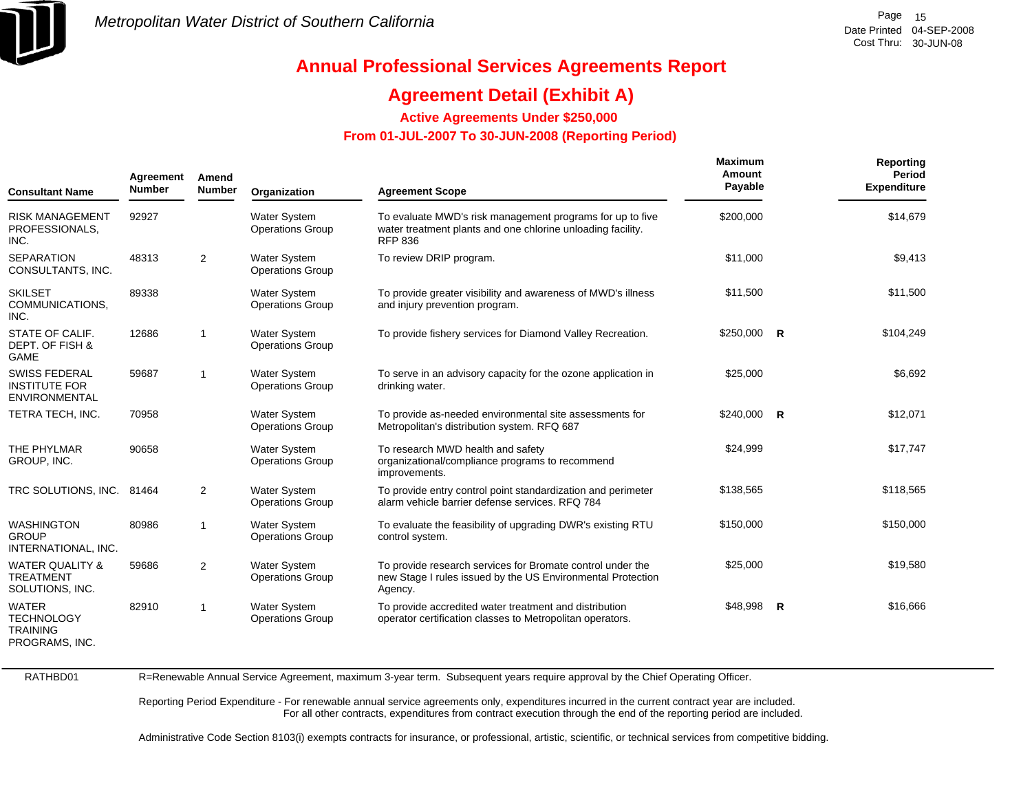Metropolitan Water District of Southern California

# Annual Professional Services Agreements Report

## Agreement Detail (Exhibit A)

### Active Agreements Under $250,000

### From 01-JUL-2007 To 30-JUN-2008 (Reporting Period)

| Consultant Name | Agreement Number | Amend Number | Organization | Agreement Scope | Maximum Amount Payable | | Reporting Period Expenditure |
|---|---|---|---|---|---|---|---|
| RISK MANAGEMENT PROFESSIONALS, INC. | 92927 | | Water System Operations Group | To evaluate MWD's risk management programs for up to five water treatment plants and one chlorine unloading facility. RFP 836 | $200,000 | | $14,679 |
| SEPARATION CONSULTANTS, INC. | 48313 | 2 | Water System Operations Group | To review DRIP program. | $11,000 | | $9,413 |
| SKILSET COMMUNICATIONS, INC. | 89338 | | Water System Operations Group | To provide greater visibility and awareness of MWD's illness and injury prevention program. | $11,500 | | $11,500 |
| STATE OF CALIF. DEPT. OF FISH & GAME | 12686 | 1 | Water System Operations Group | To provide fishery services for Diamond Valley Recreation. | $250,000 | R | $104,249 |
| SWISS FEDERAL INSTITUTE FOR ENVIRONMENTAL | 59687 | 1 | Water System Operations Group | To serve in an advisory capacity for the ozone application in drinking water. | $25,000 | | $6,692 |
| TETRA TECH, INC. | 70958 | | Water System Operations Group | To provide as-needed environmental site assessments for Metropolitan's distribution system. RFQ 687 | $240,000 | R | $12,071 |
| THE PHYLMAR GROUP, INC. | 90658 | | Water System Operations Group | To research MWD health and safety organizational/compliance programs to recommend improvements. | $24,999 | | $17,747 |
| TRC SOLUTIONS, INC. | 81464 | 2 | Water System Operations Group | To provide entry control point standardization and perimeter alarm vehicle barrier defense services. RFQ 784 | $138,565 | | $118,565 |
| WASHINGTON GROUP INTERNATIONAL, INC. | 80986 | 1 | Water System Operations Group | To evaluate the feasibility of upgrading DWR's existing RTU control system. | $150,000 | | $150,000 |
| WATER QUALITY & TREATMENT SOLUTIONS, INC. | 59686 | 2 | Water System Operations Group | To provide research services for Bromate control under the new Stage I rules issued by the US Environmental Protection Agency. | $25,000 | | $19,580 |
| WATER TECHNOLOGY TRAINING PROGRAMS, INC. | 82910 | 1 | Water System Operations Group | To provide accredited water treatment and distribution operator certification classes to Metropolitan operators. | $48,998 | R | $16,666 |

RATHBD01

R=Renewable Annual Service Agreement, maximum 3-year term. Subsequent years require approval by the Chief Operating Officer.

Reporting Period Expenditure - For renewable annual service agreements only, expenditures incurred in the current contract year are included. For all other contracts, expenditures from contract execution through the end of the reporting period are included.

Administrative Code Section 8103(i) exempts contracts for insurance, or professional, artistic, scientific, or technical services from competitive bidding.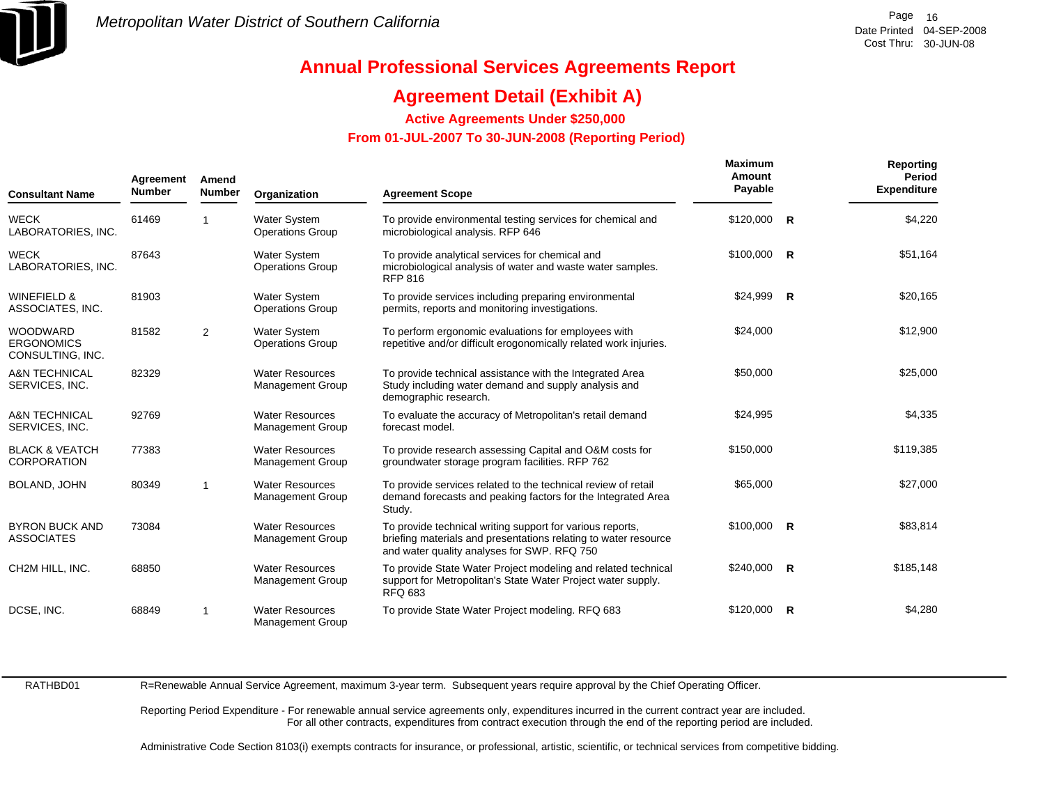# Annual Professional Services Agreements Report

## Agreement Detail (Exhibit A)

### Active Agreements Under $250,000

### From 01-JUL-2007 To 30-JUN-2008 (Reporting Period)

| Consultant Name | Agreement Number | Amend Number | Organization | Agreement Scope | Maximum Amount Payable | | Reporting Period Expenditure |
|---|---|---|---|---|---|---|---|
| WECK LABORATORIES, INC. | 61469 | 1 | Water System Operations Group | To provide environmental testing services for chemical and microbiological analysis. RFP 646 | $120,000 | R | $4,220 |
| WECK LABORATORIES, INC. | 87643 | | Water System Operations Group | To provide analytical services for chemical and microbiological analysis of water and waste water samples. RFP 816 | $100,000 | R | $51,164 |
| WINEFIELD & ASSOCIATES, INC. | 81903 | | Water System Operations Group | To provide services including preparing environmental permits, reports and monitoring investigations. | $24,999 | R | $20,165 |
| WOODWARD ERGONOMICS CONSULTING, INC. | 81582 | 2 | Water System Operations Group | To perform ergonomic evaluations for employees with repetitive and/or difficult erogonomically related work injuries. | $24,000 | | $12,900 |
| A&N TECHNICAL SERVICES, INC. | 82329 | | Water Resources Management Group | To provide technical assistance with the Integrated Area Study including water demand and supply analysis and demographic research. | $50,000 | | $25,000 |
| A&N TECHNICAL SERVICES, INC. | 92769 | | Water Resources Management Group | To evaluate the accuracy of Metropolitan's retail demand forecast model. | $24,995 | | $4,335 |
| BLACK & VEATCH CORPORATION | 77383 | | Water Resources Management Group | To provide research assessing Capital and O&M costs for groundwater storage program facilities. RFP 762 | $150,000 | | $119,385 |
| BOLAND, JOHN | 80349 | 1 | Water Resources Management Group | To provide services related to the technical review of retail demand forecasts and peaking factors for the Integrated Area Study. | $65,000 | | $27,000 |
| BYRON BUCK AND ASSOCIATES | 73084 | | Water Resources Management Group | To provide technical writing support for various reports, briefing materials and presentations relating to water resource and water quality analyses for SWP. RFQ 750 | $100,000 | R | $83,814 |
| CH2M HILL, INC. | 68850 | | Water Resources Management Group | To provide State Water Project modeling and related technical support for Metropolitan's State Water Project water supply. RFQ 683 | $240,000 | R | $185,148 |
| DCSE, INC. | 68849 | 1 | Water Resources Management Group | To provide State Water Project modeling. RFQ 683 | $120,000 | R | $4,280 |

RATHBD01

R=Renewable Annual Service Agreement, maximum 3-year term. Subsequent years require approval by the Chief Operating Officer.

Reporting Period Expenditure - For renewable annual service agreements only, expenditures incurred in the current contract year are included.
For all other contracts, expenditures from contract execution through the end of the reporting period are included.

Administrative Code Section 8103(i) exempts contracts for insurance, or professional, artistic, scientific, or technical services from competitive bidding.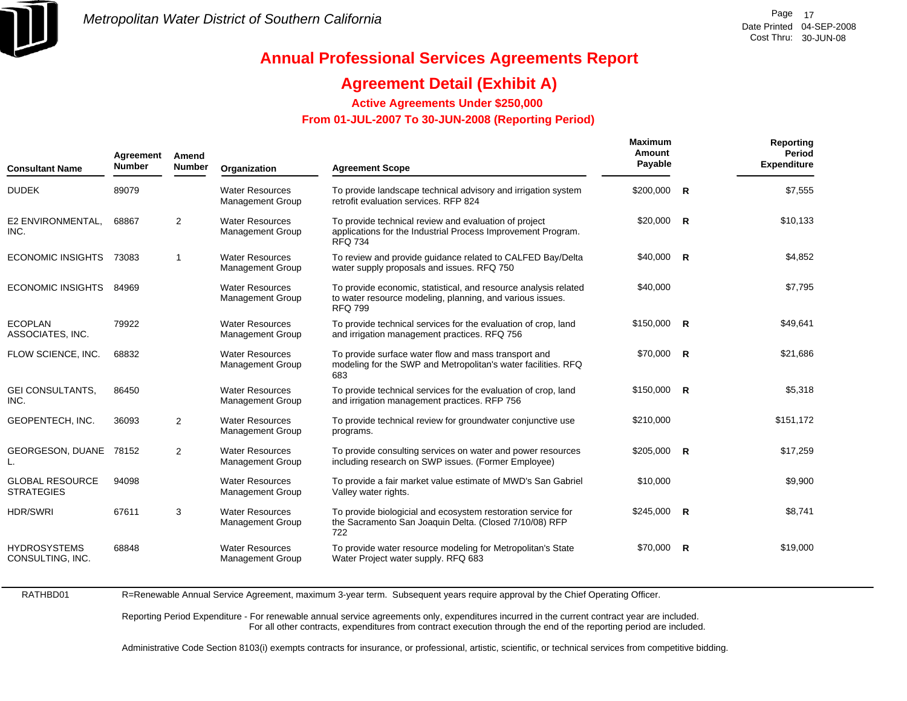Metropolitan Water District of Southern California

# Annual Professional Services Agreements Report

## Agreement Detail (Exhibit A)

### Active Agreements Under $250,000

### From 01-JUL-2007 To 30-JUN-2008 (Reporting Period)

| Consultant Name | Agreement Number | Amend Number | Organization | Agreement Scope | Maximum Amount Payable | | Reporting Period Expenditure |
|---|---|---|---|---|---|---|---|
| DUDEK | 89079 | | Water Resources Management Group | To provide landscape technical advisory and irrigation system retrofit evaluation services. RFP 824 | $200,000 | R | $7,555 |
| E2 ENVIRONMENTAL, INC. | 68867 | 2 | Water Resources Management Group | To provide technical review and evaluation of project applications for the Industrial Process Improvement Program. RFQ 734 | $20,000 | R | $10,133 |
| ECONOMIC INSIGHTS | 73083 | 1 | Water Resources Management Group | To review and provide guidance related to CALFED Bay/Delta water supply proposals and issues. RFQ 750 | $40,000 | R | $4,852 |
| ECONOMIC INSIGHTS | 84969 | | Water Resources Management Group | To provide economic, statistical, and resource analysis related to water resource modeling, planning, and various issues. RFQ 799 | $40,000 | | $7,795 |
| ECOPLAN ASSOCIATES, INC. | 79922 | | Water Resources Management Group | To provide technical services for the evaluation of crop, land and irrigation management practices. RFQ 756 | $150,000 | R | $49,641 |
| FLOW SCIENCE, INC. | 68832 | | Water Resources Management Group | To provide surface water flow and mass transport and modeling for the SWP and Metropolitan's water facilities. RFQ 683 | $70,000 | R | $21,686 |
| GEI CONSULTANTS, INC. | 86450 | | Water Resources Management Group | To provide technical services for the evaluation of crop, land and irrigation management practices. RFP 756 | $150,000 | R | $5,318 |
| GEOPENTECH, INC. | 36093 | 2 | Water Resources Management Group | To provide technical review for groundwater conjunctive use programs. | $210,000 | | $151,172 |
| GEORGESON, DUANE L. | 78152 | 2 | Water Resources Management Group | To provide consulting services on water and power resources including research on SWP issues. (Former Employee) | $205,000 | R | $17,259 |
| GLOBAL RESOURCE STRATEGIES | 94098 | | Water Resources Management Group | To provide a fair market value estimate of MWD's San Gabriel Valley water rights. | $10,000 | | $9,900 |
| HDR/SWRI | 67611 | 3 | Water Resources Management Group | To provide biologicial and ecosystem restoration service for the Sacramento San Joaquin Delta. (Closed 7/10/08) RFP 722 | $245,000 | R | $8,741 |
| HYDROSYSTEMS CONSULTING, INC. | 68848 | | Water Resources Management Group | To provide water resource modeling for Metropolitan's State Water Project water supply. RFQ 683 | $70,000 | R | $19,000 |

RATHBD01

R=Renewable Annual Service Agreement, maximum 3-year term. Subsequent years require approval by the Chief Operating Officer.

Reporting Period Expenditure - For renewable annual service agreements only, expenditures incurred in the current contract year are included.
For all other contracts, expenditures from contract execution through the end of the reporting period are included.

Administrative Code Section 8103(i) exempts contracts for insurance, or professional, artistic, scientific, or technical services from competitive bidding.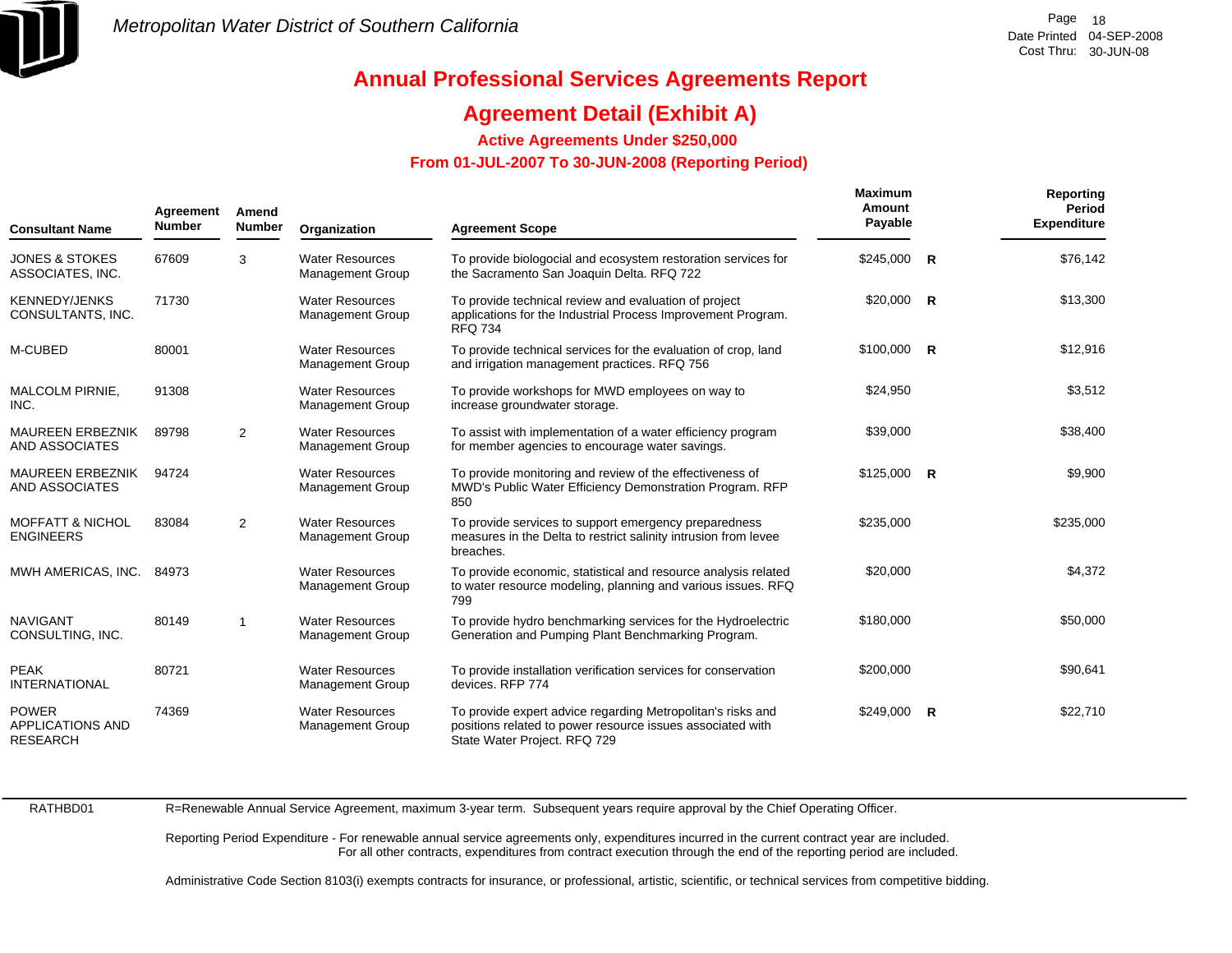# Annual Professional Services Agreements Report

## Agreement Detail (Exhibit A)

### Active Agreements Under $250,000

### From 01-JUL-2007 To 30-JUN-2008 (Reporting Period)

| Consultant Name | Agreement Number | Amend Number | Organization | Agreement Scope | Maximum Amount Payable | | Reporting Period Expenditure |
|---|---|---|---|---|---|---|---|
| JONES & STOKES ASSOCIATES, INC. | 67609 | 3 | Water Resources Management Group | To provide biologocial and ecosystem restoration services for the Sacramento San Joaquin Delta. RFQ 722 | $245,000 | R | $76,142 |
| KENNEDY/JENKS CONSULTANTS, INC. | 71730 | | Water Resources Management Group | To provide technical review and evaluation of project applications for the Industrial Process Improvement Program. RFQ 734 | $20,000 | R | $13,300 |
| M-CUBED | 80001 | | Water Resources Management Group | To provide technical services for the evaluation of crop, land and irrigation management practices. RFQ 756 | $100,000 | R | $12,916 |
| MALCOLM PIRNIE, INC. | 91308 | | Water Resources Management Group | To provide workshops for MWD employees on way to increase groundwater storage. | $24,950 | | $3,512 |
| MAUREEN ERBEZNIK AND ASSOCIATES | 89798 | 2 | Water Resources Management Group | To assist with implementation of a water efficiency program for member agencies to encourage water savings. | $39,000 | | $38,400 |
| MAUREEN ERBEZNIK AND ASSOCIATES | 94724 | | Water Resources Management Group | To provide monitoring and review of the effectiveness of MWD's Public Water Efficiency Demonstration Program. RFP 850 | $125,000 | R | $9,900 |
| MOFFATT & NICHOL ENGINEERS | 83084 | 2 | Water Resources Management Group | To provide services to support emergency preparedness measures in the Delta to restrict salinity intrusion from levee breaches. | $235,000 | | $235,000 |
| MWH AMERICAS, INC. | 84973 | | Water Resources Management Group | To provide economic, statistical and resource analysis related to water resource modeling, planning and various issues. RFQ 799 | $20,000 | | $4,372 |
| NAVIGANT CONSULTING, INC. | 80149 | 1 | Water Resources Management Group | To provide hydro benchmarking services for the Hydroelectric Generation and Pumping Plant Benchmarking Program. | $180,000 | | $50,000 |
| PEAK INTERNATIONAL | 80721 | | Water Resources Management Group | To provide installation verification services for conservation devices. RFP 774 | $200,000 | | $90,641 |
| POWER APPLICATIONS AND RESEARCH | 74369 | | Water Resources Management Group | To provide expert advice regarding Metropolitan's risks and positions related to power resource issues associated with State Water Project. RFQ 729 | $249,000 | R | $22,710 |

RATHBD01

R=Renewable Annual Service Agreement, maximum 3-year term. Subsequent years require approval by the Chief Operating Officer.

Reporting Period Expenditure - For renewable annual service agreements only, expenditures incurred in the current contract year are included.
For all other contracts, expenditures from contract execution through the end of the reporting period are included.

Administrative Code Section 8103(i) exempts contracts for insurance, or professional, artistic, scientific, or technical services from competitive bidding.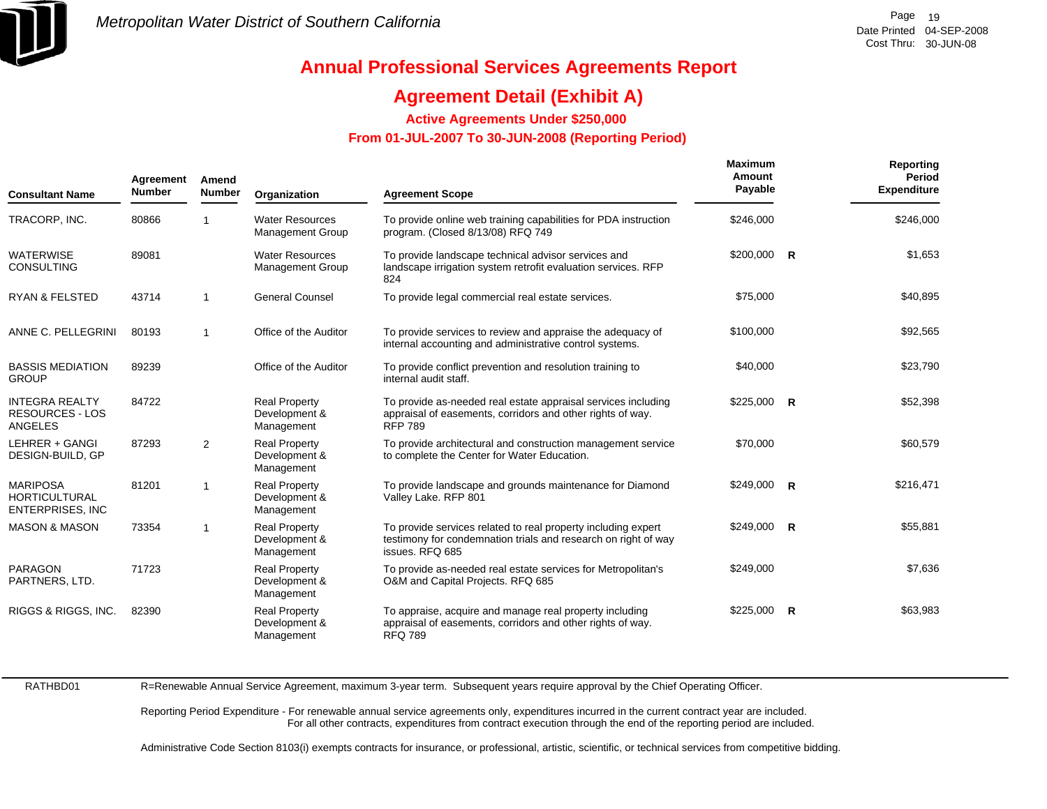# Annual Professional Services Agreements Report

## Agreement Detail (Exhibit A)

### Active Agreements Under $250,000

### From 01-JUL-2007 To 30-JUN-2008 (Reporting Period)

| Consultant Name | Agreement Number | Amend Number | Organization | Agreement Scope | Maximum Amount Payable | | Reporting Period Expenditure |
|---|---|---|---|---|---|---|---|
| TRACORP, INC. | 80866 | 1 | Water Resources Management Group | To provide online web training capabilities for PDA instruction program. (Closed 8/13/08) RFQ 749 | $246,000 | | $246,000 |
| WATERWISE CONSULTING | 89081 | | Water Resources Management Group | To provide landscape technical advisor services and landscape irrigation system retrofit evaluation services. RFP 824 | $200,000 | R | $1,653 |
| RYAN & FELSTED | 43714 | 1 | General Counsel | To provide legal commercial real estate services. | $75,000 | | $40,895 |
| ANNE C. PELLEGRINI | 80193 | 1 | Office of the Auditor | To provide services to review and appraise the adequacy of internal accounting and administrative control systems. | $100,000 | | $92,565 |
| BASSIS MEDIATION GROUP | 89239 | | Office of the Auditor | To provide conflict prevention and resolution training to internal audit staff. | $40,000 | | $23,790 |
| INTEGRA REALTY RESOURCES - LOS ANGELES | 84722 | | Real Property Development & Management | To provide as-needed real estate appraisal services including appraisal of easements, corridors and other rights of way. RFP 789 | $225,000 | R | $52,398 |
| LEHRER + GANGI DESIGN-BUILD, GP | 87293 | 2 | Real Property Development & Management | To provide architectural and construction management service to complete the Center for Water Education. | $70,000 | | $60,579 |
| MARIPOSA HORTICULTURAL ENTERPRISES, INC | 81201 | 1 | Real Property Development & Management | To provide landscape and grounds maintenance for Diamond Valley Lake. RFP 801 | $249,000 | R | $216,471 |
| MASON & MASON | 73354 | 1 | Real Property Development & Management | To provide services related to real property including expert testimony for condemnation trials and research on right of way issues. RFQ 685 | $249,000 | R | $55,881 |
| PARAGON PARTNERS, LTD. | 71723 | | Real Property Development & Management | To provide as-needed real estate services for Metropolitan's O&M and Capital Projects. RFQ 685 | $249,000 | | $7,636 |
| RIGGS & RIGGS, INC. | 82390 | | Real Property Development & Management | To appraise, acquire and manage real property including appraisal of easements, corridors and other rights of way. RFQ 789 | $225,000 | R | $63,983 |

RATHBD01

R=Renewable Annual Service Agreement, maximum 3-year term. Subsequent years require approval by the Chief Operating Officer.

Reporting Period Expenditure - For renewable annual service agreements only, expenditures incurred in the current contract year are included. For all other contracts, expenditures from contract execution through the end of the reporting period are included.

Administrative Code Section 8103(i) exempts contracts for insurance, or professional, artistic, scientific, or technical services from competitive bidding.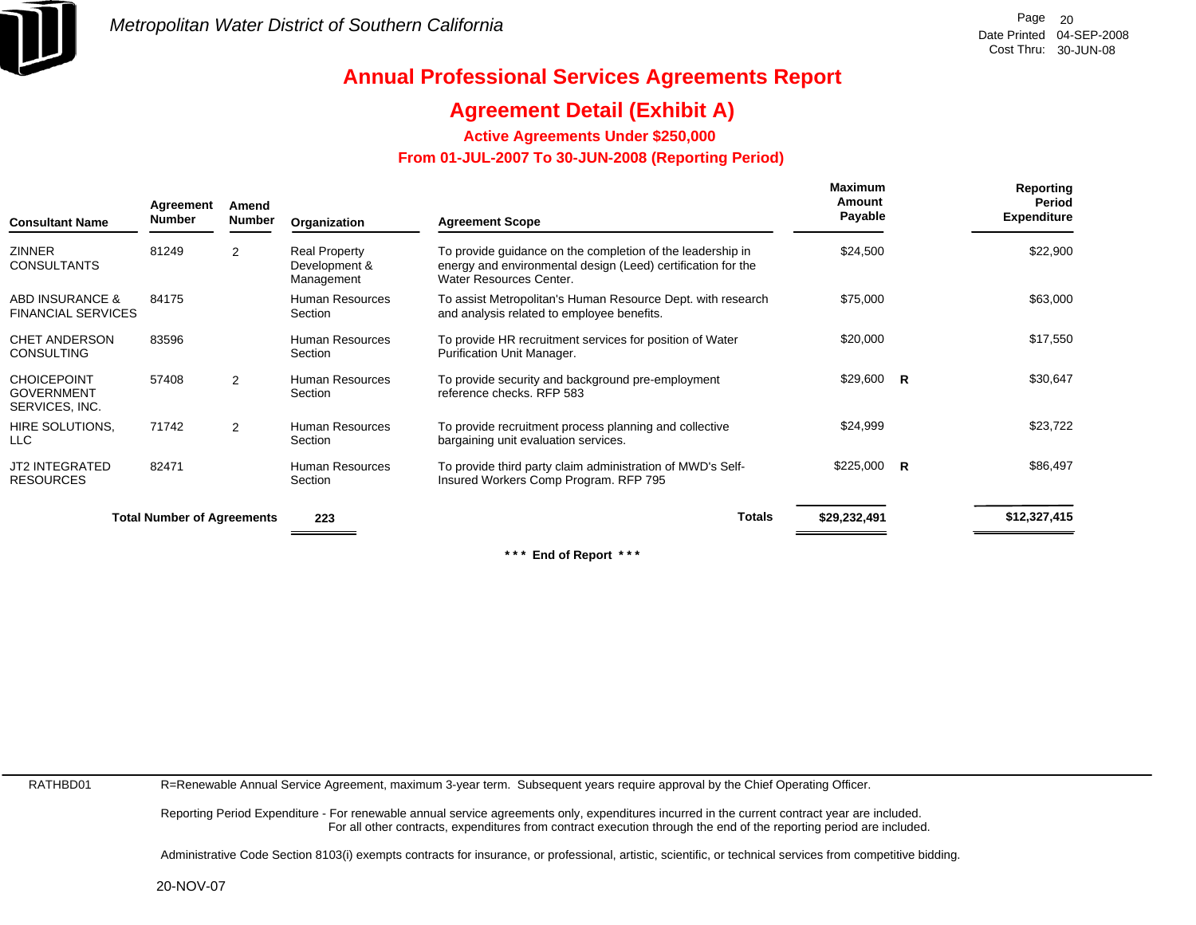# Annual Professional Services Agreements Report

## Agreement Detail (Exhibit A)

### Active Agreements Under $250,000

### From 01-JUL-2007 To 30-JUN-2008 (Reporting Period)

| Consultant Name | Agreement Number | Amend Number | Organization | Agreement Scope | Maximum Amount Payable | | Reporting Period Expenditure |
|---|---|---|---|---|---|---|---|
| ZINNER CONSULTANTS | 81249 | 2 | Real Property Development & Management | To provide guidance on the completion of the leadership in energy and environmental design (Leed) certification for the Water Resources Center. | $24,500 | | $22,900 |
| ABD INSURANCE & FINANCIAL SERVICES | 84175 | | Human Resources Section | To assist Metropolitan's Human Resource Dept. with research and analysis related to employee benefits. | $75,000 | | $63,000 |
| CHET ANDERSON CONSULTING | 83596 | | Human Resources Section | To provide HR recruitment services for position of Water Purification Unit Manager. | $20,000 | | $17,550 |
| CHOICEPOINT GOVERNMENT SERVICES, INC. | 57408 | 2 | Human Resources Section | To provide security and background pre-employment reference checks. RFP 583 | $29,600 | R | $30,647 |
| HIRE SOLUTIONS, LLC | 71742 | 2 | Human Resources Section | To provide recruitment process planning and collective bargaining unit evaluation services. | $24,999 | | $23,722 |
| JT2 INTEGRATED RESOURCES | 82471 | | Human Resources Section | To provide third party claim administration of MWD's Self-Insured Workers Comp Program. RFP 795 | $225,000 | R | $86,497 |
| **Total Number of Agreements** | | | 223 | **Totals** | **$29,232,491** | | **$12,327,415** |

**\*\*\* End of Report \*\*\***

RATHBD01

R=Renewable Annual Service Agreement, maximum 3-year term. Subsequent years require approval by the Chief Operating Officer.

Reporting Period Expenditure - For renewable annual service agreements only, expenditures incurred in the current contract year are included. For all other contracts, expenditures from contract execution through the end of the reporting period are included.

Administrative Code Section 8103(i) exempts contracts for insurance, or professional, artistic, scientific, or technical services from competitive bidding.

20-NOV-07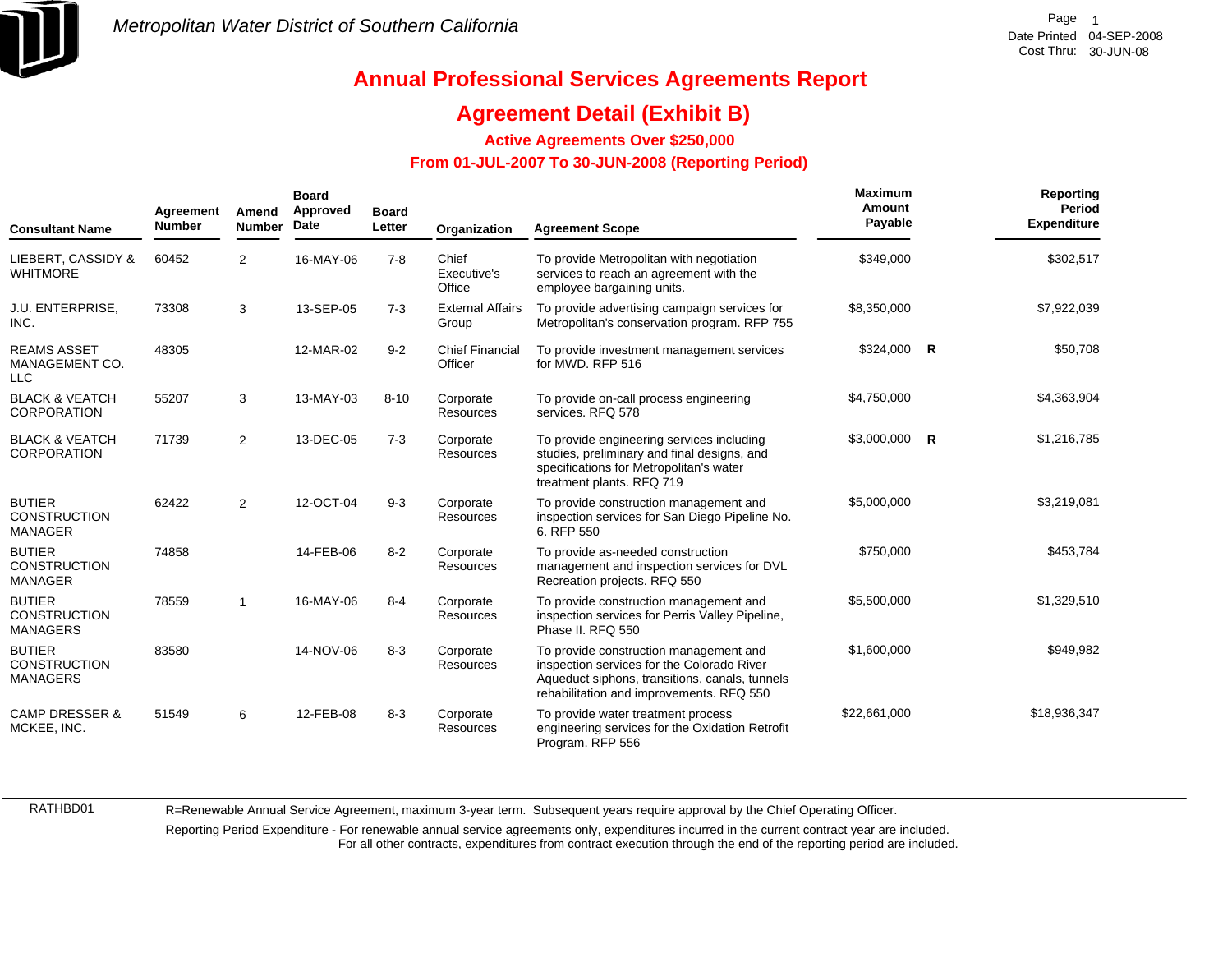Metropolitan Water District of Southern California

# Annual Professional Services Agreements Report

## Agreement Detail (Exhibit B)

### Active Agreements Over $250,000

### From 01-JUL-2007 To 30-JUN-2008 (Reporting Period)

Date Printed 04-SEP-2008
Cost Thru: 30-JUN-08

| Consultant Name | Agreement Number | Amend Number | Board Approved Date | Board Letter | Organization | Agreement Scope | Maximum Amount Payable | | Reporting Period Expenditure |
|---|---|---|---|---|---|---|---|---|---|
| LIEBERT, CASSIDY & WHITMORE | 60452 | 2 | 16-MAY-06 | 7-8 | Chief Executive's Office | To provide Metropolitan with negotiation services to reach an agreement with the employee bargaining units. | $349,000 | | $302,517 |
| J.U. ENTERPRISE, INC. | 73308 | 3 | 13-SEP-05 | 7-3 | External Affairs Group | To provide advertising campaign services for Metropolitan's conservation program. RFP 755 | $8,350,000 | | $7,922,039 |
| REAMS ASSET MANAGEMENT CO. LLC | 48305 | | 12-MAR-02 | 9-2 | Chief Financial Officer | To provide investment management services for MWD. RFP 516 | $324,000 | R | $50,708 |
| BLACK & VEATCH CORPORATION | 55207 | 3 | 13-MAY-03 | 8-10 | Corporate Resources | To provide on-call process engineering services. RFQ 578 | $4,750,000 | | $4,363,904 |
| BLACK & VEATCH CORPORATION | 71739 | 2 | 13-DEC-05 | 7-3 | Corporate Resources | To provide engineering services including studies, preliminary and final designs, and specifications for Metropolitan's water treatment plants. RFQ 719 | $3,000,000 | R | $1,216,785 |
| BUTIER CONSTRUCTION MANAGER | 62422 | 2 | 12-OCT-04 | 9-3 | Corporate Resources | To provide construction management and inspection services for San Diego Pipeline No. 6. RFP 550 | $5,000,000 | | $3,219,081 |
| BUTIER CONSTRUCTION MANAGER | 74858 | | 14-FEB-06 | 8-2 | Corporate Resources | To provide as-needed construction management and inspection services for DVL Recreation projects. RFQ 550 | $750,000 | | $453,784 |
| BUTIER CONSTRUCTION MANAGERS | 78559 | 1 | 16-MAY-06 | 8-4 | Corporate Resources | To provide construction management and inspection services for Perris Valley Pipeline, Phase II. RFQ 550 | $5,500,000 | | $1,329,510 |
| BUTIER CONSTRUCTION MANAGERS | 83580 | | 14-NOV-06 | 8-3 | Corporate Resources | To provide construction management and inspection services for the Colorado River Aqueduct siphons, transitions, canals, tunnels rehabilitation and improvements. RFQ 550 | $1,600,000 | | $949,982 |
| CAMP DRESSER & MCKEE, INC. | 51549 | 6 | 12-FEB-08 | 8-3 | Corporate Resources | To provide water treatment process engineering services for the Oxidation Retrofit Program. RFP 556 | $22,661,000 | | $18,936,347 |

RATHBD01

R=Renewable Annual Service Agreement, maximum 3-year term. Subsequent years require approval by the Chief Operating Officer.

Reporting Period Expenditure - For renewable annual service agreements only, expenditures incurred in the current contract year are included. For all other contracts, expenditures from contract execution through the end of the reporting period are included.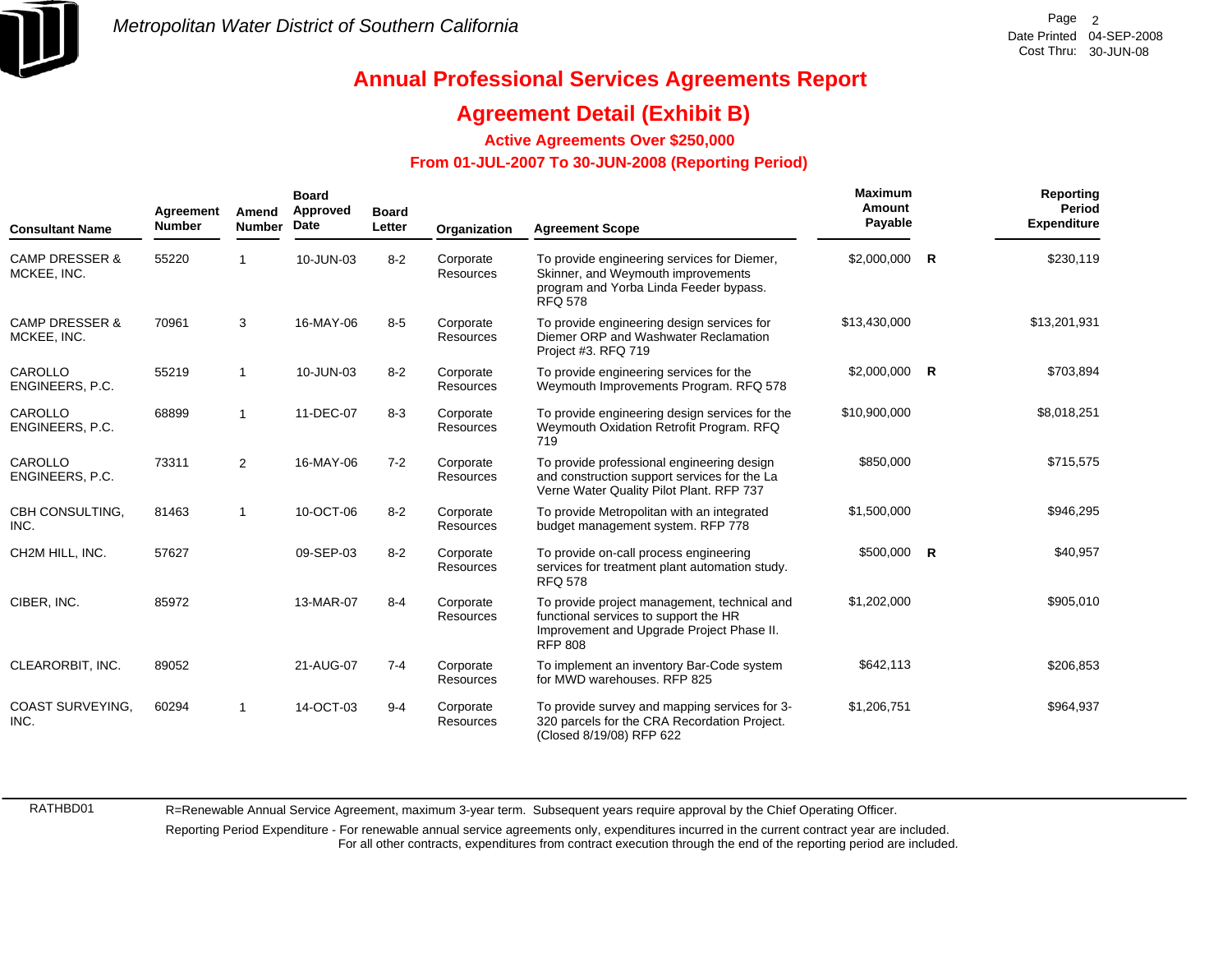# Metropolitan Water District of Southern California

Date Printed 04-SEP-2008
Cost Thru: 30-JUN-08

## Annual Professional Services Agreements Report

## Agreement Detail (Exhibit B)

### Active Agreements Over $250,000

### From 01-JUL-2007 To 30-JUN-2008 (Reporting Period)

| Consultant Name | Agreement Number | Amend Number | Board Approved Date | Board Letter | Organization | Agreement Scope | Maximum Amount Payable | | Reporting Period Expenditure |
|---|---|---|---|---|---|---|---|---|---|
| CAMP DRESSER & MCKEE, INC. | 55220 | 1 | 10-JUN-03 | 8-2 | Corporate Resources | To provide engineering services for Diemer, Skinner, and Weymouth improvements program and Yorba Linda Feeder bypass. RFQ 578 | $2,000,000 | R | $230,119 |
| CAMP DRESSER & MCKEE, INC. | 70961 | 3 | 16-MAY-06 | 8-5 | Corporate Resources | To provide engineering design services for Diemer ORP and Washwater Reclamation Project #3. RFQ 719 | $13,430,000 | | $13,201,931 |
| CAROLLO ENGINEERS, P.C. | 55219 | 1 | 10-JUN-03 | 8-2 | Corporate Resources | To provide engineering services for the Weymouth Improvements Program. RFQ 578 | $2,000,000 | R | $703,894 |
| CAROLLO ENGINEERS, P.C. | 68899 | 1 | 11-DEC-07 | 8-3 | Corporate Resources | To provide engineering design services for the Weymouth Oxidation Retrofit Program. RFQ 719 | $10,900,000 | | $8,018,251 |
| CAROLLO ENGINEERS, P.C. | 73311 | 2 | 16-MAY-06 | 7-2 | Corporate Resources | To provide professional engineering design and construction support services for the La Verne Water Quality Pilot Plant. RFP 737 | $850,000 | | $715,575 |
| CBH CONSULTING, INC. | 81463 | 1 | 10-OCT-06 | 8-2 | Corporate Resources | To provide Metropolitan with an integrated budget management system. RFP 778 | $1,500,000 | | $946,295 |
| CH2M HILL, INC. | 57627 | | 09-SEP-03 | 8-2 | Corporate Resources | To provide on-call process engineering services for treatment plant automation study. RFQ 578 | $500,000 | R | $40,957 |
| CIBER, INC. | 85972 | | 13-MAR-07 | 8-4 | Corporate Resources | To provide project management, technical and functional services to support the HR Improvement and Upgrade Project Phase II. RFP 808 | $1,202,000 | | $905,010 |
| CLEARORBIT, INC. | 89052 | | 21-AUG-07 | 7-4 | Corporate Resources | To implement an inventory Bar-Code system for MWD warehouses. RFP 825 | $642,113 | | $206,853 |
| COAST SURVEYING, INC. | 60294 | 1 | 14-OCT-03 | 9-4 | Corporate Resources | To provide survey and mapping services for 3-320 parcels for the CRA Recordation Project. (Closed 8/19/08) RFP 622 | $1,206,751 | | $964,937 |

RATHBD01

R=Renewable Annual Service Agreement, maximum 3-year term. Subsequent years require approval by the Chief Operating Officer.

Reporting Period Expenditure - For renewable annual service agreements only, expenditures incurred in the current contract year are included.
For all other contracts, expenditures from contract execution through the end of the reporting period are included.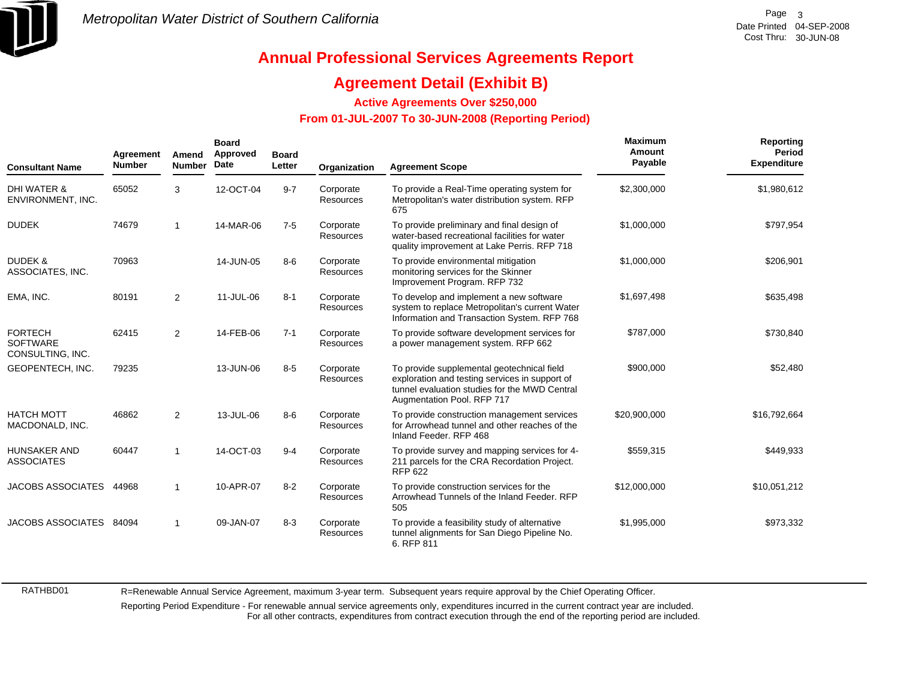Metropolitan Water District of Southern California

# Annual Professional Services Agreements Report

## Agreement Detail (Exhibit B)

### Active Agreements Over $250,000

### From 01-JUL-2007 To 30-JUN-2008 (Reporting Period)

| Consultant Name | Agreement Number | Amend Number | Board Approved Date | Board Letter | Organization | Agreement Scope | Maximum Amount Payable | Reporting Period Expenditure |
|---|---|---|---|---|---|---|---|---|
| DHI WATER & ENVIRONMENT, INC. | 65052 | 3 | 12-OCT-04 | 9-7 | Corporate Resources | To provide a Real-Time operating system for Metropolitan's water distribution system. RFP 675 | $2,300,000 | $1,980,612 |
| DUDEK | 74679 | 1 | 14-MAR-06 | 7-5 | Corporate Resources | To provide preliminary and final design of water-based recreational facilities for water quality improvement at Lake Perris. RFP 718 | $1,000,000 | $797,954 |
| DUDEK & ASSOCIATES, INC. | 70963 | | 14-JUN-05 | 8-6 | Corporate Resources | To provide environmental mitigation monitoring services for the Skinner Improvement Program. RFP 732 | $1,000,000 | $206,901 |
| EMA, INC. | 80191 | 2 | 11-JUL-06 | 8-1 | Corporate Resources | To develop and implement a new software system to replace Metropolitan's current Water Information and Transaction System. RFP 768 | $1,697,498 | $635,498 |
| FORTECH SOFTWARE CONSULTING, INC. | 62415 | 2 | 14-FEB-06 | 7-1 | Corporate Resources | To provide software development services for a power management system. RFP 662 | $787,000 | $730,840 |
| GEOPENTECH, INC. | 79235 | | 13-JUN-06 | 8-5 | Corporate Resources | To provide supplemental geotechnical field exploration and testing services in support of tunnel evaluation studies for the MWD Central Augmentation Pool. RFP 717 | $900,000 | $52,480 |
| HATCH MOTT MACDONALD, INC. | 46862 | 2 | 13-JUL-06 | 8-6 | Corporate Resources | To provide construction management services for Arrowhead tunnel and other reaches of the Inland Feeder. RFP 468 | $20,900,000 | $16,792,664 |
| HUNSAKER AND ASSOCIATES | 60447 | 1 | 14-OCT-03 | 9-4 | Corporate Resources | To provide survey and mapping services for 4-211 parcels for the CRA Recordation Project. RFP 622 | $559,315 | $449,933 |
| JACOBS ASSOCIATES | 44968 | 1 | 10-APR-07 | 8-2 | Corporate Resources | To provide construction services for the Arrowhead Tunnels of the Inland Feeder. RFP 505 | $12,000,000 | $10,051,212 |
| JACOBS ASSOCIATES | 84094 | 1 | 09-JAN-07 | 8-3 | Corporate Resources | To provide a feasibility study of alternative tunnel alignments for San Diego Pipeline No. 6. RFP 811 | $1,995,000 | $973,332 |

RATHBD01

R=Renewable Annual Service Agreement, maximum 3-year term. Subsequent years require approval by the Chief Operating Officer.

Reporting Period Expenditure - For renewable annual service agreements only, expenditures incurred in the current contract year are included. For all other contracts, expenditures from contract execution through the end of the reporting period are included.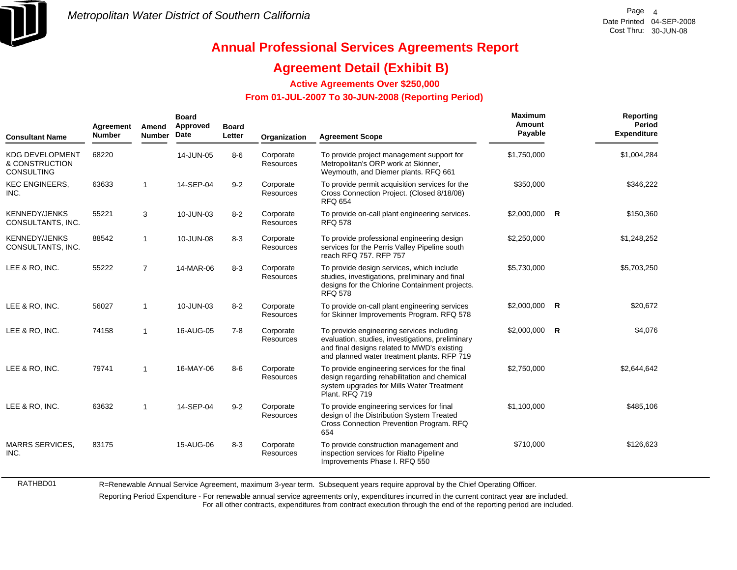# Annual Professional Services Agreements Report

## Agreement Detail (Exhibit B)

### Active Agreements Over $250,000

### From 01-JUL-2007 To 30-JUN-2008 (Reporting Period)

| Consultant Name | Agreement Number | Amend Number | Board Approved Date | Board Letter | Organization | Agreement Scope | Maximum Amount Payable | | Reporting Period Expenditure |
|---|---|---|---|---|---|---|---|---|---|
| KDG DEVELOPMENT & CONSTRUCTION CONSULTING | 68220 | | 14-JUN-05 | 8-6 | Corporate Resources | To provide project management support for Metropolitan's ORP work at Skinner, Weymouth, and Diemer plants. RFQ 661 | $1,750,000 | | $1,004,284 |
| KEC ENGINEERS, INC. | 63633 | 1 | 14-SEP-04 | 9-2 | Corporate Resources | To provide permit acquisition services for the Cross Connection Project. (Closed 8/18/08) RFQ 654 | $350,000 | | $346,222 |
| KENNEDY/JENKS CONSULTANTS, INC. | 55221 | 3 | 10-JUN-03 | 8-2 | Corporate Resources | To provide on-call plant engineering services. RFQ 578 | $2,000,000 | R | $150,360 |
| KENNEDY/JENKS CONSULTANTS, INC. | 88542 | 1 | 10-JUN-08 | 8-3 | Corporate Resources | To provide professional engineering design services for the Perris Valley Pipeline south reach RFQ 757. RFP 757 | $2,250,000 | | $1,248,252 |
| LEE & RO, INC. | 55222 | 7 | 14-MAR-06 | 8-3 | Corporate Resources | To provide design services, which include studies, investigations, preliminary and final designs for the Chlorine Containment projects. RFQ 578 | $5,730,000 | | $5,703,250 |
| LEE & RO, INC. | 56027 | 1 | 10-JUN-03 | 8-2 | Corporate Resources | To provide on-call plant engineering services for Skinner Improvements Program. RFQ 578 | $2,000,000 | R | $20,672 |
| LEE & RO, INC. | 74158 | 1 | 16-AUG-05 | 7-8 | Corporate Resources | To provide engineering services including evaluation, studies, investigations, preliminary and final designs related to MWD's existing and planned water treatment plants. RFP 719 | $2,000,000 | R | $4,076 |
| LEE & RO, INC. | 79741 | 1 | 16-MAY-06 | 8-6 | Corporate Resources | To provide engineering services for the final design regarding rehabilitation and chemical system upgrades for Mills Water Treatment Plant. RFQ 719 | $2,750,000 | | $2,644,642 |
| LEE & RO, INC. | 63632 | 1 | 14-SEP-04 | 9-2 | Corporate Resources | To provide engineering services for final design of the Distribution System Treated Cross Connection Prevention Program. RFQ 654 | $1,100,000 | | $485,106 |
| MARRS SERVICES, INC. | 83175 | | 15-AUG-06 | 8-3 | Corporate Resources | To provide construction management and inspection services for Rialto Pipeline Improvements Phase I. RFQ 550 | $710,000 | | $126,623 |

RATHBD01

R=Renewable Annual Service Agreement, maximum 3-year term. Subsequent years require approval by the Chief Operating Officer.

Reporting Period Expenditure - For renewable annual service agreements only, expenditures incurred in the current contract year are included. For all other contracts, expenditures from contract execution through the end of the reporting period are included.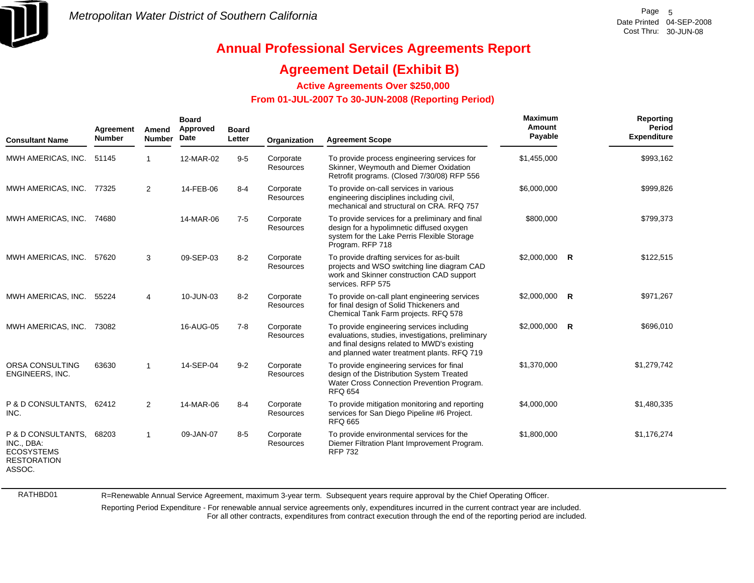# Annual Professional Services Agreements Report

## Agreement Detail (Exhibit B)

### Active Agreements Over $250,000

### From 01-JUL-2007 To 30-JUN-2008 (Reporting Period)

| Consultant Name | Agreement Number | Amend Number | Board Approved Date | Board Letter | Organization | Agreement Scope | Maximum Amount Payable | | Reporting Period Expenditure |
|---|---|---|---|---|---|---|---|---|---|
| MWH AMERICAS, INC. | 51145 | 1 | 12-MAR-02 | 9-5 | Corporate Resources | To provide process engineering services for Skinner, Weymouth and Diemer Oxidation Retrofit programs. (Closed 7/30/08) RFP 556 | $1,455,000 | | $993,162 |
| MWH AMERICAS, INC. | 77325 | 2 | 14-FEB-06 | 8-4 | Corporate Resources | To provide on-call services in various engineering disciplines including civil, mechanical and structural on CRA. RFQ 757 | $6,000,000 | | $999,826 |
| MWH AMERICAS, INC. | 74680 | | 14-MAR-06 | 7-5 | Corporate Resources | To provide services for a preliminary and final design for a hypolimnetic diffused oxygen system for the Lake Perris Flexible Storage Program. RFP 718 | $800,000 | | $799,373 |
| MWH AMERICAS, INC. | 57620 | 3 | 09-SEP-03 | 8-2 | Corporate Resources | To provide drafting services for as-built projects and WSO switching line diagram CAD work and Skinner construction CAD support services. RFP 575 | $2,000,000 | R | $122,515 |
| MWH AMERICAS, INC. | 55224 | 4 | 10-JUN-03 | 8-2 | Corporate Resources | To provide on-call plant engineering services for final design of Solid Thickeners and Chemical Tank Farm projects. RFQ 578 | $2,000,000 | R | $971,267 |
| MWH AMERICAS, INC. | 73082 | | 16-AUG-05 | 7-8 | Corporate Resources | To provide engineering services including evaluations, studies, investigations, preliminary and final designs related to MWD's existing and planned water treatment plants. RFQ 719 | $2,000,000 | R | $696,010 |
| ORSA CONSULTING ENGINEERS, INC. | 63630 | 1 | 14-SEP-04 | 9-2 | Corporate Resources | To provide engineering services for final design of the Distribution System Treated Water Cross Connection Prevention Program. RFQ 654 | $1,370,000 | | $1,279,742 |
| P & D CONSULTANTS, INC. | 62412 | 2 | 14-MAR-06 | 8-4 | Corporate Resources | To provide mitigation monitoring and reporting services for San Diego Pipeline #6 Project. RFQ 665 | $4,000,000 | | $1,480,335 |
| P & D CONSULTANTS, INC., DBA: ECOSYSTEMS RESTORATION ASSOC. | 68203 | 1 | 09-JAN-07 | 8-5 | Corporate Resources | To provide environmental services for the Diemer Filtration Plant Improvement Program. RFP 732 | $1,800,000 | | $1,176,274 |

RATHBD01

R=Renewable Annual Service Agreement, maximum 3-year term. Subsequent years require approval by the Chief Operating Officer.

Reporting Period Expenditure - For renewable annual service agreements only, expenditures incurred in the current contract year are included. For all other contracts, expenditures from contract execution through the end of the reporting period are included.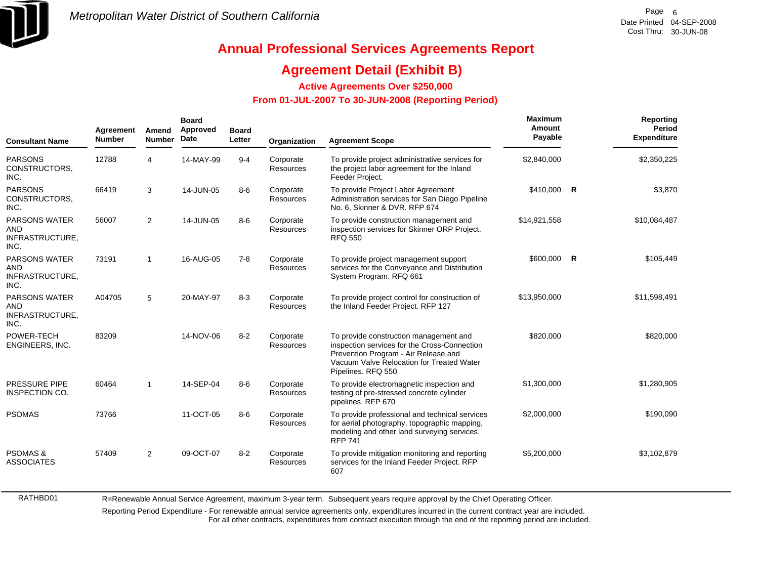Metropolitan Water District of Southern California

# Annual Professional Services Agreements Report

## Agreement Detail (Exhibit B)

### Active Agreements Over $250,000

### From 01-JUL-2007 To 30-JUN-2008 (Reporting Period)

Date Printed 04-SEP-2008
Cost Thru: 30-JUN-08

| Consultant Name | Agreement Number | Amend Number | Board Approved Date | Board Letter | Organization | Agreement Scope | Maximum Amount Payable | | Reporting Period Expenditure |
|---|---|---|---|---|---|---|---|---|---|
| PARSONS CONSTRUCTORS, INC. | 12788 | 4 | 14-MAY-99 | 9-4 | Corporate Resources | To provide project administrative services for the project labor agreement for the Inland Feeder Project. | $2,840,000 | | $2,350,225 |
| PARSONS CONSTRUCTORS, INC. | 66419 | 3 | 14-JUN-05 | 8-6 | Corporate Resources | To provide Project Labor Agreement Administration services for San Diego Pipeline No. 6, Skinner & DVR. RFP 674 | $410,000 | R | $3,870 |
| PARSONS WATER AND INFRASTRUCTURE, INC. | 56007 | 2 | 14-JUN-05 | 8-6 | Corporate Resources | To provide construction management and inspection services for Skinner ORP Project. RFQ 550 | $14,921,558 | | $10,084,487 |
| PARSONS WATER AND INFRASTRUCTURE, INC. | 73191 | 1 | 16-AUG-05 | 7-8 | Corporate Resources | To provide project management support services for the Conveyance and Distribution System Program. RFQ 661 | $600,000 | R | $105,449 |
| PARSONS WATER AND INFRASTRUCTURE, INC. | A04705 | 5 | 20-MAY-97 | 8-3 | Corporate Resources | To provide project control for construction of the Inland Feeder Project. RFP 127 | $13,950,000 | | $11,598,491 |
| POWER-TECH ENGINEERS, INC. | 83209 | | 14-NOV-06 | 8-2 | Corporate Resources | To provide construction management and inspection services for the Cross-Connection Prevention Program - Air Release and Vacuum Valve Relocation for Treated Water Pipelines. RFQ 550 | $820,000 | | $820,000 |
| PRESSURE PIPE INSPECTION CO. | 60464 | 1 | 14-SEP-04 | 8-6 | Corporate Resources | To provide electromagnetic inspection and testing of pre-stressed concrete cylinder pipelines. RFP 670 | $1,300,000 | | $1,280,905 |
| PSOMAS | 73766 | | 11-OCT-05 | 8-6 | Corporate Resources | To provide professional and technical services for aerial photography, topographic mapping, modeling and other land surveying services. RFP 741 | $2,000,000 | | $190,090 |
| PSOMAS & ASSOCIATES | 57409 | 2 | 09-OCT-07 | 8-2 | Corporate Resources | To provide mitigation monitoring and reporting services for the Inland Feeder Project. RFP 607 | $5,200,000 | | $3,102,879 |

RATHBD01

R=Renewable Annual Service Agreement, maximum 3-year term. Subsequent years require approval by the Chief Operating Officer.

Reporting Period Expenditure - For renewable annual service agreements only, expenditures incurred in the current contract year are included.
For all other contracts, expenditures from contract execution through the end of the reporting period are included.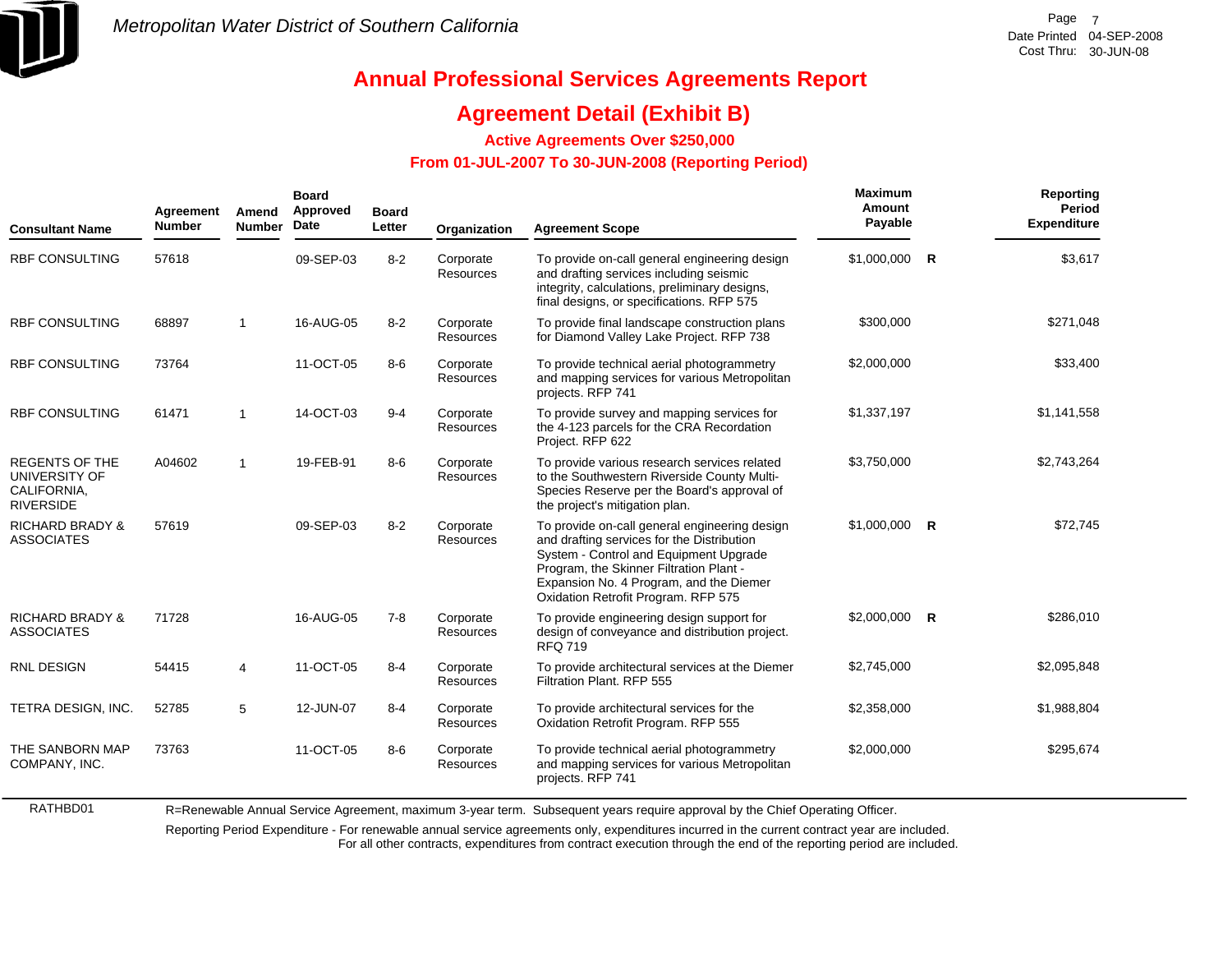Metropolitan Water District of Southern California

# Annual Professional Services Agreements Report

## Agreement Detail (Exhibit B)

### Active Agreements Over $250,000

### From 01-JUL-2007 To 30-JUN-2008 (Reporting Period)

| Consultant Name | Agreement Number | Amend Number | Board Approved Date | Board Letter | Organization | Agreement Scope | Maximum Amount Payable | | Reporting Period Expenditure |
|---|---|---|---|---|---|---|---|---|---|
| RBF CONSULTING | 57618 | | 09-SEP-03 | 8-2 | Corporate Resources | To provide on-call general engineering design and drafting services including seismic integrity, calculations, preliminary designs, final designs, or specifications. RFP 575 | $1,000,000 | R | $3,617 |
| RBF CONSULTING | 68897 | 1 | 16-AUG-05 | 8-2 | Corporate Resources | To provide final landscape construction plans for Diamond Valley Lake Project. RFP 738 | $300,000 | | $271,048 |
| RBF CONSULTING | 73764 | | 11-OCT-05 | 8-6 | Corporate Resources | To provide technical aerial photogrammetry and mapping services for various Metropolitan projects. RFP 741 | $2,000,000 | | $33,400 |
| RBF CONSULTING | 61471 | 1 | 14-OCT-03 | 9-4 | Corporate Resources | To provide survey and mapping services for the 4-123 parcels for the CRA Recordation Project. RFP 622 | $1,337,197 | | $1,141,558 |
| REGENTS OF THE UNIVERSITY OF CALIFORNIA, RIVERSIDE | A04602 | 1 | 19-FEB-91 | 8-6 | Corporate Resources | To provide various research services related to the Southwestern Riverside County Multi-Species Reserve per the Board's approval of the project's mitigation plan. | $3,750,000 | | $2,743,264 |
| RICHARD BRADY & ASSOCIATES | 57619 | | 09-SEP-03 | 8-2 | Corporate Resources | To provide on-call general engineering design and drafting services for the Distribution System - Control and Equipment Upgrade Program, the Skinner Filtration Plant - Expansion No. 4 Program, and the Diemer Oxidation Retrofit Program. RFP 575 | $1,000,000 | R | $72,745 |
| RICHARD BRADY & ASSOCIATES | 71728 | | 16-AUG-05 | 7-8 | Corporate Resources | To provide engineering design support for design of conveyance and distribution project. RFQ 719 | $2,000,000 | R | $286,010 |
| RNL DESIGN | 54415 | 4 | 11-OCT-05 | 8-4 | Corporate Resources | To provide architectural services at the Diemer Filtration Plant. RFP 555 | $2,745,000 | | $2,095,848 |
| TETRA DESIGN, INC. | 52785 | 5 | 12-JUN-07 | 8-4 | Corporate Resources | To provide architectural services for the Oxidation Retrofit Program. RFP 555 | $2,358,000 | | $1,988,804 |
| THE SANBORN MAP COMPANY, INC. | 73763 | | 11-OCT-05 | 8-6 | Corporate Resources | To provide technical aerial photogrammetry and mapping services for various Metropolitan projects. RFP 741 | $2,000,000 | | $295,674 |

RATHBD01

R=Renewable Annual Service Agreement, maximum 3-year term. Subsequent years require approval by the Chief Operating Officer.

Reporting Period Expenditure - For renewable annual service agreements only, expenditures incurred in the current contract year are included. For all other contracts, expenditures from contract execution through the end of the reporting period are included.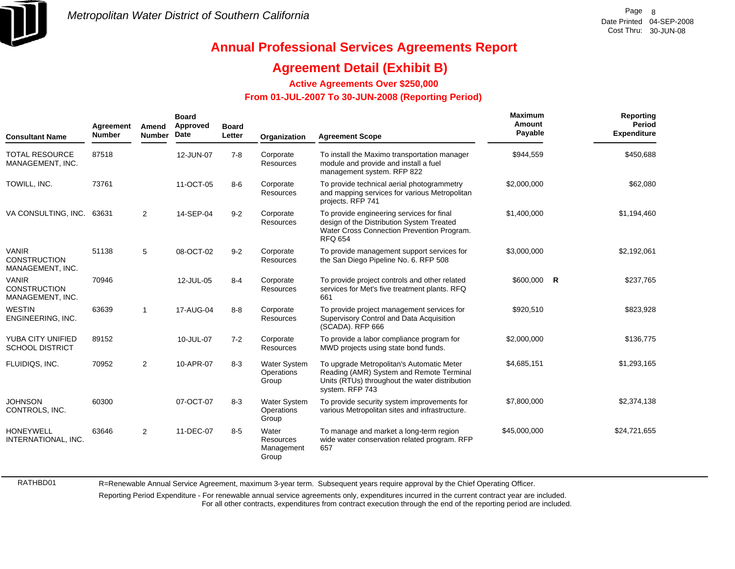Metropolitan Water District of Southern California

# Annual Professional Services Agreements Report

## Agreement Detail (Exhibit B)

### Active Agreements Over $250,000

### From 01-JUL-2007 To 30-JUN-2008 (Reporting Period)

| Consultant Name | Agreement Number | Amend Number | Board Approved Date | Board Letter | Organization | Agreement Scope | Maximum Amount Payable | | Reporting Period Expenditure |
|---|---|---|---|---|---|---|---|---|---|
| TOTAL RESOURCE MANAGEMENT, INC. | 87518 | | 12-JUN-07 | 7-8 | Corporate Resources | To install the Maximo transportation manager module and provide and install a fuel management system. RFP 822 | $944,559 | | $450,688 |
| TOWILL, INC. | 73761 | | 11-OCT-05 | 8-6 | Corporate Resources | To provide technical aerial photogrammetry and mapping services for various Metropolitan projects. RFP 741 | $2,000,000 | | $62,080 |
| VA CONSULTING, INC. | 63631 | 2 | 14-SEP-04 | 9-2 | Corporate Resources | To provide engineering services for final design of the Distribution System Treated Water Cross Connection Prevention Program. RFQ 654 | $1,400,000 | | $1,194,460 |
| VANIR CONSTRUCTION MANAGEMENT, INC. | 51138 | 5 | 08-OCT-02 | 9-2 | Corporate Resources | To provide management support services for the San Diego Pipeline No. 6. RFP 508 | $3,000,000 | | $2,192,061 |
| VANIR CONSTRUCTION MANAGEMENT, INC. | 70946 | | 12-JUL-05 | 8-4 | Corporate Resources | To provide project controls and other related services for Met's five treatment plants. RFQ 661 | $600,000 | R | $237,765 |
| WESTIN ENGINEERING, INC. | 63639 | 1 | 17-AUG-04 | 8-8 | Corporate Resources | To provide project management services for Supervisory Control and Data Acquisition (SCADA). RFP 666 | $920,510 | | $823,928 |
| YUBA CITY UNIFIED SCHOOL DISTRICT | 89152 | | 10-JUL-07 | 7-2 | Corporate Resources | To provide a labor compliance program for MWD projects using state bond funds. | $2,000,000 | | $136,775 |
| FLUIDIQS, INC. | 70952 | 2 | 10-APR-07 | 8-3 | Water System Operations Group | To upgrade Metropolitan's Automatic Meter Reading (AMR) System and Remote Terminal Units (RTUs) throughout the water distribution system. RFP 743 | $4,685,151 | | $1,293,165 |
| JOHNSON CONTROLS, INC. | 60300 | | 07-OCT-07 | 8-3 | Water System Operations Group | To provide security system improvements for various Metropolitan sites and infrastructure. | $7,800,000 | | $2,374,138 |
| HONEYWELL INTERNATIONAL, INC. | 63646 | 2 | 11-DEC-07 | 8-5 | Water Resources Management Group | To manage and market a long-term region wide water conservation related program. RFP 657 | $45,000,000 | | $24,721,655 |

RATHBD01

R=Renewable Annual Service Agreement, maximum 3-year term. Subsequent years require approval by the Chief Operating Officer.

Reporting Period Expenditure - For renewable annual service agreements only, expenditures incurred in the current contract year are included. For all other contracts, expenditures from contract execution through the end of the reporting period are included.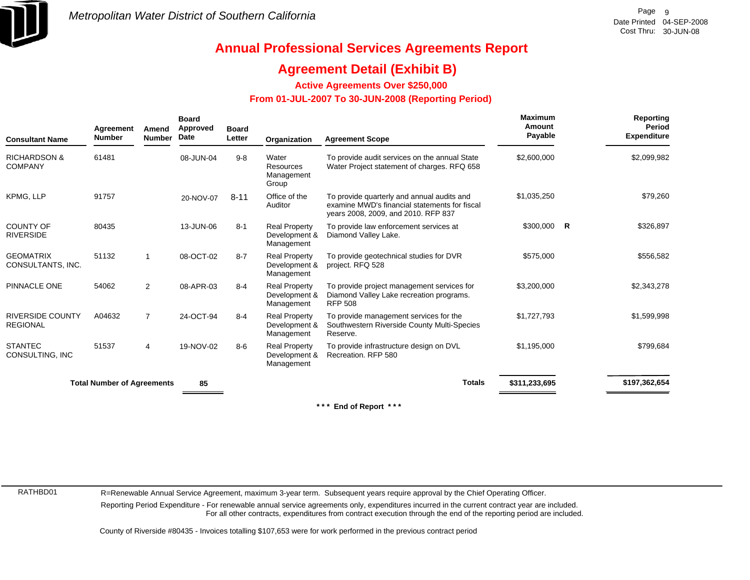# Metropolitan Water District of Southern California

Date Printed 04-SEP-2008
Cost Thru: 30-JUN-08

## Annual Professional Services Agreements Report

## Agreement Detail (Exhibit B)

### Active Agreements Over $250,000

### From 01-JUL-2007 To 30-JUN-2008 (Reporting Period)

| Consultant Name | Agreement Number | Amend Number | Board Approved Date | Board Letter | Organization | Agreement Scope | Maximum Amount Payable | | Reporting Period Expenditure |
|---|---|---|---|---|---|---|---|---|---|
| RICHARDSON & COMPANY | 61481 | | 08-JUN-04 | 9-8 | Water Resources Management Group | To provide audit services on the annual State Water Project statement of charges. RFQ 658 | $2,600,000 | | $2,099,982 |
| KPMG, LLP | 91757 | | 20-NOV-07 | 8-11 | Office of the Auditor | To provide quarterly and annual audits and examine MWD's financial statements for fiscal years 2008, 2009, and 2010. RFP 837 | $1,035,250 | | $79,260 |
| COUNTY OF RIVERSIDE | 80435 | | 13-JUN-06 | 8-1 | Real Property Development & Management | To provide law enforcement services at Diamond Valley Lake. | $300,000 | R | $326,897 |
| GEOMATRIX CONSULTANTS, INC. | 51132 | 1 | 08-OCT-02 | 8-7 | Real Property Development & Management | To provide geotechnical studies for DVR project. RFQ 528 | $575,000 | | $556,582 |
| PINNACLE ONE | 54062 | 2 | 08-APR-03 | 8-4 | Real Property Development & Management | To provide project management services for Diamond Valley Lake recreation programs. RFP 508 | $3,200,000 | | $2,343,278 |
| RIVERSIDE COUNTY REGIONAL | A04632 | 7 | 24-OCT-94 | 8-4 | Real Property Development & Management | To provide management services for the Southwestern Riverside County Multi-Species Reserve. | $1,727,793 | | $1,599,998 |
| STANTEC CONSULTING, INC | 51537 | 4 | 19-NOV-02 | 8-6 | Real Property Development & Management | To provide infrastructure design on DVL Recreation. RFP 580 | $1,195,000 | | $799,684 |
| **Total Number of Agreements** | | | **85** | | | **Totals** | **$311,233,695** | | **$197,362,654** |

\*\*\* End of Report \*\*\*

RATHBD01

R=Renewable Annual Service Agreement, maximum 3-year term. Subsequent years require approval by the Chief Operating Officer.

Reporting Period Expenditure - For renewable annual service agreements only, expenditures incurred in the current contract year are included.
For all other contracts, expenditures from contract execution through the end of the reporting period are included.

County of Riverside #80435 - Invoices totalling $107,653 were for work performed in the previous contract period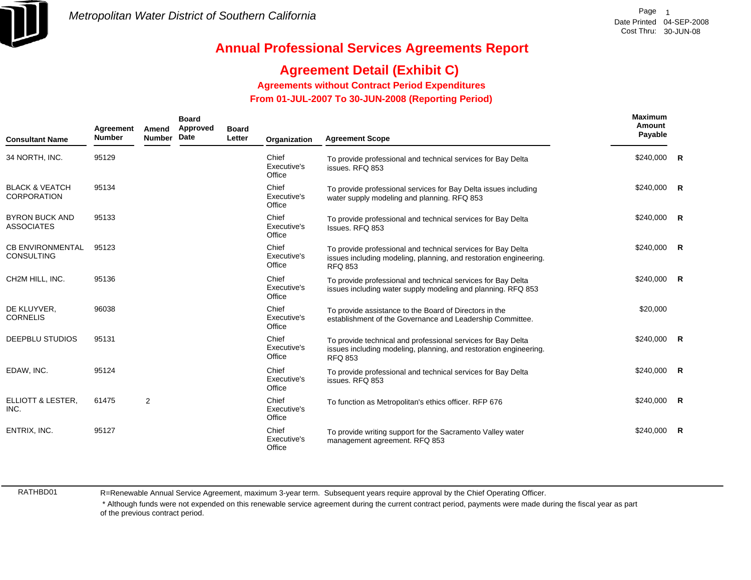Metropolitan Water District of Southern California

Date Printed 04-SEP-2008
Cost Thru: 30-JUN-08

# Annual Professional Services Agreements Report

## Agreement Detail (Exhibit C)

### Agreements without Contract Period Expenditures

### From 01-JUL-2007 To 30-JUN-2008 (Reporting Period)

| Consultant Name | Agreement Number | Amend Number | Board Approved Date | Board Letter | Organization | Agreement Scope | Maximum Amount Payable | |
|---|---|---|---|---|---|---|---|---|
| 34 NORTH, INC. | 95129 | | | | Chief Executive's Office | To provide professional and technical services for Bay Delta issues. RFQ 853 | $240,000 | R |
| BLACK & VEATCH CORPORATION | 95134 | | | | Chief Executive's Office | To provide professional services for Bay Delta issues including water supply modeling and planning. RFQ 853 | $240,000 | R |
| BYRON BUCK AND ASSOCIATES | 95133 | | | | Chief Executive's Office | To provide professional and technical services for Bay Delta Issues. RFQ 853 | $240,000 | R |
| CB ENVIRONMENTAL CONSULTING | 95123 | | | | Chief Executive's Office | To provide professional and technical services for Bay Delta issues including modeling, planning, and restoration engineering. RFQ 853 | $240,000 | R |
| CH2M HILL, INC. | 95136 | | | | Chief Executive's Office | To provide professional and technical services for Bay Delta issues including water supply modeling and planning. RFQ 853 | $240,000 | R |
| DE KLUYVER, CORNELIS | 96038 | | | | Chief Executive's Office | To provide assistance to the Board of Directors in the establishment of the Governance and Leadership Committee. | $20,000 | |
| DEEPBLU STUDIOS | 95131 | | | | Chief Executive's Office | To provide technical and professional services for Bay Delta issues including modeling, planning, and restoration engineering. RFQ 853 | $240,000 | R |
| EDAW, INC. | 95124 | | | | Chief Executive's Office | To provide professional and technical services for Bay Delta issues. RFQ 853 | $240,000 | R |
| ELLIOTT & LESTER, INC. | 61475 | 2 | | | Chief Executive's Office | To function as Metropolitan's ethics officer. RFP 676 | $240,000 | R |
| ENTRIX, INC. | 95127 | | | | Chief Executive's Office | To provide writing support for the Sacramento Valley water management agreement. RFQ 853 | $240,000 | R |

RATHBD01

R=Renewable Annual Service Agreement, maximum 3-year term. Subsequent years require approval by the Chief Operating Officer.

* Although funds were not expended on this renewable service agreement during the current contract period, payments were made during the fiscal year as part of the previous contract period.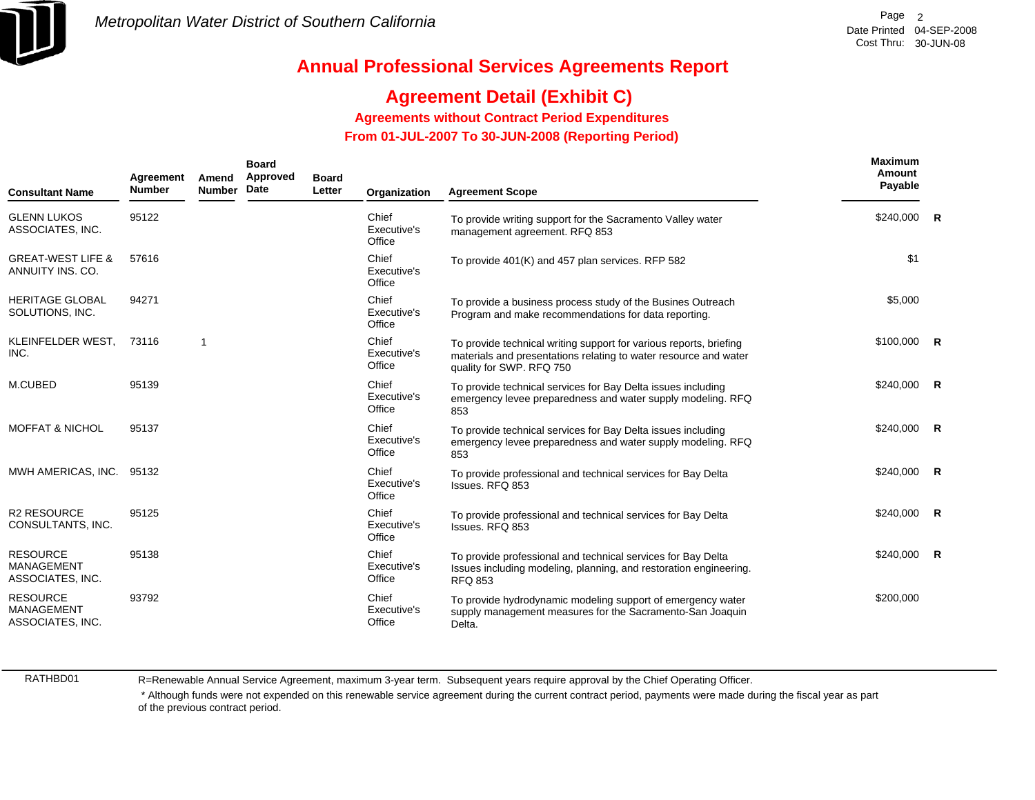Metropolitan Water District of Southern California

# Annual Professional Services Agreements Report

## Agreement Detail (Exhibit C)

### Agreements without Contract Period Expenditures

### From 01-JUL-2007 To 30-JUN-2008 (Reporting Period)

| Consultant Name | Agreement Number | Amend Number | Board Approved Date | Board Letter | Organization | Agreement Scope | Maximum Amount Payable | |
|---|---|---|---|---|---|---|---|---|
| GLENN LUKOS ASSOCIATES, INC. | 95122 | | | | Chief Executive's Office | To provide writing support for the Sacramento Valley water management agreement. RFQ 853 | $240,000 | R |
| GREAT-WEST LIFE & ANNUITY INS. CO. | 57616 | | | | Chief Executive's Office | To provide 401(K) and 457 plan services. RFP 582 | $1 | |
| HERITAGE GLOBAL SOLUTIONS, INC. | 94271 | | | | Chief Executive's Office | To provide a business process study of the Busines Outreach Program and make recommendations for data reporting. | $5,000 | |
| KLEINFELDER WEST, INC. | 73116 | 1 | | | Chief Executive's Office | To provide technical writing support for various reports, briefing materials and presentations relating to water resource and water quality for SWP. RFQ 750 | $100,000 | R |
| M.CUBED | 95139 | | | | Chief Executive's Office | To provide technical services for Bay Delta issues including emergency levee preparedness and water supply modeling. RFQ 853 | $240,000 | R |
| MOFFAT & NICHOL | 95137 | | | | Chief Executive's Office | To provide technical services for Bay Delta issues including emergency levee preparedness and water supply modeling. RFQ 853 | $240,000 | R |
| MWH AMERICAS, INC. | 95132 | | | | Chief Executive's Office | To provide professional and technical services for Bay Delta Issues. RFQ 853 | $240,000 | R |
| R2 RESOURCE CONSULTANTS, INC. | 95125 | | | | Chief Executive's Office | To provide professional and technical services for Bay Delta Issues. RFQ 853 | $240,000 | R |
| RESOURCE MANAGEMENT ASSOCIATES, INC. | 95138 | | | | Chief Executive's Office | To provide professional and technical services for Bay Delta Issues including modeling, planning, and restoration engineering. RFQ 853 | $240,000 | R |
| RESOURCE MANAGEMENT ASSOCIATES, INC. | 93792 | | | | Chief Executive's Office | To provide hydrodynamic modeling support of emergency water supply management measures for the Sacramento-San Joaquin Delta. | $200,000 | |

R=Renewable Annual Service Agreement, maximum 3-year term. Subsequent years require approval by the Chief Operating Officer.

* Although funds were not expended on this renewable service agreement during the current contract period, payments were made during the fiscal year as part of the previous contract period.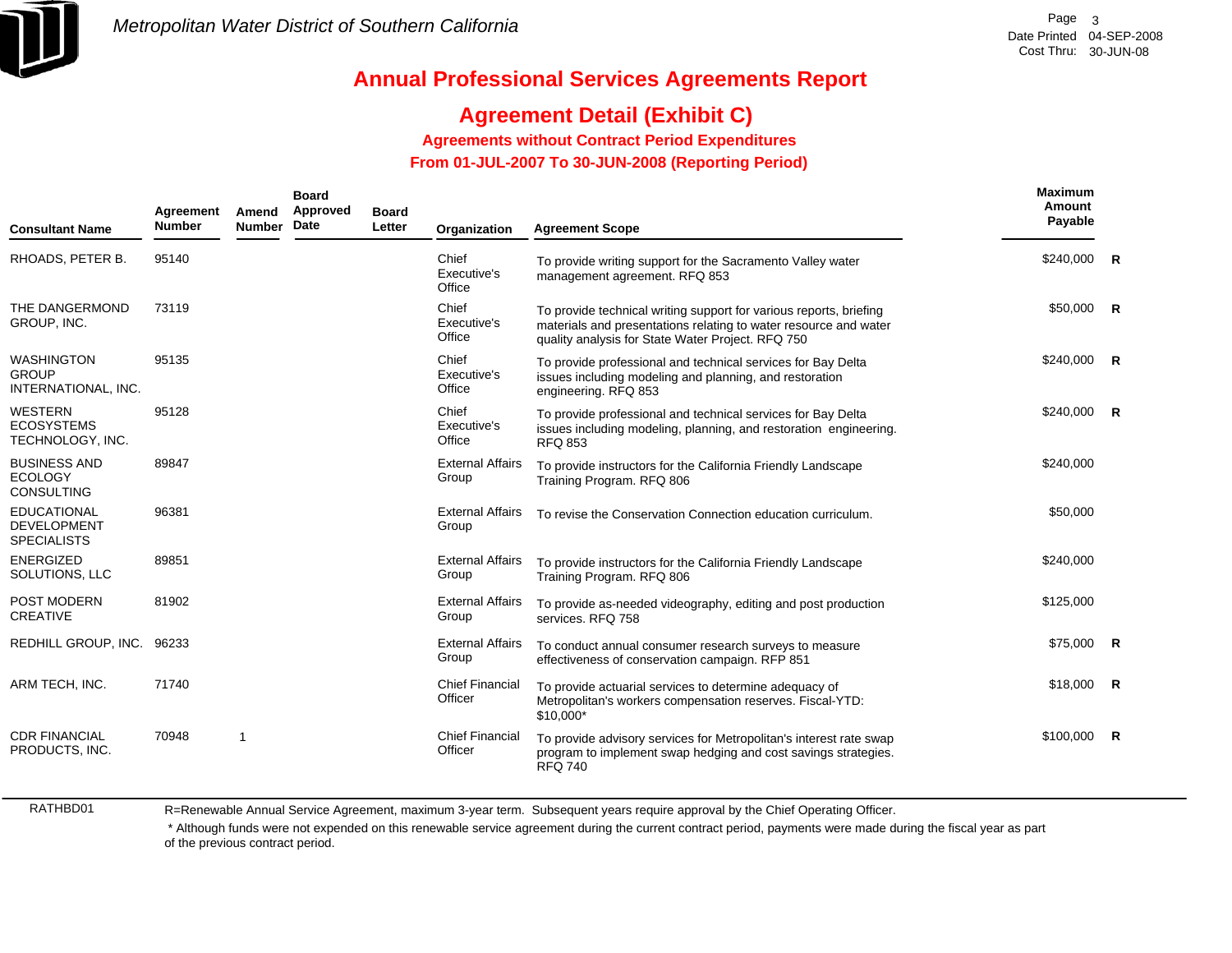Metropolitan Water District of Southern California

# Annual Professional Services Agreements Report

## Agreement Detail (Exhibit C)

### Agreements without Contract Period Expenditures

### From 01-JUL-2007 To 30-JUN-2008 (Reporting Period)

| Consultant Name | Agreement Number | Amend Number | Board Approved Date | Board Letter | Organization | Agreement Scope | Maximum Amount Payable | |
|---|---|---|---|---|---|---|---|---|
| RHOADS, PETER B. | 95140 | | | | Chief Executive's Office | To provide writing support for the Sacramento Valley water management agreement. RFQ 853 | $240,000 | R |
| THE DANGERMOND GROUP, INC. | 73119 | | | | Chief Executive's Office | To provide technical writing support for various reports, briefing materials and presentations relating to water resource and water quality analysis for State Water Project. RFQ 750 | $50,000 | R |
| WASHINGTON GROUP INTERNATIONAL, INC. | 95135 | | | | Chief Executive's Office | To provide professional and technical services for Bay Delta issues including modeling and planning, and restoration engineering. RFQ 853 | $240,000 | R |
| WESTERN ECOSYSTEMS TECHNOLOGY, INC. | 95128 | | | | Chief Executive's Office | To provide professional and technical services for Bay Delta issues including modeling, planning, and restoration engineering. RFQ 853 | $240,000 | R |
| BUSINESS AND ECOLOGY CONSULTING | 89847 | | | | External Affairs Group | To provide instructors for the California Friendly Landscape Training Program. RFQ 806 | $240,000 | |
| EDUCATIONAL DEVELOPMENT SPECIALISTS | 96381 | | | | External Affairs Group | To revise the Conservation Connection education curriculum. | $50,000 | |
| ENERGIZED SOLUTIONS, LLC | 89851 | | | | External Affairs Group | To provide instructors for the California Friendly Landscape Training Program. RFQ 806 | $240,000 | |
| POST MODERN CREATIVE | 81902 | | | | External Affairs Group | To provide as-needed videography, editing and post production services. RFQ 758 | $125,000 | |
| REDHILL GROUP, INC. | 96233 | | | | External Affairs Group | To conduct annual consumer research surveys to measure effectiveness of conservation campaign. RFP 851 | $75,000 | R |
| ARM TECH, INC. | 71740 | | | | Chief Financial Officer | To provide actuarial services to determine adequacy of Metropolitan's workers compensation reserves. Fiscal-YTD: $10,000* | $18,000 | R |
| CDR FINANCIAL PRODUCTS, INC. | 70948 | 1 | | | Chief Financial Officer | To provide advisory services for Metropolitan's interest rate swap program to implement swap hedging and cost savings strategies. RFQ 740 | $100,000 | R |

RATHBD01

R=Renewable Annual Service Agreement, maximum 3-year term. Subsequent years require approval by the Chief Operating Officer.

* Although funds were not expended on this renewable service agreement during the current contract period, payments were made during the fiscal year as part of the previous contract period.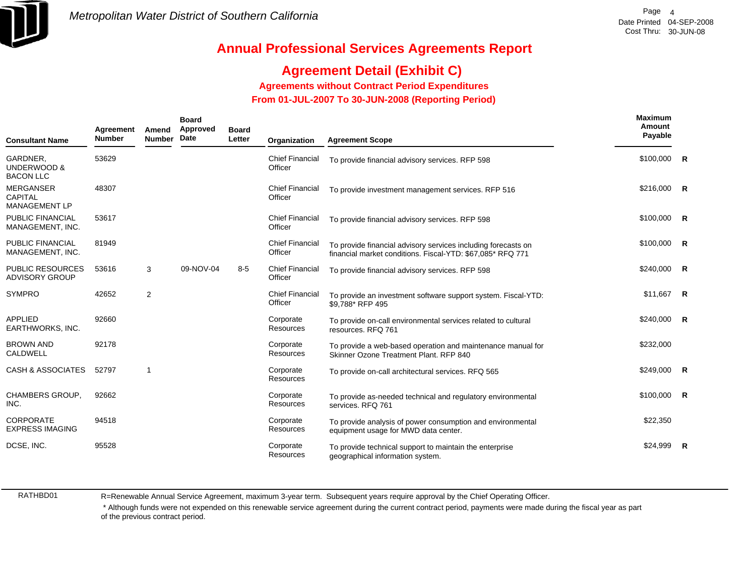# Annual Professional Services Agreements Report

## Agreement Detail (Exhibit C)

### Agreements without Contract Period Expenditures

### From 01-JUL-2007 To 30-JUN-2008 (Reporting Period)

| Consultant Name | Agreement Number | Amend Number | Board Approved Date | Board Letter | Organization | Agreement Scope | Maximum Amount Payable | |
|---|---|---|---|---|---|---|---|---|
| GARDNER, UNDERWOOD & BACON LLC | 53629 | | | | Chief Financial Officer | To provide financial advisory services. RFP 598 | $100,000 | R |
| MERGANSER CAPITAL MANAGEMENT LP | 48307 | | | | Chief Financial Officer | To provide investment management services. RFP 516 | $216,000 | R |
| PUBLIC FINANCIAL MANAGEMENT, INC. | 53617 | | | | Chief Financial Officer | To provide financial advisory services. RFP 598 | $100,000 | R |
| PUBLIC FINANCIAL MANAGEMENT, INC. | 81949 | | | | Chief Financial Officer | To provide financial advisory services including forecasts on financial market conditions. Fiscal-YTD: $67,085* RFQ 771 | $100,000 | R |
| PUBLIC RESOURCES ADVISORY GROUP | 53616 | 3 | 09-NOV-04 | 8-5 | Chief Financial Officer | To provide financial advisory services. RFP 598 | $240,000 | R |
| SYMPRO | 42652 | 2 | | | Chief Financial Officer | To provide an investment software support system. Fiscal-YTD: $9,788* RFP 495 | $11,667 | R |
| APPLIED EARTHWORKS, INC. | 92660 | | | | Corporate Resources | To provide on-call environmental services related to cultural resources. RFQ 761 | $240,000 | R |
| BROWN AND CALDWELL | 92178 | | | | Corporate Resources | To provide a web-based operation and maintenance manual for Skinner Ozone Treatment Plant. RFP 840 | $232,000 | |
| CASH & ASSOCIATES | 52797 | 1 | | | Corporate Resources | To provide on-call architectural services. RFQ 565 | $249,000 | R |
| CHAMBERS GROUP, INC. | 92662 | | | | Corporate Resources | To provide as-needed technical and regulatory environmental services. RFQ 761 | $100,000 | R |
| CORPORATE EXPRESS IMAGING | 94518 | | | | Corporate Resources | To provide analysis of power consumption and environmental equipment usage for MWD data center. | $22,350 | |
| DCSE, INC. | 95528 | | | | Corporate Resources | To provide technical support to maintain the enterprise geographical information system. | $24,999 | R |

RATHBD01

R=Renewable Annual Service Agreement, maximum 3-year term. Subsequent years require approval by the Chief Operating Officer.

* Although funds were not expended on this renewable service agreement during the current contract period, payments were made during the fiscal year as part of the previous contract period.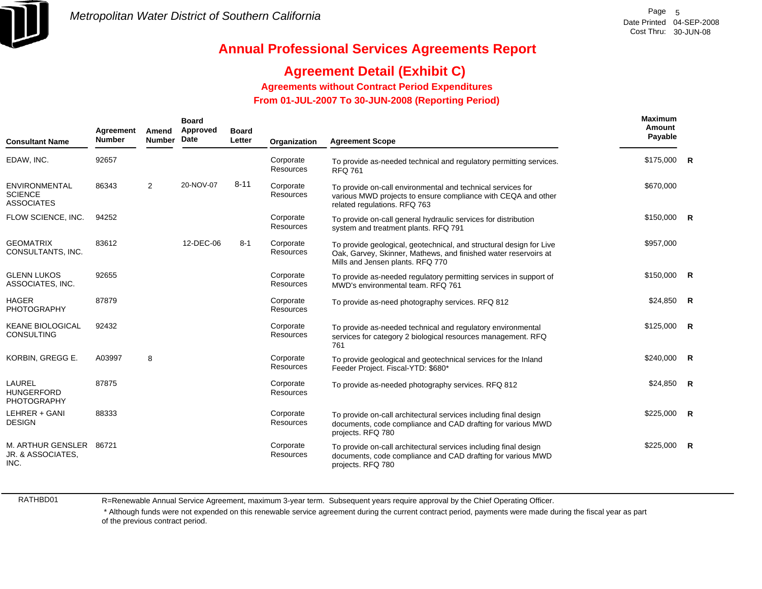Metropolitan Water District of Southern California

Date Printed 04-SEP-2008
Cost Thru: 30-JUN-08

# Annual Professional Services Agreements Report

## Agreement Detail (Exhibit C)

### Agreements without Contract Period Expenditures

### From 01-JUL-2007 To 30-JUN-2008 (Reporting Period)

| Consultant Name | Agreement Number | Amend Number | Board Approved Date | Board Letter | Organization | Agreement Scope | Maximum Amount Payable | |
|---|---|---|---|---|---|---|---|---|
| EDAW, INC. | 92657 | | | | Corporate Resources | To provide as-needed technical and regulatory permitting services. RFQ 761 | $175,000 | R |
| ENVIRONMENTAL SCIENCE ASSOCIATES | 86343 | 2 | 20-NOV-07 | 8-11 | Corporate Resources | To provide on-call environmental and technical services for various MWD projects to ensure compliance with CEQA and other related regulations. RFQ 763 | $670,000 | |
| FLOW SCIENCE, INC. | 94252 | | | | Corporate Resources | To provide on-call general hydraulic services for distribution system and treatment plants. RFQ 791 | $150,000 | R |
| GEOMATRIX CONSULTANTS, INC. | 83612 | | 12-DEC-06 | 8-1 | Corporate Resources | To provide geological, geotechnical, and structural design for Live Oak, Garvey, Skinner, Mathews, and finished water reservoirs at Mills and Jensen plants. RFQ 770 | $957,000 | |
| GLENN LUKOS ASSOCIATES, INC. | 92655 | | | | Corporate Resources | To provide as-needed regulatory permitting services in support of MWD's environmental team. RFQ 761 | $150,000 | R |
| HAGER PHOTOGRAPHY | 87879 | | | | Corporate Resources | To provide as-need photography services. RFQ 812 | $24,850 | R |
| KEANE BIOLOGICAL CONSULTING | 92432 | | | | Corporate Resources | To provide as-needed technical and regulatory environmental services for category 2 biological resources management. RFQ 761 | $125,000 | R |
| KORBIN, GREGG E. | A03997 | 8 | | | Corporate Resources | To provide geological and geotechnical services for the Inland Feeder Project. Fiscal-YTD: $680* | $240,000 | R |
| LAUREL HUNGERFORD PHOTOGRAPHY | 87875 | | | | Corporate Resources | To provide as-needed photography services. RFQ 812 | $24,850 | R |
| LEHRER + GANI DESIGN | 88333 | | | | Corporate Resources | To provide on-call architectural services including final design documents, code compliance and CAD drafting for various MWD projects. RFQ 780 | $225,000 | R |
| M. ARTHUR GENSLER JR. & ASSOCIATES, INC. | 86721 | | | | Corporate Resources | To provide on-call architectural services including final design documents, code compliance and CAD drafting for various MWD projects. RFQ 780 | $225,000 | R |

RATHBD01

R=Renewable Annual Service Agreement, maximum 3-year term. Subsequent years require approval by the Chief Operating Officer.

* Although funds were not expended on this renewable service agreement during the current contract period, payments were made during the fiscal year as part of the previous contract period.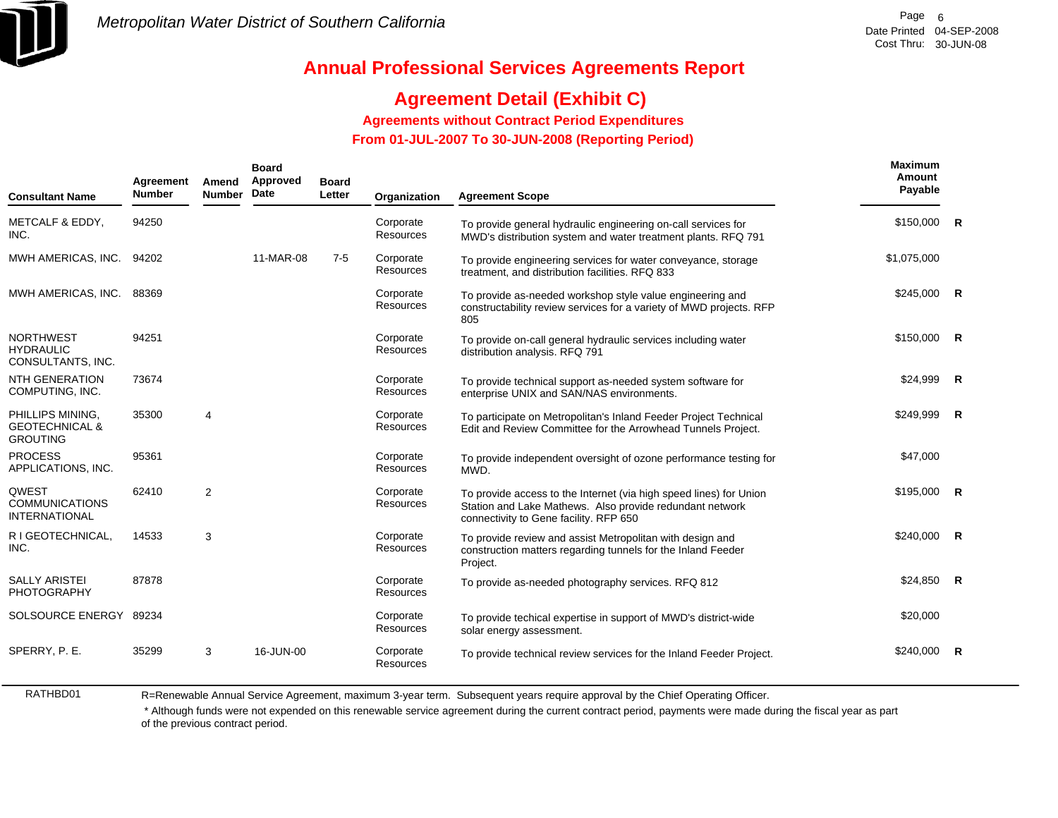Metropolitan Water District of Southern California

# Annual Professional Services Agreements Report

## Agreement Detail (Exhibit C)

### Agreements without Contract Period Expenditures

### From 01-JUL-2007 To 30-JUN-2008 (Reporting Period)

| Consultant Name | Agreement Number | Amend Number | Board Approved Date | Board Letter | Organization | Agreement Scope | Maximum Amount Payable | |
|---|---|---|---|---|---|---|---|---|
| METCALF & EDDY, INC. | 94250 | | | | Corporate Resources | To provide general hydraulic engineering on-call services for MWD's distribution system and water treatment plants. RFQ 791 | $150,000 | R |
| MWH AMERICAS, INC. | 94202 | | 11-MAR-08 | 7-5 | Corporate Resources | To provide engineering services for water conveyance, storage treatment, and distribution facilities. RFQ 833 | $1,075,000 | |
| MWH AMERICAS, INC. | 88369 | | | | Corporate Resources | To provide as-needed workshop style value engineering and constructability review services for a variety of MWD projects. RFP 805 | $245,000 | R |
| NORTHWEST HYDRAULIC CONSULTANTS, INC. | 94251 | | | | Corporate Resources | To provide on-call general hydraulic services including water distribution analysis. RFQ 791 | $150,000 | R |
| NTH GENERATION COMPUTING, INC. | 73674 | | | | Corporate Resources | To provide technical support as-needed system software for enterprise UNIX and SAN/NAS environments. | $24,999 | R |
| PHILLIPS MINING, GEOTECHNICAL & GROUTING | 35300 | 4 | | | Corporate Resources | To participate on Metropolitan's Inland Feeder Project Technical Edit and Review Committee for the Arrowhead Tunnels Project. | $249,999 | R |
| PROCESS APPLICATIONS, INC. | 95361 | | | | Corporate Resources | To provide independent oversight of ozone performance testing for MWD. | $47,000 | |
| QWEST COMMUNICATIONS INTERNATIONAL | 62410 | 2 | | | Corporate Resources | To provide access to the Internet (via high speed lines) for Union Station and Lake Mathews. Also provide redundant network connectivity to Gene facility. RFP 650 | $195,000 | R |
| R I GEOTECHNICAL, INC. | 14533 | 3 | | | Corporate Resources | To provide review and assist Metropolitan with design and construction matters regarding tunnels for the Inland Feeder Project. | $240,000 | R |
| SALLY ARISTEI PHOTOGRAPHY | 87878 | | | | Corporate Resources | To provide as-needed photography services. RFQ 812 | $24,850 | R |
| SOLSOURCE ENERGY | 89234 | | | | Corporate Resources | To provide techical expertise in support of MWD's district-wide solar energy assessment. | $20,000 | |
| SPERRY, P. E. | 35299 | 3 | 16-JUN-00 | | Corporate Resources | To provide technical review services for the Inland Feeder Project. | $240,000 | R |

RATHBD01

R=Renewable Annual Service Agreement, maximum 3-year term. Subsequent years require approval by the Chief Operating Officer.

* Although funds were not expended on this renewable service agreement during the current contract period, payments were made during the fiscal year as part of the previous contract period.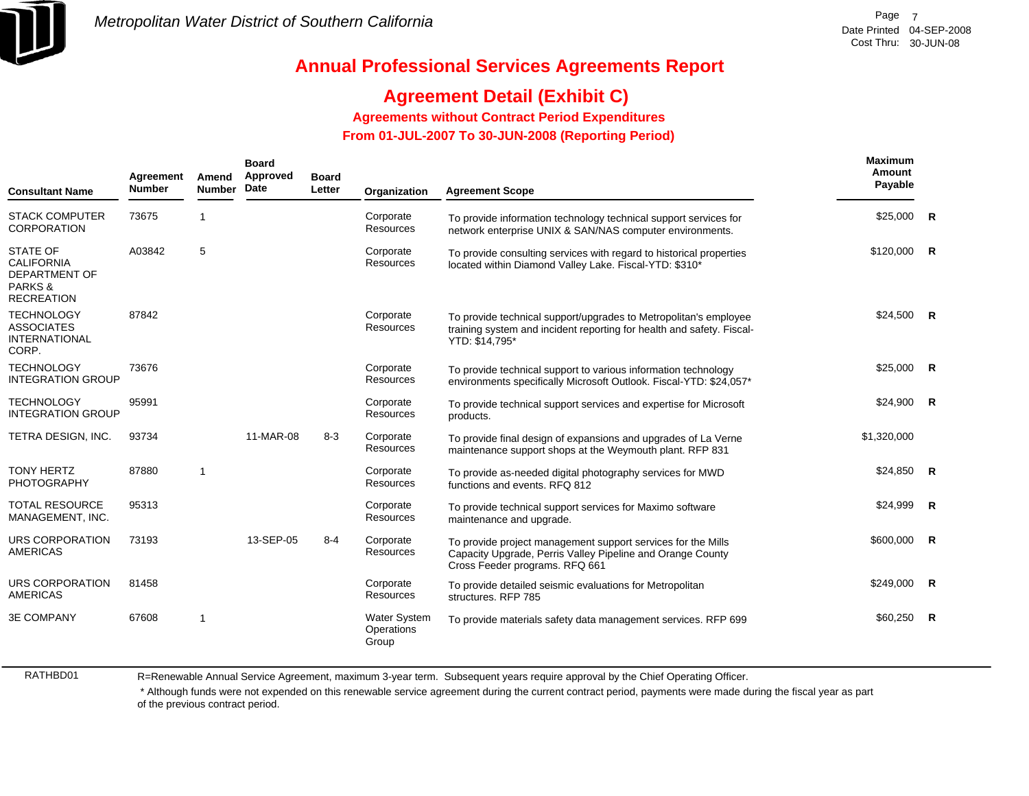# Annual Professional Services Agreements Report

## Agreement Detail (Exhibit C)

### Agreements without Contract Period Expenditures

### From 01-JUL-2007 To 30-JUN-2008 (Reporting Period)

| Consultant Name | Agreement Number | Amend Number | Board Approved Date | Board Letter | Organization | Agreement Scope | Maximum Amount Payable | |
|---|---|---|---|---|---|---|---|---|
| STACK COMPUTER CORPORATION | 73675 | 1 | | | Corporate Resources | To provide information technology technical support services for network enterprise UNIX & SAN/NAS computer environments. | $25,000 | R |
| STATE OF CALIFORNIA DEPARTMENT OF PARKS & RECREATION | A03842 | 5 | | | Corporate Resources | To provide consulting services with regard to historical properties located within Diamond Valley Lake. Fiscal-YTD: $310* | $120,000 | R |
| TECHNOLOGY ASSOCIATES INTERNATIONAL CORP. | 87842 | | | | Corporate Resources | To provide technical support/upgrades to Metropolitan's employee training system and incident reporting for health and safety. Fiscal-YTD: $14,795* | $24,500 | R |
| TECHNOLOGY INTEGRATION GROUP | 73676 | | | | Corporate Resources | To provide technical support to various information technology environments specifically Microsoft Outlook. Fiscal-YTD: $24,057* | $25,000 | R |
| TECHNOLOGY INTEGRATION GROUP | 95991 | | | | Corporate Resources | To provide technical support services and expertise for Microsoft products. | $24,900 | R |
| TETRA DESIGN, INC. | 93734 | | 11-MAR-08 | 8-3 | Corporate Resources | To provide final design of expansions and upgrades of La Verne maintenance support shops at the Weymouth plant. RFP 831 | $1,320,000 | |
| TONY HERTZ PHOTOGRAPHY | 87880 | 1 | | | Corporate Resources | To provide as-needed digital photography services for MWD functions and events. RFQ 812 | $24,850 | R |
| TOTAL RESOURCE MANAGEMENT, INC. | 95313 | | | | Corporate Resources | To provide technical support services for Maximo software maintenance and upgrade. | $24,999 | R |
| URS CORPORATION AMERICAS | 73193 | | 13-SEP-05 | 8-4 | Corporate Resources | To provide project management support services for the Mills Capacity Upgrade, Perris Valley Pipeline and Orange County Cross Feeder programs. RFQ 661 | $600,000 | R |
| URS CORPORATION AMERICAS | 81458 | | | | Corporate Resources | To provide detailed seismic evaluations for Metropolitan structures. RFP 785 | $249,000 | R |
| 3E COMPANY | 67608 | 1 | | | Water System Operations Group | To provide materials safety data management services. RFP 699 | $60,250 | R |

RATHBD01

R=Renewable Annual Service Agreement, maximum 3-year term. Subsequent years require approval by the Chief Operating Officer.

* Although funds were not expended on this renewable service agreement during the current contract period, payments were made during the fiscal year as part of the previous contract period.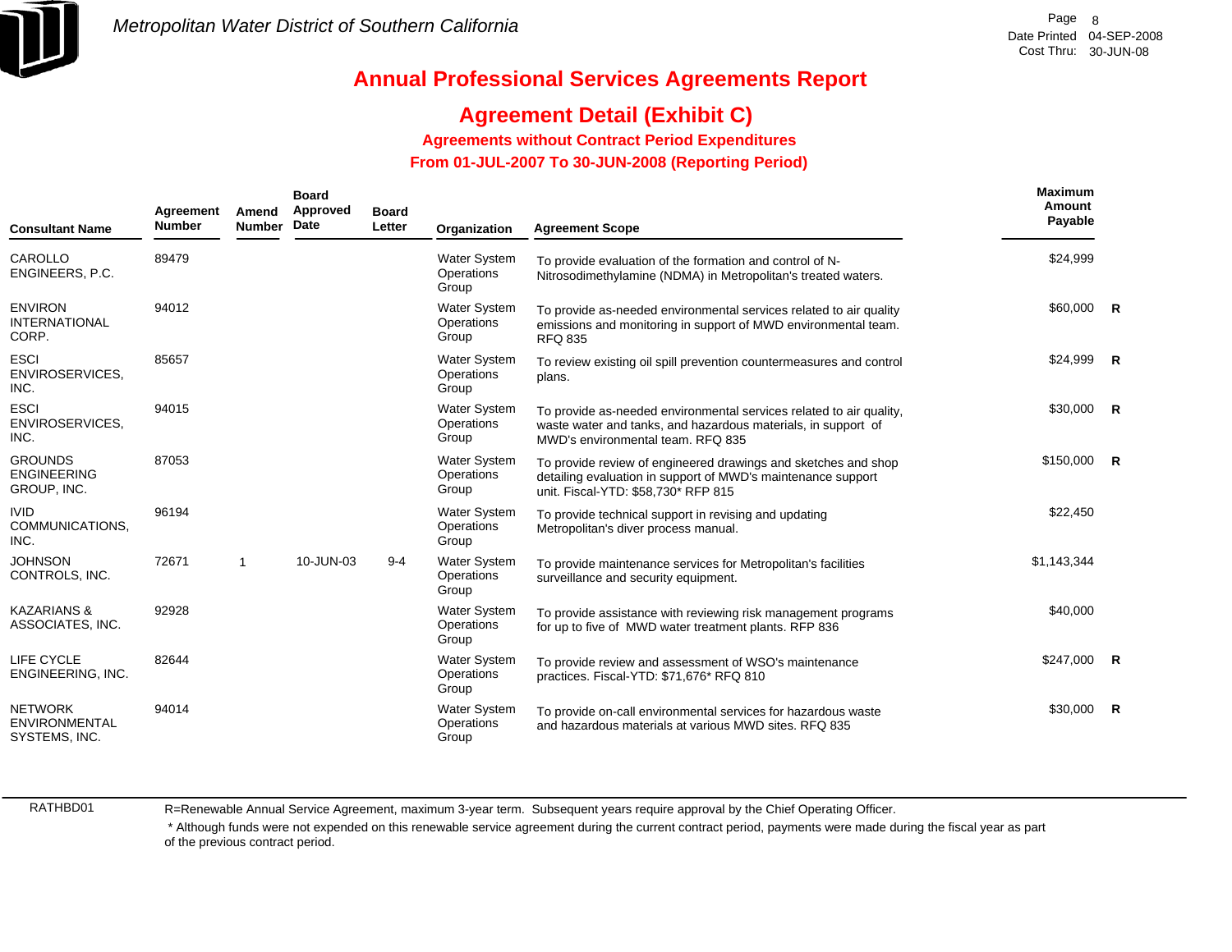Metropolitan Water District of Southern California

Date Printed 04-SEP-2008
Cost Thru: 30-JUN-08

# Annual Professional Services Agreements Report

## Agreement Detail (Exhibit C)

### Agreements without Contract Period Expenditures

### From 01-JUL-2007 To 30-JUN-2008 (Reporting Period)

| Consultant Name | Agreement Number | Amend Number | Board Approved Date | Board Letter | Organization | Agreement Scope | Maximum Amount Payable | |
|---|---|---|---|---|---|---|---|---|
| CAROLLO ENGINEERS, P.C. | 89479 | | | | Water System Operations Group | To provide evaluation of the formation and control of N-Nitrosodimethylamine (NDMA) in Metropolitan's treated waters. | $24,999 | |
| ENVIRON INTERNATIONAL CORP. | 94012 | | | | Water System Operations Group | To provide as-needed environmental services related to air quality emissions and monitoring in support of MWD environmental team. RFQ 835 | $60,000 | R |
| ESCI ENVIROSERVICES, INC. | 85657 | | | | Water System Operations Group | To review existing oil spill prevention countermeasures and control plans. | $24,999 | R |
| ESCI ENVIROSERVICES, INC. | 94015 | | | | Water System Operations Group | To provide as-needed environmental services related to air quality, waste water and tanks, and hazardous materials, in support of MWD's environmental team. RFQ 835 | $30,000 | R |
| GROUNDS ENGINEERING GROUP, INC. | 87053 | | | | Water System Operations Group | To provide review of engineered drawings and sketches and shop detailing evaluation in support of MWD's maintenance support unit. Fiscal-YTD: $58,730* RFP 815 | $150,000 | R |
| IVID COMMUNICATIONS, INC. | 96194 | | | | Water System Operations Group | To provide technical support in revising and updating Metropolitan's diver process manual. | $22,450 | |
| JOHNSON CONTROLS, INC. | 72671 | 1 | 10-JUN-03 | 9-4 | Water System Operations Group | To provide maintenance services for Metropolitan's facilities surveillance and security equipment. | $1,143,344 | |
| KAZARIANS & ASSOCIATES, INC. | 92928 | | | | Water System Operations Group | To provide assistance with reviewing risk management programs for up to five of MWD water treatment plants. RFP 836 | $40,000 | |
| LIFE CYCLE ENGINEERING, INC. | 82644 | | | | Water System Operations Group | To provide review and assessment of WSO's maintenance practices. Fiscal-YTD: $71,676* RFQ 810 | $247,000 | R |
| NETWORK ENVIRONMENTAL SYSTEMS, INC. | 94014 | | | | Water System Operations Group | To provide on-call environmental services for hazardous waste and hazardous materials at various MWD sites. RFQ 835 | $30,000 | R |

RATHBD01

R=Renewable Annual Service Agreement, maximum 3-year term. Subsequent years require approval by the Chief Operating Officer.

* Although funds were not expended on this renewable service agreement during the current contract period, payments were made during the fiscal year as part of the previous contract period.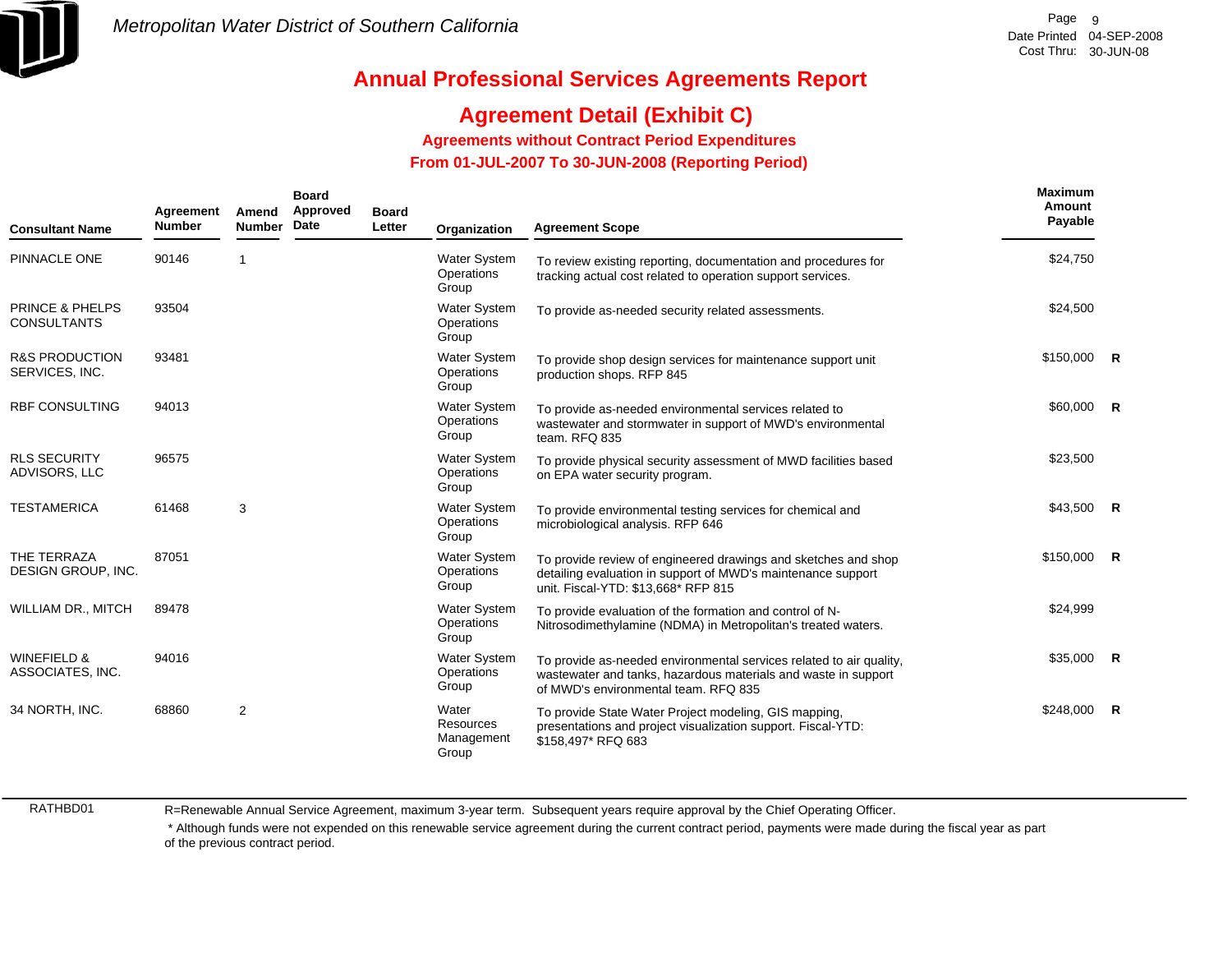# Metropolitan Water District of Southern California

## Annual Professional Services Agreements Report

## Agreement Detail (Exhibit C)

### Agreements without Contract Period Expenditures

### From 01-JUL-2007 To 30-JUN-2008 (Reporting Period)

| Consultant Name | Agreement Number | Amend Number | Board Approved Date | Board Letter | Organization | Agreement Scope | Maximum Amount Payable | |
|---|---|---|---|---|---|---|---|---|
| PINNACLE ONE | 90146 | 1 | | | Water System Operations Group | To review existing reporting, documentation and procedures for tracking actual cost related to operation support services. | $24,750 | |
| PRINCE & PHELPS CONSULTANTS | 93504 | | | | Water System Operations Group | To provide as-needed security related assessments. | $24,500 | |
| R&S PRODUCTION SERVICES, INC. | 93481 | | | | Water System Operations Group | To provide shop design services for maintenance support unit production shops. RFP 845 | $150,000 | R |
| RBF CONSULTING | 94013 | | | | Water System Operations Group | To provide as-needed environmental services related to wastewater and stormwater in support of MWD's environmental team. RFQ 835 | $60,000 | R |
| RLS SECURITY ADVISORS, LLC | 96575 | | | | Water System Operations Group | To provide physical security assessment of MWD facilities based on EPA water security program. | $23,500 | |
| TESTAMERICA | 61468 | 3 | | | Water System Operations Group | To provide environmental testing services for chemical and microbiological analysis. RFP 646 | $43,500 | R |
| THE TERRAZA DESIGN GROUP, INC. | 87051 | | | | Water System Operations Group | To provide review of engineered drawings and sketches and shop detailing evaluation in support of MWD's maintenance support unit. Fiscal-YTD: $13,668* RFP 815 | $150,000 | R |
| WILLIAM DR., MITCH | 89478 | | | | Water System Operations Group | To provide evaluation of the formation and control of N-Nitrosodimethylamine (NDMA) in Metropolitan's treated waters. | $24,999 | |
| WINEFIELD & ASSOCIATES, INC. | 94016 | | | | Water System Operations Group | To provide as-needed environmental services related to air quality, wastewater and tanks, hazardous materials and waste in support of MWD's environmental team. RFQ 835 | $35,000 | R |
| 34 NORTH, INC. | 68860 | 2 | | | Water Resources Management Group | To provide State Water Project modeling, GIS mapping, presentations and project visualization support. Fiscal-YTD: $158,497* RFQ 683 | $248,000 | R |

RATHBD01

R=Renewable Annual Service Agreement, maximum 3-year term. Subsequent years require approval by the Chief Operating Officer.

* Although funds were not expended on this renewable service agreement during the current contract period, payments were made during the fiscal year as part of the previous contract period.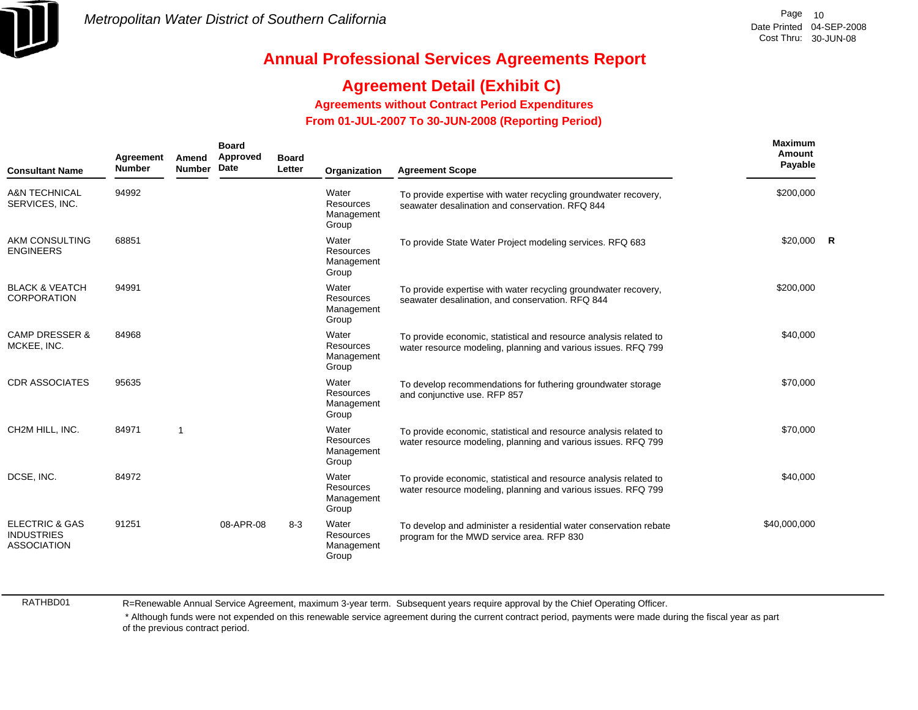Metropolitan Water District of Southern California

# Annual Professional Services Agreements Report

## Agreement Detail (Exhibit C)

### Agreements without Contract Period Expenditures

### From 01-JUL-2007 To 30-JUN-2008 (Reporting Period)

| Consultant Name | Agreement Number | Amend Number | Board Approved Date | Board Letter | Organization | Agreement Scope | Maximum Amount Payable | |
|---|---|---|---|---|---|---|---|---|
| A&N TECHNICAL SERVICES, INC. | 94992 | | | | Water Resources Management Group | To provide expertise with water recycling groundwater recovery, seawater desalination and conservation. RFQ 844 | $200,000 | |
| AKM CONSULTING ENGINEERS | 68851 | | | | Water Resources Management Group | To provide State Water Project modeling services. RFQ 683 | $20,000 | R |
| BLACK & VEATCH CORPORATION | 94991 | | | | Water Resources Management Group | To provide expertise with water recycling groundwater recovery, seawater desalination, and conservation. RFQ 844 | $200,000 | |
| CAMP DRESSER & MCKEE, INC. | 84968 | | | | Water Resources Management Group | To provide economic, statistical and resource analysis related to water resource modeling, planning and various issues. RFQ 799 | $40,000 | |
| CDR ASSOCIATES | 95635 | | | | Water Resources Management Group | To develop recommendations for futhering groundwater storage and conjunctive use. RFP 857 | $70,000 | |
| CH2M HILL, INC. | 84971 | 1 | | | Water Resources Management Group | To provide economic, statistical and resource analysis related to water resource modeling, planning and various issues. RFQ 799 | $70,000 | |
| DCSE, INC. | 84972 | | | | Water Resources Management Group | To provide economic, statistical and resource analysis related to water resource modeling, planning and various issues. RFQ 799 | $40,000 | |
| ELECTRIC & GAS INDUSTRIES ASSOCIATION | 91251 | | 08-APR-08 | 8-3 | Water Resources Management Group | To develop and administer a residential water conservation rebate program for the MWD service area. RFP 830 | $40,000,000 | |

R=Renewable Annual Service Agreement, maximum 3-year term. Subsequent years require approval by the Chief Operating Officer.

* Although funds were not expended on this renewable service agreement during the current contract period, payments were made during the fiscal year as part of the previous contract period.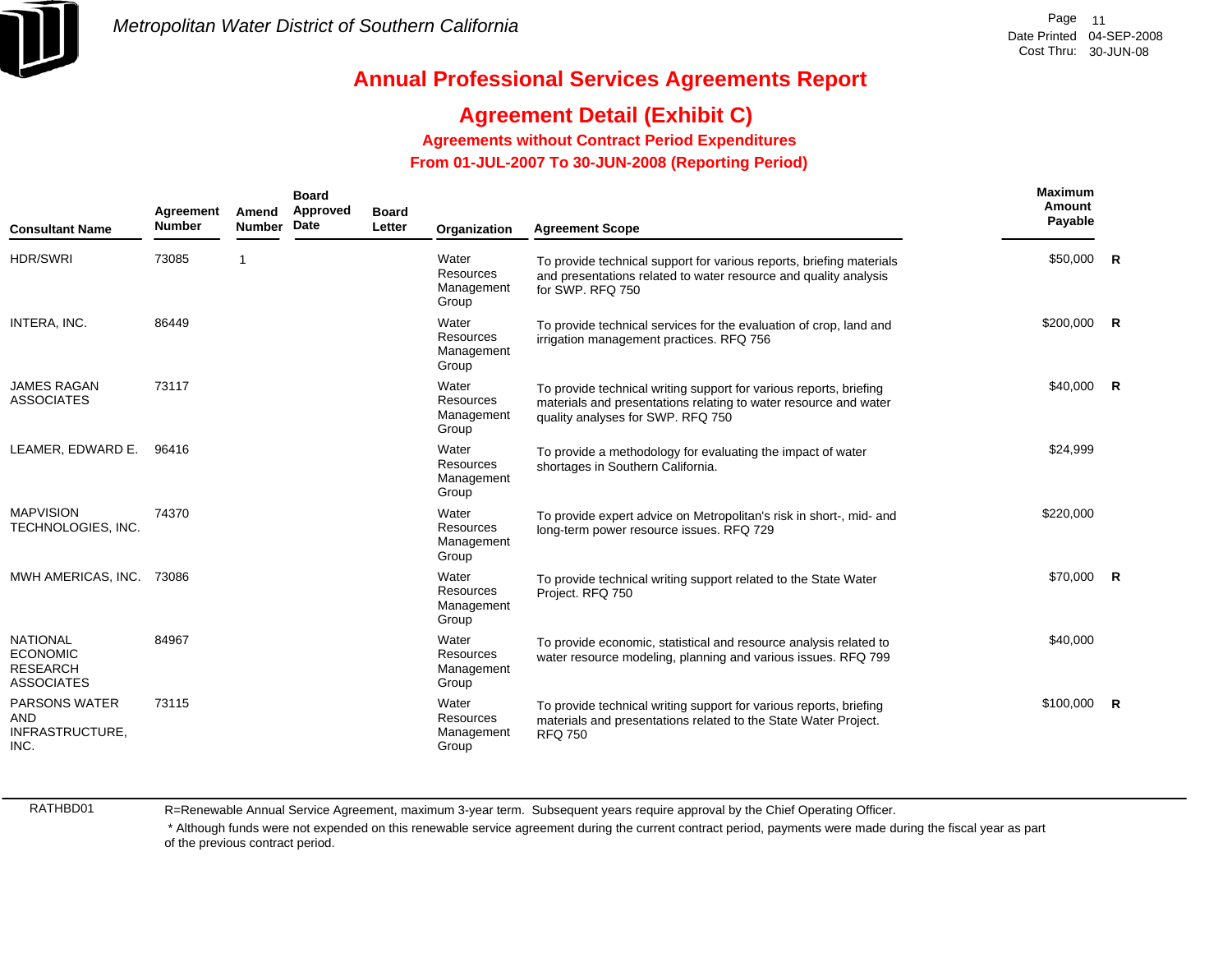Metropolitan Water District of Southern California

# Annual Professional Services Agreements Report

## Agreement Detail (Exhibit C)

### Agreements without Contract Period Expenditures

### From 01-JUL-2007 To 30-JUN-2008 (Reporting Period)

Date Printed 04-SEP-2008
Cost Thru: 30-JUN-08

| Consultant Name | Agreement Number | Amend Number | Board Approved Date | Board Letter | Organization | Agreement Scope | Maximum Amount Payable | |
|---|---|---|---|---|---|---|---|---|
| HDR/SWRI | 73085 | 1 | | | Water Resources Management Group | To provide technical support for various reports, briefing materials and presentations related to water resource and quality analysis for SWP. RFQ 750 | $50,000 | R |
| INTERA, INC. | 86449 | | | | Water Resources Management Group | To provide technical services for the evaluation of crop, land and irrigation management practices. RFQ 756 | $200,000 | R |
| JAMES RAGAN ASSOCIATES | 73117 | | | | Water Resources Management Group | To provide technical writing support for various reports, briefing materials and presentations relating to water resource and water quality analyses for SWP. RFQ 750 | $40,000 | R |
| LEAMER, EDWARD E. | 96416 | | | | Water Resources Management Group | To provide a methodology for evaluating the impact of water shortages in Southern California. | $24,999 | |
| MAPVISION TECHNOLOGIES, INC. | 74370 | | | | Water Resources Management Group | To provide expert advice on Metropolitan's risk in short-, mid- and long-term power resource issues. RFQ 729 | $220,000 | |
| MWH AMERICAS, INC. | 73086 | | | | Water Resources Management Group | To provide technical writing support related to the State Water Project. RFQ 750 | $70,000 | R |
| NATIONAL ECONOMIC RESEARCH ASSOCIATES | 84967 | | | | Water Resources Management Group | To provide economic, statistical and resource analysis related to water resource modeling, planning and various issues. RFQ 799 | $40,000 | |
| PARSONS WATER AND INFRASTRUCTURE, INC. | 73115 | | | | Water Resources Management Group | To provide technical writing support for various reports, briefing materials and presentations related to the State Water Project. RFQ 750 | $100,000 | R |

RATHBD01

R=Renewable Annual Service Agreement, maximum 3-year term. Subsequent years require approval by the Chief Operating Officer.

* Although funds were not expended on this renewable service agreement during the current contract period, payments were made during the fiscal year as part of the previous contract period.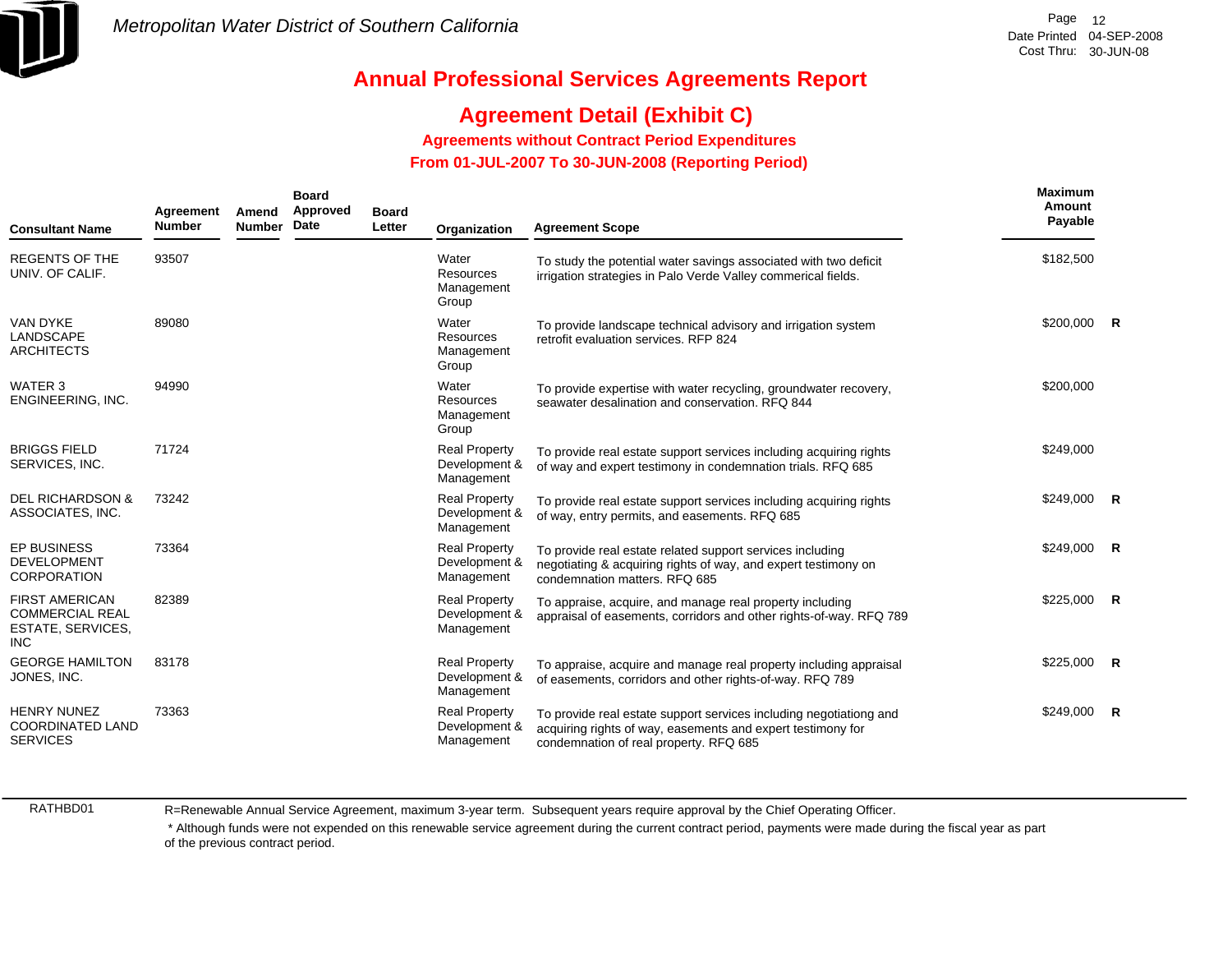Metropolitan Water District of Southern California

# Annual Professional Services Agreements Report

## Agreement Detail (Exhibit C)

### Agreements without Contract Period Expenditures

### From 01-JUL-2007 To 30-JUN-2008 (Reporting Period)

| Consultant Name | Agreement Number | Amend Number | Board Approved Date | Board Letter | Organization | Agreement Scope | Maximum Amount Payable | |
|---|---|---|---|---|---|---|---|---|
| REGENTS OF THE UNIV. OF CALIF. | 93507 | | | | Water Resources Management Group | To study the potential water savings associated with two deficit irrigation strategies in Palo Verde Valley commerical fields. | $182,500 | |
| VAN DYKE LANDSCAPE ARCHITECTS | 89080 | | | | Water Resources Management Group | To provide landscape technical advisory and irrigation system retrofit evaluation services. RFP 824 | $200,000 | R |
| WATER 3 ENGINEERING, INC. | 94990 | | | | Water Resources Management Group | To provide expertise with water recycling, groundwater recovery, seawater desalination and conservation. RFQ 844 | $200,000 | |
| BRIGGS FIELD SERVICES, INC. | 71724 | | | | Real Property Development & Management | To provide real estate support services including acquiring rights of way and expert testimony in condemnation trials. RFQ 685 | $249,000 | |
| DEL RICHARDSON & ASSOCIATES, INC. | 73242 | | | | Real Property Development & Management | To provide real estate support services including acquiring rights of way, entry permits, and easements. RFQ 685 | $249,000 | R |
| EP BUSINESS DEVELOPMENT CORPORATION | 73364 | | | | Real Property Development & Management | To provide real estate related support services including negotiating & acquiring rights of way, and expert testimony on condemnation matters. RFQ 685 | $249,000 | R |
| FIRST AMERICAN COMMERCIAL REAL ESTATE, SERVICES, INC | 82389 | | | | Real Property Development & Management | To appraise, acquire, and manage real property including appraisal of easements, corridors and other rights-of-way. RFQ 789 | $225,000 | R |
| GEORGE HAMILTON JONES, INC. | 83178 | | | | Real Property Development & Management | To appraise, acquire and manage real property including appraisal of easements, corridors and other rights-of-way. RFQ 789 | $225,000 | R |
| HENRY NUNEZ COORDINATED LAND SERVICES | 73363 | | | | Real Property Development & Management | To provide real estate support services including negotiationg and acquiring rights of way, easements and expert testimony for condemnation of real property. RFQ 685 | $249,000 | R |

RATHBD01

R=Renewable Annual Service Agreement, maximum 3-year term. Subsequent years require approval by the Chief Operating Officer.

* Although funds were not expended on this renewable service agreement during the current contract period, payments were made during the fiscal year as part of the previous contract period.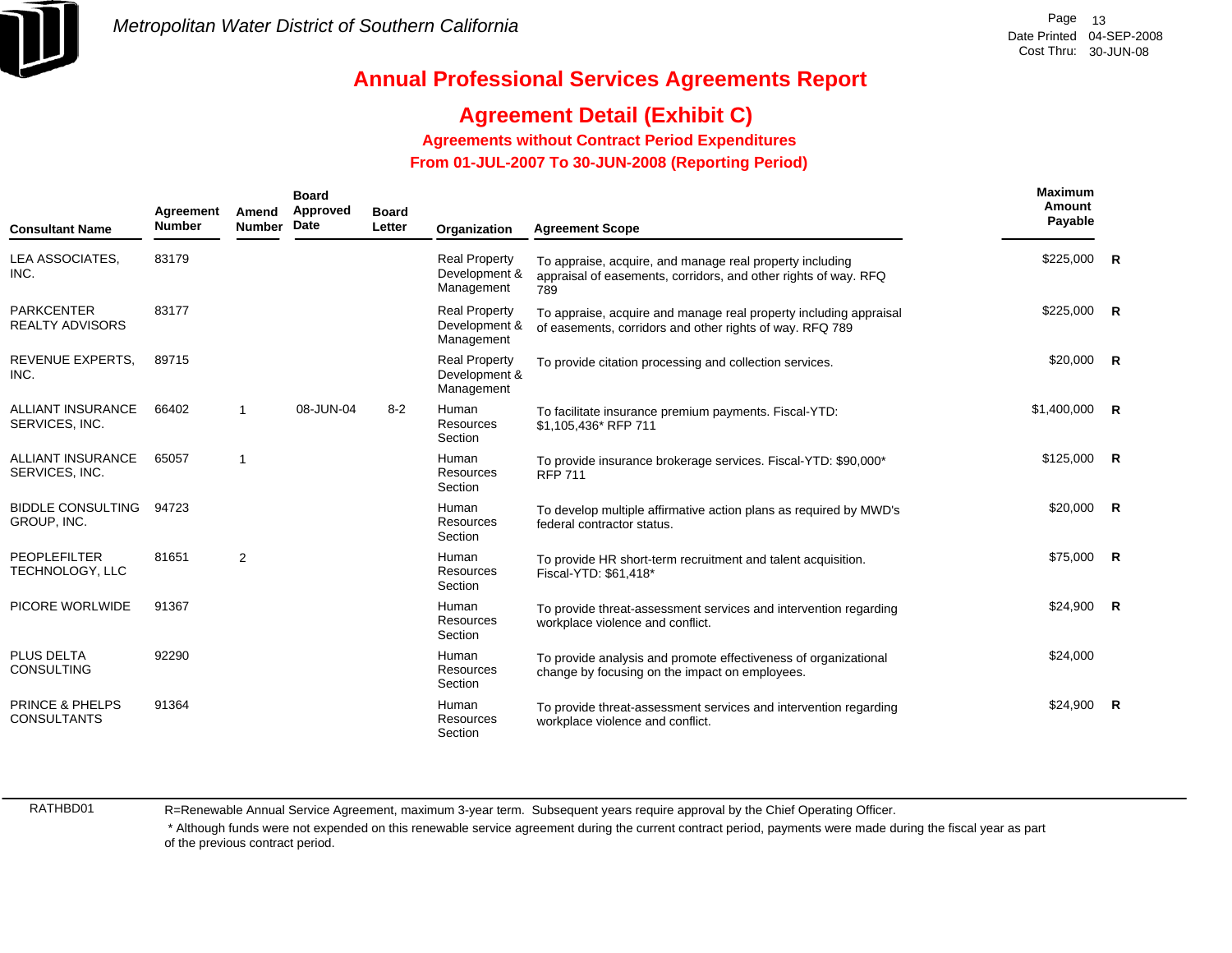Metropolitan Water District of Southern California

Page 13
Date Printed 04-SEP-2008
Cost Thru: 30-JUN-08

# Annual Professional Services Agreements Report

## Agreement Detail (Exhibit C)

### Agreements without Contract Period Expenditures

### From 01-JUL-2007 To 30-JUN-2008 (Reporting Period)

| Consultant Name | Agreement Number | Amend Number | Board Approved Date | Board Letter | Organization | Agreement Scope | Maximum Amount Payable | |
|---|---|---|---|---|---|---|---|---|
| LEA ASSOCIATES, INC. | 83179 | | | | Real Property Development & Management | To appraise, acquire, and manage real property including appraisal of easements, corridors, and other rights of way. RFQ 789 | $225,000 | R |
| PARKCENTER REALTY ADVISORS | 83177 | | | | Real Property Development & Management | To appraise, acquire and manage real property including appraisal of easements, corridors and other rights of way. RFQ 789 | $225,000 | R |
| REVENUE EXPERTS, INC. | 89715 | | | | Real Property Development & Management | To provide citation processing and collection services. | $20,000 | R |
| ALLIANT INSURANCE SERVICES, INC. | 66402 | 1 | 08-JUN-04 | 8-2 | Human Resources Section | To facilitate insurance premium payments. Fiscal-YTD: $1,105,436* RFP 711 | $1,400,000 | R |
| ALLIANT INSURANCE SERVICES, INC. | 65057 | 1 | | | Human Resources Section | To provide insurance brokerage services. Fiscal-YTD: $90,000* RFP 711 | $125,000 | R |
| BIDDLE CONSULTING GROUP, INC. | 94723 | | | | Human Resources Section | To develop multiple affirmative action plans as required by MWD's federal contractor status. | $20,000 | R |
| PEOPLEFILTER TECHNOLOGY, LLC | 81651 | 2 | | | Human Resources Section | To provide HR short-term recruitment and talent acquisition. Fiscal-YTD: $61,418* | $75,000 | R |
| PICORE WORLWIDE | 91367 | | | | Human Resources Section | To provide threat-assessment services and intervention regarding workplace violence and conflict. | $24,900 | R |
| PLUS DELTA CONSULTING | 92290 | | | | Human Resources Section | To provide analysis and promote effectiveness of organizational change by focusing on the impact on employees. | $24,000 | |
| PRINCE & PHELPS CONSULTANTS | 91364 | | | | Human Resources Section | To provide threat-assessment services and intervention regarding workplace violence and conflict. | $24,900 | R |

RATHBD01

R=Renewable Annual Service Agreement, maximum 3-year term. Subsequent years require approval by the Chief Operating Officer.

* Although funds were not expended on this renewable service agreement during the current contract period, payments were made during the fiscal year as part of the previous contract period.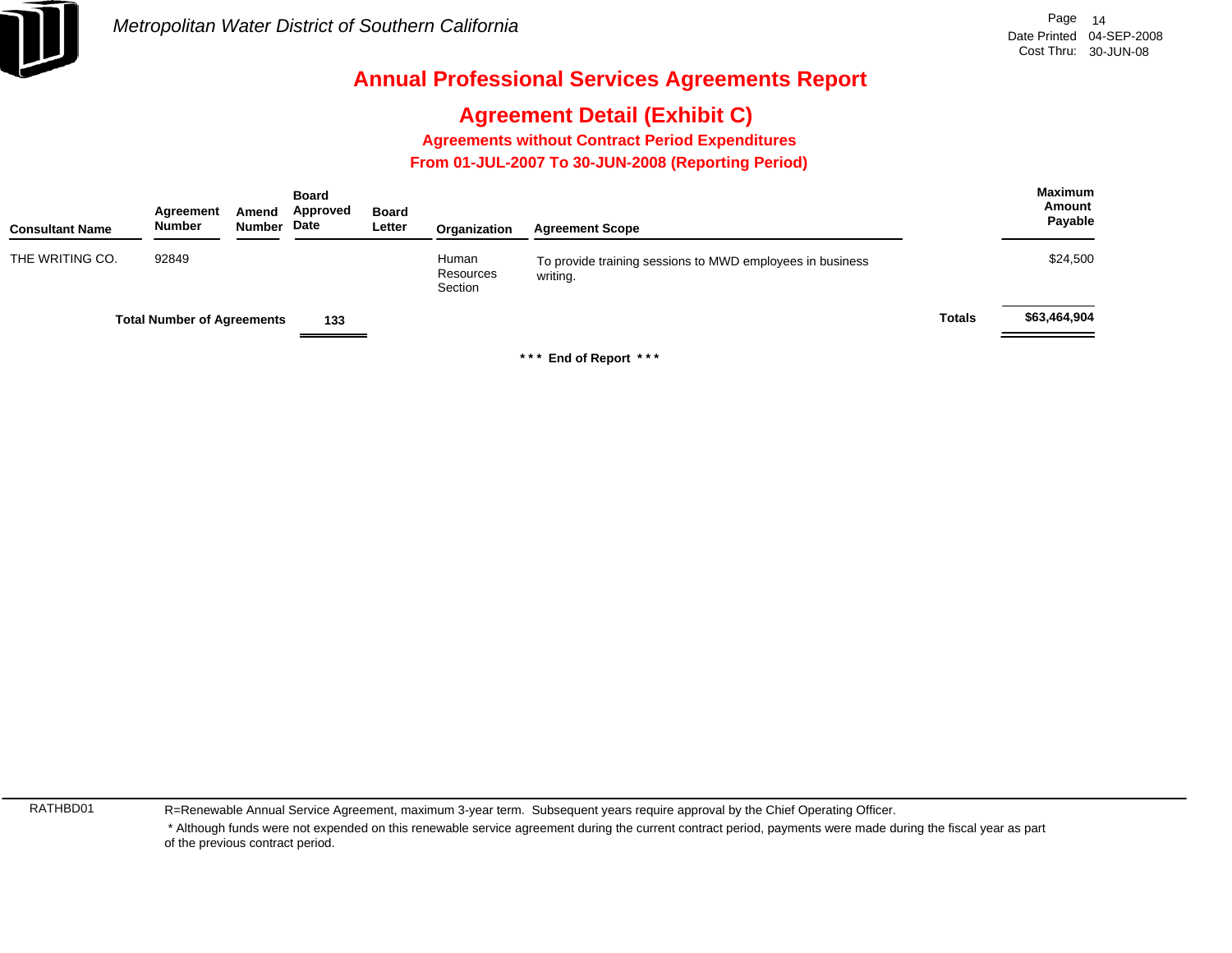# Metropolitan Water District of Southern California

## Annual Professional Services Agreements Report

## Agreement Detail (Exhibit C)

### Agreements without Contract Period Expenditures

### From 01-JUL-2007 To 30-JUN-2008 (Reporting Period)

| Consultant Name | Agreement Number | Amend Number | Board Approved Date | Board Letter | Organization | Agreement Scope | Maximum Amount Payable |
|---|---|---|---|---|---|---|---|
| THE WRITING CO. | 92849 | | | | Human Resources Section | To provide training sessions to MWD employees in business writing. | $24,500 |

**Total Number of Agreements** **133**

**Totals** **$63,464,904**

**\*\*\* End of Report \*\*\***

RATHBD01

R=Renewable Annual Service Agreement, maximum 3-year term. Subsequent years require approval by the Chief Operating Officer.

\* Although funds were not expended on this renewable service agreement during the current contract period, payments were made during the fiscal year as part of the previous contract period.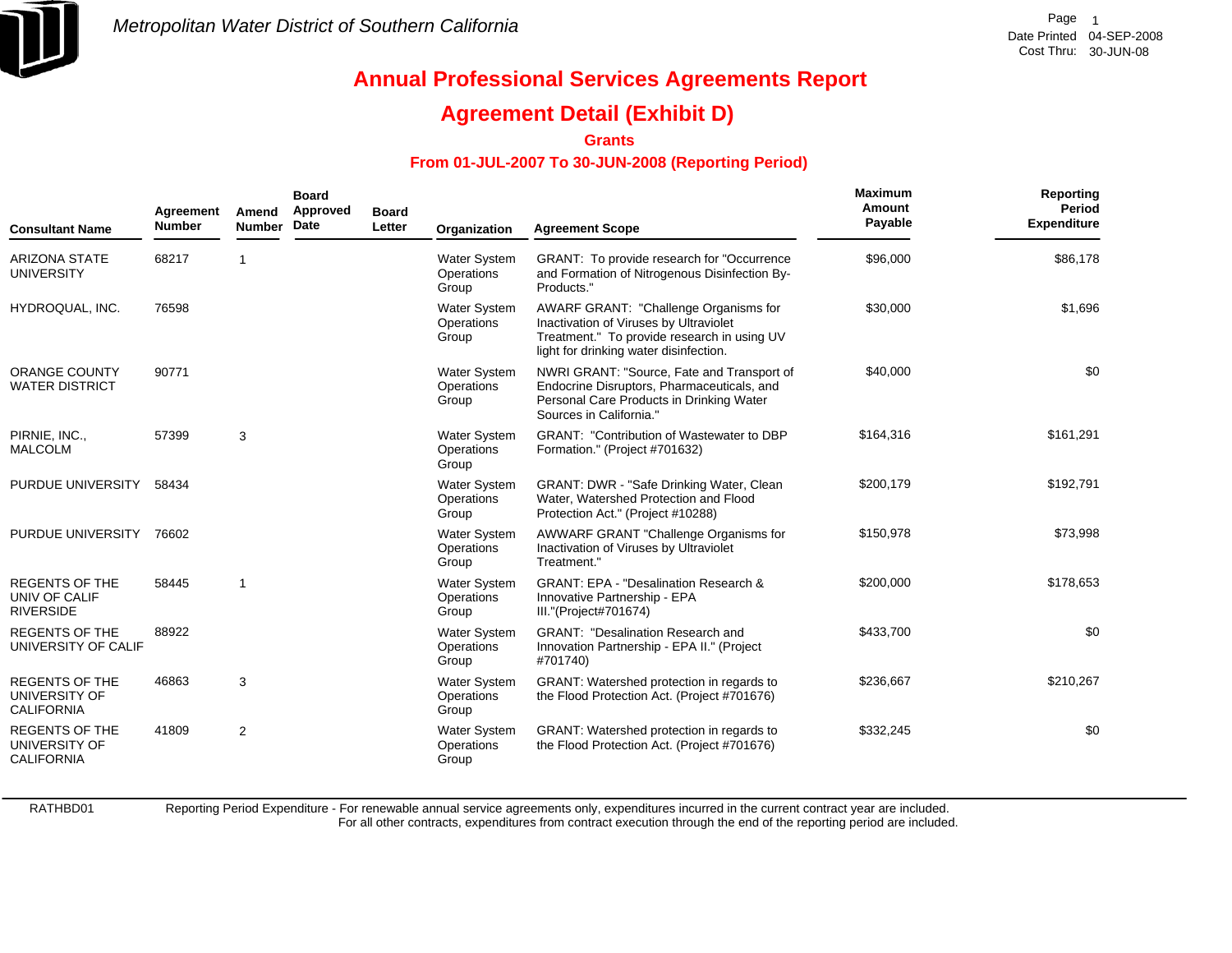Metropolitan Water District of Southern California

Date Printed 04-SEP-2008
Cost Thru: 30-JUN-08

# Annual Professional Services Agreements Report

## Agreement Detail (Exhibit D)

### Grants

### From 01-JUL-2007 To 30-JUN-2008 (Reporting Period)

| Consultant Name | Agreement Number | Amend Number | Board Approved Date | Board Letter | Organization | Agreement Scope | Maximum Amount Payable | Reporting Period Expenditure |
|---|---|---|---|---|---|---|---|---|
| ARIZONA STATE UNIVERSITY | 68217 | 1 | | | Water System Operations Group | GRANT: To provide research for "Occurrence and Formation of Nitrogenous Disinfection By-Products." | $96,000 | $86,178 |
| HYDROQUAL, INC. | 76598 | | | | Water System Operations Group | AWARF GRANT: "Challenge Organisms for Inactivation of Viruses by Ultraviolet Treatment." To provide research in using UV light for drinking water disinfection. | $30,000 | $1,696 |
| ORANGE COUNTY WATER DISTRICT | 90771 | | | | Water System Operations Group | NWRI GRANT: "Source, Fate and Transport of Endocrine Disruptors, Pharmaceuticals, and Personal Care Products in Drinking Water Sources in California." | $40,000 | $0 |
| PIRNIE, INC., MALCOLM | 57399 | 3 | | | Water System Operations Group | GRANT: "Contribution of Wastewater to DBP Formation." (Project #701632) | $164,316 | $161,291 |
| PURDUE UNIVERSITY | 58434 | | | | Water System Operations Group | GRANT: DWR - "Safe Drinking Water, Clean Water, Watershed Protection and Flood Protection Act." (Project #10288) | $200,179 | $192,791 |
| PURDUE UNIVERSITY | 76602 | | | | Water System Operations Group | AWWARF GRANT "Challenge Organisms for Inactivation of Viruses by Ultraviolet Treatment." | $150,978 | $73,998 |
| REGENTS OF THE UNIV OF CALIF RIVERSIDE | 58445 | 1 | | | Water System Operations Group | GRANT: EPA - "Desalination Research & Innovative Partnership - EPA III."(Project#701674) | $200,000 | $178,653 |
| REGENTS OF THE UNIVERSITY OF CALIF | 88922 | | | | Water System Operations Group | GRANT: "Desalination Research and Innovation Partnership - EPA II." (Project #701740) | $433,700 | $0 |
| REGENTS OF THE UNIVERSITY OF CALIFORNIA | 46863 | 3 | | | Water System Operations Group | GRANT: Watershed protection in regards to the Flood Protection Act. (Project #701676) | $236,667 | $210,267 |
| REGENTS OF THE UNIVERSITY OF CALIFORNIA | 41809 | 2 | | | Water System Operations Group | GRANT: Watershed protection in regards to the Flood Protection Act. (Project #701676) | $332,245 | $0 |

RATHBD01 Reporting Period Expenditure - For renewable annual service agreements only, expenditures incurred in the current contract year are included. For all other contracts, expenditures from contract execution through the end of the reporting period are included.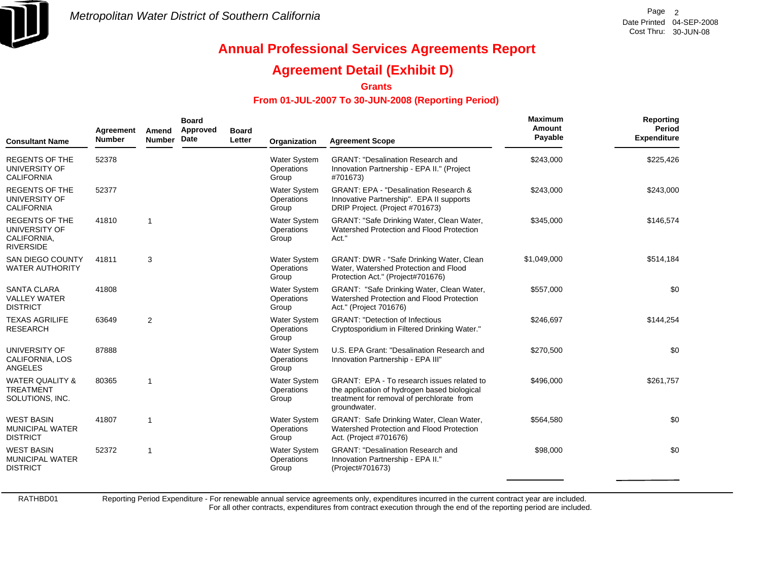# Metropolitan Water District of Southern California

Page 2
Date Printed 04-SEP-2008
Cost Thru: 30-JUN-08

## Annual Professional Services Agreements Report

## Agreement Detail (Exhibit D)

### Grants

### From 01-JUL-2007 To 30-JUN-2008 (Reporting Period)

| Consultant Name | Agreement Number | Amend Number | Board Approved Date | Board Letter | Organization | Agreement Scope | Maximum Amount Payable | Reporting Period Expenditure |
|---|---|---|---|---|---|---|---|---|
| REGENTS OF THE UNIVERSITY OF CALIFORNIA | 52378 | | | | Water System Operations Group | GRANT: "Desalination Research and Innovation Partnership - EPA II." (Project #701673) | $243,000 | $225,426 |
| REGENTS OF THE UNIVERSITY OF CALIFORNIA | 52377 | | | | Water System Operations Group | GRANT: EPA - "Desalination Research & Innovative Partnership". EPA II supports DRIP Project. (Project #701673) | $243,000 | $243,000 |
| REGENTS OF THE UNIVERSITY OF CALIFORNIA, RIVERSIDE | 41810 | 1 | | | Water System Operations Group | GRANT: "Safe Drinking Water, Clean Water, Watershed Protection and Flood Protection Act." | $345,000 | $146,574 |
| SAN DIEGO COUNTY WATER AUTHORITY | 41811 | 3 | | | Water System Operations Group | GRANT: DWR - "Safe Drinking Water, Clean Water, Watershed Protection and Flood Protection Act." (Project#701676) | $1,049,000 | $514,184 |
| SANTA CLARA VALLEY WATER DISTRICT | 41808 | | | | Water System Operations Group | GRANT: "Safe Drinking Water, Clean Water, Watershed Protection and Flood Protection Act." (Project 701676) | $557,000 | $0 |
| TEXAS AGRILIFE RESEARCH | 63649 | 2 | | | Water System Operations Group | GRANT: "Detection of Infectious Cryptosporidium in Filtered Drinking Water." | $246,697 | $144,254 |
| UNIVERSITY OF CALIFORNIA, LOS ANGELES | 87888 | | | | Water System Operations Group | U.S. EPA Grant: "Desalination Research and Innovation Partnership - EPA III" | $270,500 | $0 |
| WATER QUALITY & TREATMENT SOLUTIONS, INC. | 80365 | 1 | | | Water System Operations Group | GRANT: EPA - To research issues related to the application of hydrogen based biological treatment for removal of perchlorate from groundwater. | $496,000 | $261,757 |
| WEST BASIN MUNICIPAL WATER DISTRICT | 41807 | 1 | | | Water System Operations Group | GRANT: Safe Drinking Water, Clean Water, Watershed Protection and Flood Protection Act. (Project #701676) | $564,580 | $0 |
| WEST BASIN MUNICIPAL WATER DISTRICT | 52372 | 1 | | | Water System Operations Group | GRANT: "Desalination Research and Innovation Partnership - EPA II." (Project#701673) | $98,000 | $0 |

RATHBD01 Reporting Period Expenditure - For renewable annual service agreements only, expenditures incurred in the current contract year are included. For all other contracts, expenditures from contract execution through the end of the reporting period are included.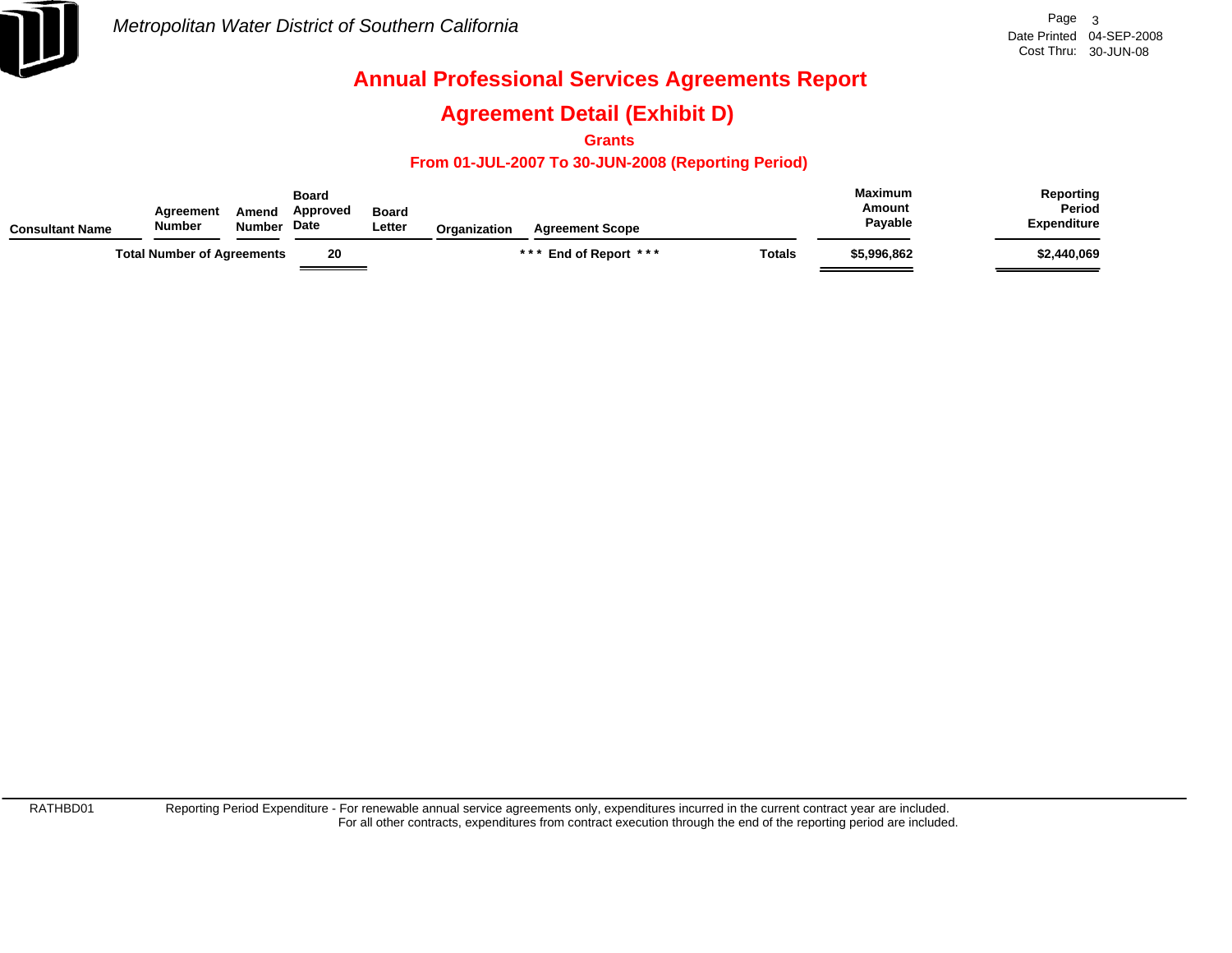*Metropolitan Water District of Southern California*

Date Printed 04-SEP-2008
Cost Thru: 30-JUN-08

# Annual Professional Services Agreements Report

## Agreement Detail (Exhibit D)

### Grants

### From 01-JUL-2007 To 30-JUN-2008 (Reporting Period)

| Consultant Name | Agreement Number | Amend Number | Board Approved Date | Board Letter | Organization | Agreement Scope | | Maximum Amount Payable | Reporting Period Expenditure |
|---|---|---|---|---|---|---|---|---|---|
| | Total Number of Agreements | | 20 | | | *** End of Report *** | Totals | $5,996,862 | $2,440,069 |

RATHBD01 Reporting Period Expenditure - For renewable annual service agreements only, expenditures incurred in the current contract year are included.
For all other contracts, expenditures from contract execution through the end of the reporting period are included.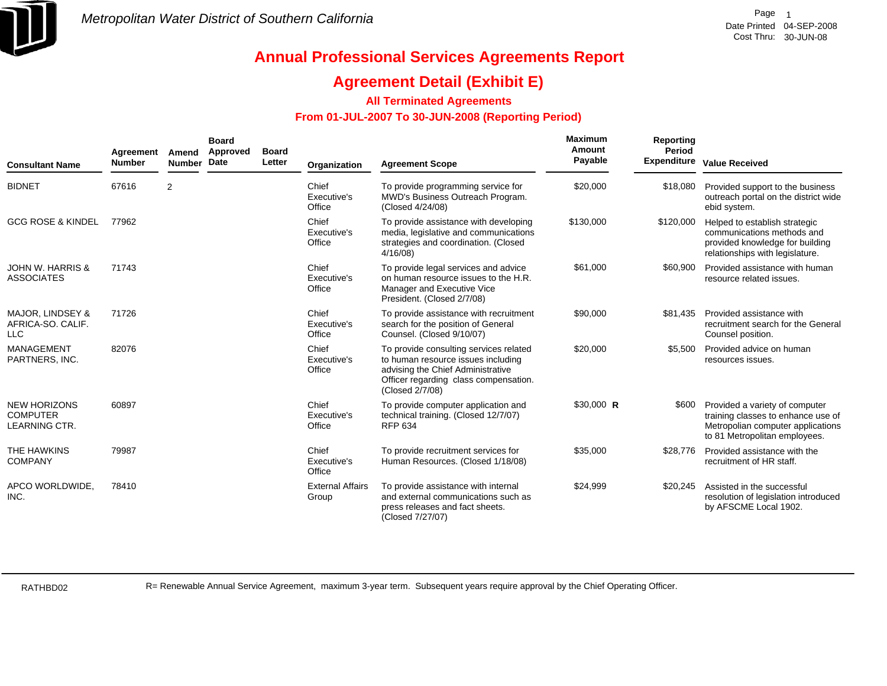Metropolitan Water District of Southern California

Date Printed 04-SEP-2008
Cost Thru: 30-JUN-08

# Annual Professional Services Agreements Report

## Agreement Detail (Exhibit E)

### All Terminated Agreements

### From 01-JUL-2007 To 30-JUN-2008 (Reporting Period)

| Consultant Name | Agreement Number | Amend Number | Board Approved Date | Board Letter | Organization | Agreement Scope | Maximum Amount Payable | Reporting Period Expenditure | Value Received |
|---|---|---|---|---|---|---|---|---|---|
| BIDNET | 67616 | 2 | | | Chief Executive's Office | To provide programming service for MWD's Business Outreach Program. (Closed 4/24/08) | $20,000 | $18,080 | Provided support to the business outreach portal on the district wide ebid system. |
| GCG ROSE & KINDEL | 77962 | | | | Chief Executive's Office | To provide assistance with developing media, legislative and communications strategies and coordination. (Closed 4/16/08) | $130,000 | $120,000 | Helped to establish strategic communications methods and provided knowledge for building relationships with legislature. |
| JOHN W. HARRIS & ASSOCIATES | 71743 | | | | Chief Executive's Office | To provide legal services and advice on human resource issues to the H.R. Manager and Executive Vice President. (Closed 2/7/08) | $61,000 | $60,900 | Provided assistance with human resource related issues. |
| MAJOR, LINDSEY & AFRICA-SO. CALIF. LLC | 71726 | | | | Chief Executive's Office | To provide assistance with recruitment search for the position of General Counsel. (Closed 9/10/07) | $90,000 | $81,435 | Provided assistance with recruitment search for the General Counsel position. |
| MANAGEMENT PARTNERS, INC. | 82076 | | | | Chief Executive's Office | To provide consulting services related to human resource issues including advising the Chief Administrative Officer regarding class compensation. (Closed 2/7/08) | $20,000 | $5,500 | Provided advice on human resources issues. |
| NEW HORIZONS COMPUTER LEARNING CTR. | 60897 | | | | Chief Executive's Office | To provide computer application and technical training. (Closed 12/7/07) RFP 634 | $30,000 **R** | $600 | Provided a variety of computer training classes to enhance use of Metropolian computer applications to 81 Metropolitan employees. |
| THE HAWKINS COMPANY | 79987 | | | | Chief Executive's Office | To provide recruitment services for Human Resources. (Closed 1/18/08) | $35,000 | $28,776 | Provided assistance with the recruitment of HR staff. |
| APCO WORLDWIDE, INC. | 78410 | | | | External Affairs Group | To provide assistance with internal and external communications such as press releases and fact sheets. (Closed 7/27/07) | $24,999 | $20,245 | Assisted in the successful resolution of legislation introduced by AFSCME Local 1902. |

RATHBD02

R= Renewable Annual Service Agreement, maximum 3-year term. Subsequent years require approval by the Chief Operating Officer.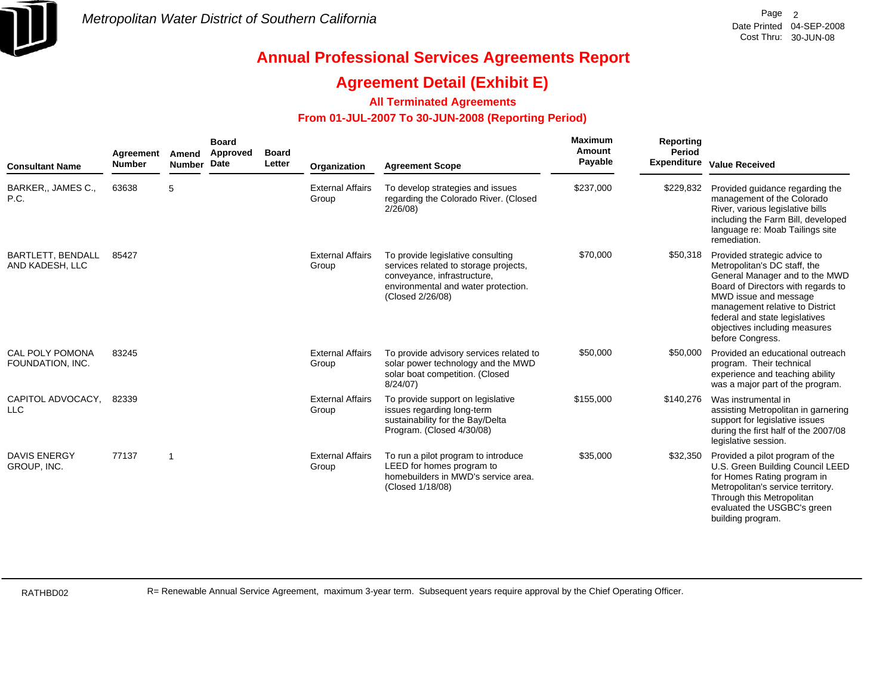Metropolitan Water District of Southern California

# Annual Professional Services Agreements Report

## Agreement Detail (Exhibit E)

### All Terminated Agreements

### From 01-JUL-2007 To 30-JUN-2008 (Reporting Period)

| Consultant Name | Agreement Number | Amend Number | Board Approved Date | Board Letter | Organization | Agreement Scope | Maximum Amount Payable | Reporting Period Expenditure | Value Received |
|---|---|---|---|---|---|---|---|---|---|
| BARKER,, JAMES C., P.C. | 63638 | 5 | | | External Affairs Group | To develop strategies and issues regarding the Colorado River. (Closed 2/26/08) | $237,000 | $229,832 | Provided guidance regarding the management of the Colorado River, various legislative bills including the Farm Bill, developed language re: Moab Tailings site remediation. |
| BARTLETT, BENDALL AND KADESH, LLC | 85427 | | | | External Affairs Group | To provide legislative consulting services related to storage projects, conveyance, infrastructure, environmental and water protection. (Closed 2/26/08) | $70,000 | $50,318 | Provided strategic advice to Metropolitan's DC staff, the General Manager and to the MWD Board of Directors with regards to MWD issue and message management relative to District federal and state legislatives objectives including measures before Congress. |
| CAL POLY POMONA FOUNDATION, INC. | 83245 | | | | External Affairs Group | To provide advisory services related to solar power technology and the MWD solar boat competition. (Closed 8/24/07) | $50,000 | $50,000 | Provided an educational outreach program. Their technical experience and teaching ability was a major part of the program. |
| CAPITOL ADVOCACY, LLC | 82339 | | | | External Affairs Group | To provide support on legislative issues regarding long-term sustainability for the Bay/Delta Program. (Closed 4/30/08) | $155,000 | $140,276 | Was instrumental in assisting Metropolitan in garnering support for legislative issues during the first half of the 2007/08 legislative session. |
| DAVIS ENERGY GROUP, INC. | 77137 | 1 | | | External Affairs Group | To run a pilot program to introduce LEED for homes program to homebuilders in MWD's service area. (Closed 1/18/08) | $35,000 | $32,350 | Provided a pilot program of the U.S. Green Building Council LEED for Homes Rating program in Metropolitan's service territory. Through this Metropolitan evaluated the USGBC's green building program. |

RATHBD02

R= Renewable Annual Service Agreement, maximum 3-year term. Subsequent years require approval by the Chief Operating Officer.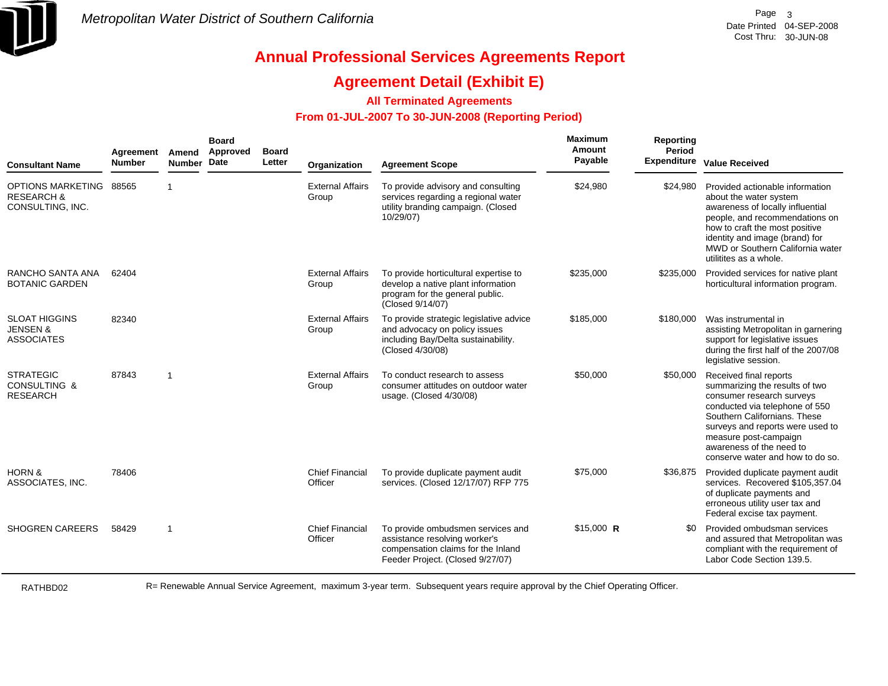Metropolitan Water District of Southern California

Date Printed 04-SEP-2008
Cost Thru: 30-JUN-08

# Annual Professional Services Agreements Report

## Agreement Detail (Exhibit E)

### All Terminated Agreements

### From 01-JUL-2007 To 30-JUN-2008 (Reporting Period)

| Consultant Name | Agreement Number | Amend Number | Board Approved Date | Board Letter | Organization | Agreement Scope | Maximum Amount Payable | Reporting Period Expenditure | Value Received |
|---|---|---|---|---|---|---|---|---|---|
| OPTIONS MARKETING RESEARCH & CONSULTING, INC. | 88565 | 1 | | | External Affairs Group | To provide advisory and consulting services regarding a regional water utility branding campaign. (Closed 10/29/07) | $24,980 | $24,980 | Provided actionable information about the water system awareness of locally influential people, and recommendations on how to craft the most positive identity and image (brand) for MWD or Southern California water utilitites as a whole. |
| RANCHO SANTA ANA BOTANIC GARDEN | 62404 | | | | External Affairs Group | To provide horticultural expertise to develop a native plant information program for the general public. (Closed 9/14/07) | $235,000 | $235,000 | Provided services for native plant horticultural information program. |
| SLOAT HIGGINS JENSEN & ASSOCIATES | 82340 | | | | External Affairs Group | To provide strategic legislative advice and advocacy on policy issues including Bay/Delta sustainability. (Closed 4/30/08) | $185,000 | $180,000 | Was instrumental in assisting Metropolitan in garnering support for legislative issues during the first half of the 2007/08 legislative session. |
| STRATEGIC CONSULTING & RESEARCH | 87843 | 1 | | | External Affairs Group | To conduct research to assess consumer attitudes on outdoor water usage. (Closed 4/30/08) | $50,000 | $50,000 | Received final reports summarizing the results of two consumer research surveys conducted via telephone of 550 Southern Californians. These surveys and reports were used to measure post-campaign awareness of the need to conserve water and how to do so. |
| HORN & ASSOCIATES, INC. | 78406 | | | | Chief Financial Officer | To provide duplicate payment audit services. (Closed 12/17/07) RFP 775 | $75,000 | $36,875 | Provided duplicate payment audit services. Recovered $105,357.04 of duplicate payments and erroneous utility user tax and Federal excise tax payment. |
| SHOGREN CAREERS | 58429 | 1 | | | Chief Financial Officer | To provide ombudsmen services and assistance resolving worker's compensation claims for the Inland Feeder Project. (Closed 9/27/07) | $15,000 **R** | $0 | Provided ombudsman services and assured that Metropolitan was compliant with the requirement of Labor Code Section 139.5. |

RATHBD02

R= Renewable Annual Service Agreement, maximum 3-year term. Subsequent years require approval by the Chief Operating Officer.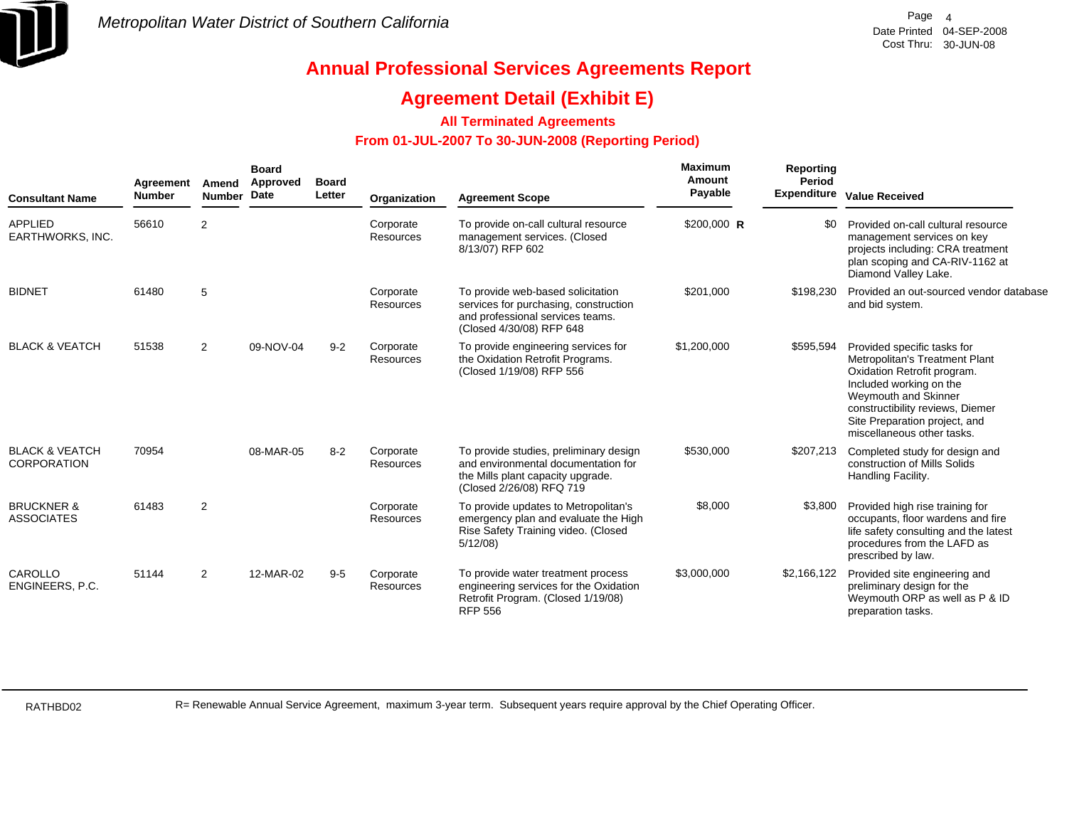# Annual Professional Services Agreements Report

## Agreement Detail (Exhibit E)

### All Terminated Agreements

### From 01-JUL-2007 To 30-JUN-2008 (Reporting Period)

| Consultant Name | Agreement Number | Amend Number | Board Approved Date | Board Letter | Organization | Agreement Scope | Maximum Amount Payable | | Reporting Period Expenditure | Value Received |
|---|---|---|---|---|---|---|---|---|---|---|
| APPLIED EARTHWORKS, INC. | 56610 | 2 | | | Corporate Resources | To provide on-call cultural resource management services. (Closed 8/13/07) RFP 602 | $200,000 | R | $0 | Provided on-call cultural resource management services on key projects including: CRA treatment plan scoping and CA-RIV-1162 at Diamond Valley Lake. |
| BIDNET | 61480 | 5 | | | Corporate Resources | To provide web-based solicitation services for purchasing, construction and professional services teams. (Closed 4/30/08) RFP 648 | $201,000 | | $198,230 | Provided an out-sourced vendor database and bid system. |
| BLACK & VEATCH | 51538 | 2 | 09-NOV-04 | 9-2 | Corporate Resources | To provide engineering services for the Oxidation Retrofit Programs. (Closed 1/19/08) RFP 556 | $1,200,000 | | $595,594 | Provided specific tasks for Metropolitan's Treatment Plant Oxidation Retrofit program. Included working on the Weymouth and Skinner constructibility reviews, Diemer Site Preparation project, and miscellaneous other tasks. |
| BLACK & VEATCH CORPORATION | 70954 | | 08-MAR-05 | 8-2 | Corporate Resources | To provide studies, preliminary design and environmental documentation for the Mills plant capacity upgrade. (Closed 2/26/08) RFQ 719 | $530,000 | | $207,213 | Completed study for design and construction of Mills Solids Handling Facility. |
| BRUCKNER & ASSOCIATES | 61483 | 2 | | | Corporate Resources | To provide updates to Metropolitan's emergency plan and evaluate the High Rise Safety Training video. (Closed 5/12/08) | $8,000 | | $3,800 | Provided high rise training for occupants, floor wardens and fire life safety consulting and the latest procedures from the LAFD as prescribed by law. |
| CAROLLO ENGINEERS, P.C. | 51144 | 2 | 12-MAR-02 | 9-5 | Corporate Resources | To provide water treatment process engineering services for the Oxidation Retrofit Program. (Closed 1/19/08) RFP 556 | $3,000,000 | | $2,166,122 | Provided site engineering and preliminary design for the Weymouth ORP as well as P & ID preparation tasks. |

R= Renewable Annual Service Agreement, maximum 3-year term. Subsequent years require approval by the Chief Operating Officer.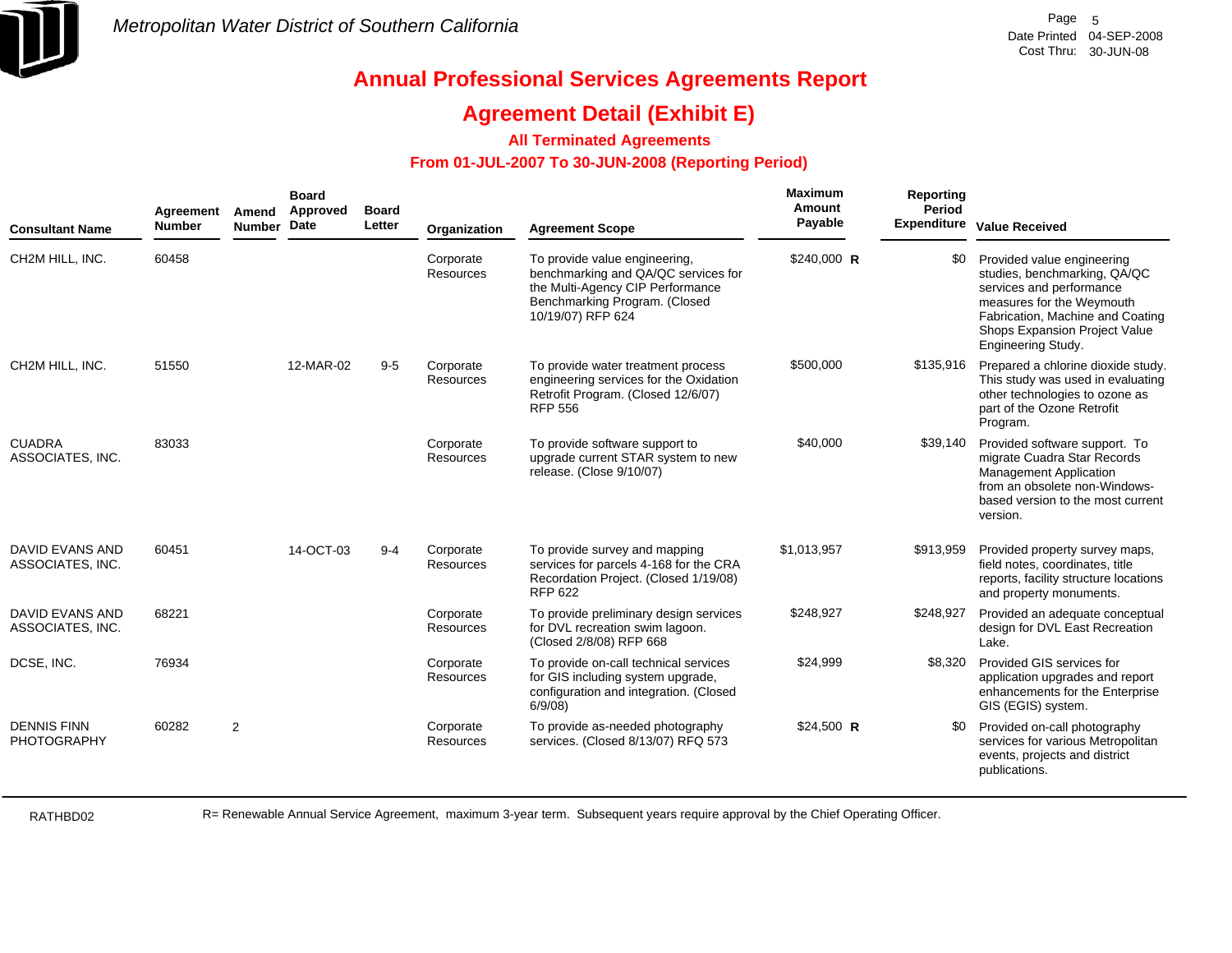Metropolitan Water District of Southern California

# Annual Professional Services Agreements Report

## Agreement Detail (Exhibit E)

### All Terminated Agreements

### From 01-JUL-2007 To 30-JUN-2008 (Reporting Period)

| Consultant Name | Agreement Number | Amend Number | Board Approved Date | Board Letter | Organization | Agreement Scope | Maximum Amount Payable | | Reporting Period Expenditure | Value Received |
|---|---|---|---|---|---|---|---|---|---|---|
| CH2M HILL, INC. | 60458 | | | | Corporate Resources | To provide value engineering, benchmarking and QA/QC services for the Multi-Agency CIP Performance Benchmarking Program. (Closed 10/19/07) RFP 624 | $240,000 | **R** | $0 | Provided value engineering studies, benchmarking, QA/QC services and performance measures for the Weymouth Fabrication, Machine and Coating Shops Expansion Project Value Engineering Study. |
| CH2M HILL, INC. | 51550 | | 12-MAR-02 | 9-5 | Corporate Resources | To provide water treatment process engineering services for the Oxidation Retrofit Program. (Closed 12/6/07) RFP 556 | $500,000 | | $135,916 | Prepared a chlorine dioxide study. This study was used in evaluating other technologies to ozone as part of the Ozone Retrofit Program. |
| CUADRA ASSOCIATES, INC. | 83033 | | | | Corporate Resources | To provide software support to upgrade current STAR system to new release. (Close 9/10/07) | $40,000 | | $39,140 | Provided software support. To migrate Cuadra Star Records Management Application from an obsolete non-Windows-based version to the most current version. |
| DAVID EVANS AND ASSOCIATES, INC. | 60451 | | 14-OCT-03 | 9-4 | Corporate Resources | To provide survey and mapping services for parcels 4-168 for the CRA Recordation Project. (Closed 1/19/08) RFP 622 | $1,013,957 | | $913,959 | Provided property survey maps, field notes, coordinates, title reports, facility structure locations and property monuments. |
| DAVID EVANS AND ASSOCIATES, INC. | 68221 | | | | Corporate Resources | To provide preliminary design services for DVL recreation swim lagoon. (Closed 2/8/08) RFP 668 | $248,927 | | $248,927 | Provided an adequate conceptual design for DVL East Recreation Lake. |
| DCSE, INC. | 76934 | | | | Corporate Resources | To provide on-call technical services for GIS including system upgrade, configuration and integration. (Closed 6/9/08) | $24,999 | | $8,320 | Provided GIS services for application upgrades and report enhancements for the Enterprise GIS (EGIS) system. |
| DENNIS FINN PHOTOGRAPHY | 60282 | 2 | | | Corporate Resources | To provide as-needed photography services. (Closed 8/13/07) RFQ 573 | $24,500 | **R** | $0 | Provided on-call photography services for various Metropolitan events, projects and district publications. |

RATHBD02

R= Renewable Annual Service Agreement, maximum 3-year term. Subsequent years require approval by the Chief Operating Officer.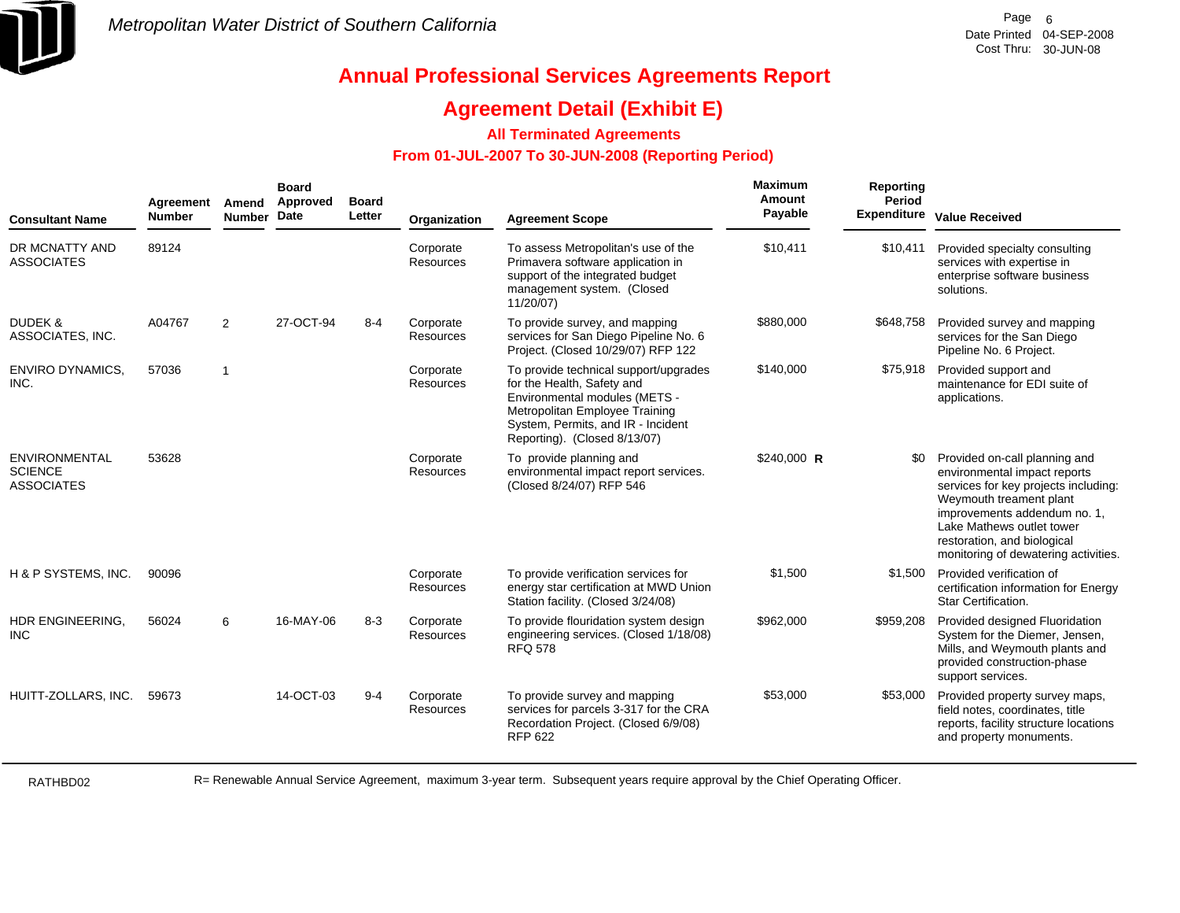# Metropolitan Water District of Southern California

Date Printed 04-SEP-2008
Cost Thru: 30-JUN-08

## Annual Professional Services Agreements Report

## Agreement Detail (Exhibit E)

### All Terminated Agreements

### From 01-JUL-2007 To 30-JUN-2008 (Reporting Period)

| Consultant Name | Agreement Number | Amend Number | Board Approved Date | Board Letter | Organization | Agreement Scope | Maximum Amount Payable | | Reporting Period Expenditure | Value Received |
|---|---|---|---|---|---|---|---|---|---|---|
| DR MCNATTY AND ASSOCIATES | 89124 | | | | Corporate Resources | To assess Metropolitan's use of the Primavera software application in support of the integrated budget management system. (Closed 11/20/07) | $10,411 | | $10,411 | Provided specialty consulting services with expertise in enterprise software business solutions. |
| DUDEK & ASSOCIATES, INC. | A04767 | 2 | 27-OCT-94 | 8-4 | Corporate Resources | To provide survey, and mapping services for San Diego Pipeline No. 6 Project. (Closed 10/29/07) RFP 122 | $880,000 | | $648,758 | Provided survey and mapping services for the San Diego Pipeline No. 6 Project. |
| ENVIRO DYNAMICS, INC. | 57036 | 1 | | | Corporate Resources | To provide technical support/upgrades for the Health, Safety and Environmental modules (METS - Metropolitan Employee Training System, Permits, and IR - Incident Reporting). (Closed 8/13/07) | $140,000 | | $75,918 | Provided support and maintenance for EDI suite of applications. |
| ENVIRONMENTAL SCIENCE ASSOCIATES | 53628 | | | | Corporate Resources | To provide planning and environmental impact report services. (Closed 8/24/07) RFP 546 | $240,000 | R | $0 | Provided on-call planning and environmental impact reports services for key projects including: Weymouth treament plant improvements addendum no. 1, Lake Mathews outlet tower restoration, and biological monitoring of dewatering activities. |
| H & P SYSTEMS, INC. | 90096 | | | | Corporate Resources | To provide verification services for energy star certification at MWD Union Station facility. (Closed 3/24/08) | $1,500 | | $1,500 | Provided verification of certification information for Energy Star Certification. |
| HDR ENGINEERING, INC | 56024 | 6 | 16-MAY-06 | 8-3 | Corporate Resources | To provide flouridation system design engineering services. (Closed 1/18/08) RFQ 578 | $962,000 | | $959,208 | Provided designed Fluoridation System for the Diemer, Jensen, Mills, and Weymouth plants and provided construction-phase support services. |
| HUITT-ZOLLARS, INC. | 59673 | | 14-OCT-03 | 9-4 | Corporate Resources | To provide survey and mapping services for parcels 3-317 for the CRA Recordation Project. (Closed 6/9/08) RFP 622 | $53,000 | | $53,000 | Provided property survey maps, field notes, coordinates, title reports, facility structure locations and property monuments. |

RATHBD02

R= Renewable Annual Service Agreement, maximum 3-year term. Subsequent years require approval by the Chief Operating Officer.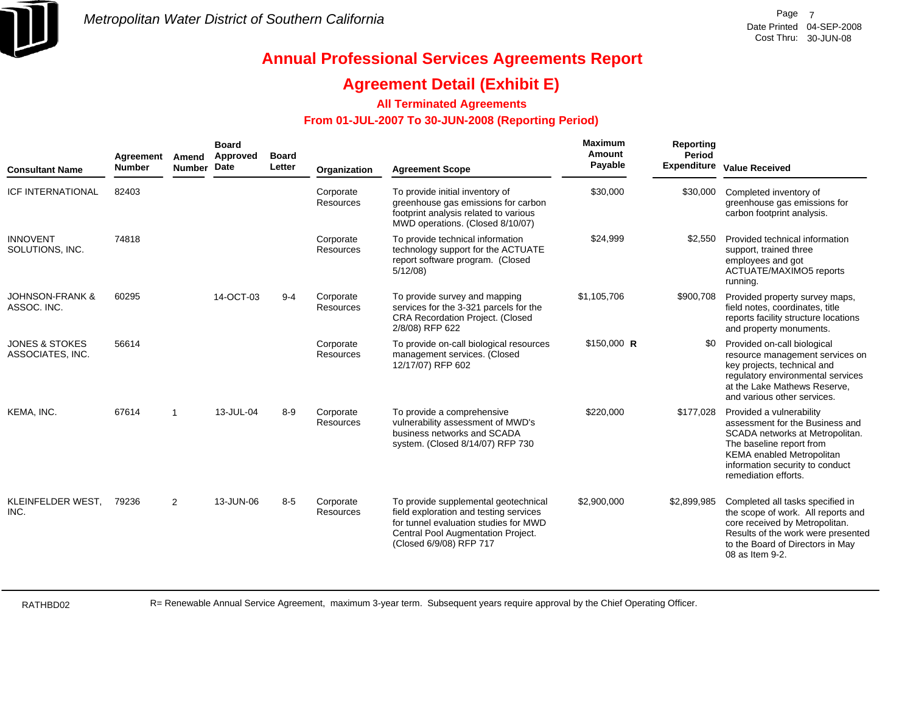# Annual Professional Services Agreements Report

## Agreement Detail (Exhibit E)

### All Terminated Agreements

### From 01-JUL-2007 To 30-JUN-2008 (Reporting Period)

| Consultant Name | Agreement Number | Amend Number | Board Approved Date | Board Letter | Organization | Agreement Scope | Maximum Amount Payable | Reporting Period Expenditure | Value Received |
|---|---|---|---|---|---|---|---|---|---|
| ICF INTERNATIONAL | 82403 | | | | Corporate Resources | To provide initial inventory of greenhouse gas emissions for carbon footprint analysis related to various MWD operations. (Closed 8/10/07) | $30,000 | $30,000 | Completed inventory of greenhouse gas emissions for carbon footprint analysis. |
| INNOVENT SOLUTIONS, INC. | 74818 | | | | Corporate Resources | To provide technical information technology support for the ACTUATE report software program. (Closed 5/12/08) | $24,999 | $2,550 | Provided technical information support, trained three employees and got ACTUATE/MAXIMO5 reports running. |
| JOHNSON-FRANK & ASSOC. INC. | 60295 | | 14-OCT-03 | 9-4 | Corporate Resources | To provide survey and mapping services for the 3-321 parcels for the CRA Recordation Project. (Closed 2/8/08) RFP 622 | $1,105,706 | $900,708 | Provided property survey maps, field notes, coordinates, title reports facility structure locations and property monuments. |
| JONES & STOKES ASSOCIATES, INC. | 56614 | | | | Corporate Resources | To provide on-call biological resources management services. (Closed 12/17/07) RFP 602 | $150,000 **R** | $0 | Provided on-call biological resource management services on key projects, technical and regulatory environmental services at the Lake Mathews Reserve, and various other services. |
| KEMA, INC. | 67614 | 1 | 13-JUL-04 | 8-9 | Corporate Resources | To provide a comprehensive vulnerability assessment of MWD's business networks and SCADA system. (Closed 8/14/07) RFP 730 | $220,000 | $177,028 | Provided a vulnerability assessment for the Business and SCADA networks at Metropolitan. The baseline report from KEMA enabled Metropolitan information security to conduct remediation efforts. |
| KLEINFELDER WEST, INC. | 79236 | 2 | 13-JUN-06 | 8-5 | Corporate Resources | To provide supplemental geotechnical field exploration and testing services for tunnel evaluation studies for MWD Central Pool Augmentation Project. (Closed 6/9/08) RFP 717 | $2,900,000 | $2,899,985 | Completed all tasks specified in the scope of work. All reports and core received by Metropolitan. Results of the work were presented to the Board of Directors in May 08 as Item 9-2. |

RATHBD02

R= Renewable Annual Service Agreement, maximum 3-year term. Subsequent years require approval by the Chief Operating Officer.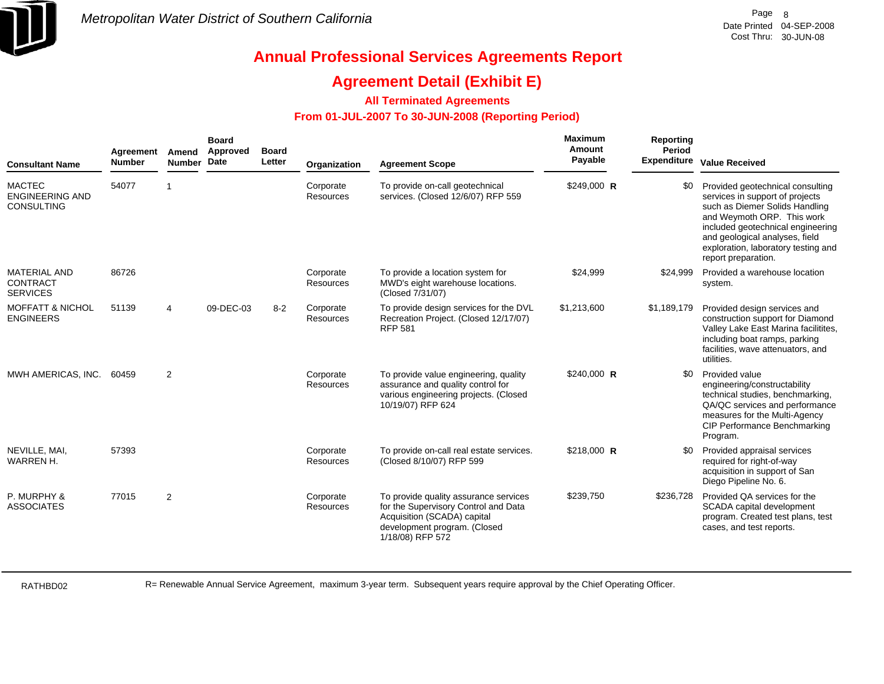# Annual Professional Services Agreements Report

## Agreement Detail (Exhibit E)

### All Terminated Agreements

### From 01-JUL-2007 To 30-JUN-2008 (Reporting Period)

| Consultant Name | Agreement Number | Amend Number | Board Approved Date | Board Letter | Organization | Agreement Scope | Maximum Amount Payable | | Reporting Period Expenditure | Value Received |
|---|---|---|---|---|---|---|---|---|---|---|
| MACTEC ENGINEERING AND CONSULTING | 54077 | 1 | | | Corporate Resources | To provide on-call geotechnical services. (Closed 12/6/07) RFP 559 | $249,000 | **R** | $0 | Provided geotechnical consulting services in support of projects such as Diemer Solids Handling and Weymoth ORP. This work included geotechnical engineering and geological analyses, field exploration, laboratory testing and report preparation. |
| MATERIAL AND CONTRACT SERVICES | 86726 | | | | Corporate Resources | To provide a location system for MWD's eight warehouse locations. (Closed 7/31/07) | $24,999 | | $24,999 | Provided a warehouse location system. |
| MOFFATT & NICHOL ENGINEERS | 51139 | 4 | 09-DEC-03 | 8-2 | Corporate Resources | To provide design services for the DVL Recreation Project. (Closed 12/17/07) RFP 581 | $1,213,600 | | $1,189,179 | Provided design services and construction support for Diamond Valley Lake East Marina facilitites, including boat ramps, parking facilities, wave attenuators, and utilities. |
| MWH AMERICAS, INC. | 60459 | 2 | | | Corporate Resources | To provide value engineering, quality assurance and quality control for various engineering projects. (Closed 10/19/07) RFP 624 | $240,000 | **R** | $0 | Provided value engineering/constructability technical studies, benchmarking, QA/QC services and performance measures for the Multi-Agency CIP Performance Benchmarking Program. |
| NEVILLE, MAI, WARREN H. | 57393 | | | | Corporate Resources | To provide on-call real estate services. (Closed 8/10/07) RFP 599 | $218,000 | **R** | $0 | Provided appraisal services required for right-of-way acquisition in support of San Diego Pipeline No. 6. |
| P. MURPHY & ASSOCIATES | 77015 | 2 | | | Corporate Resources | To provide quality assurance services for the Supervisory Control and Data Acquisition (SCADA) capital development program. (Closed 1/18/08) RFP 572 | $239,750 | | $236,728 | Provided QA services for the SCADA capital development program. Created test plans, test cases, and test reports. |

RATHBD02

R= Renewable Annual Service Agreement, maximum 3-year term. Subsequent years require approval by the Chief Operating Officer.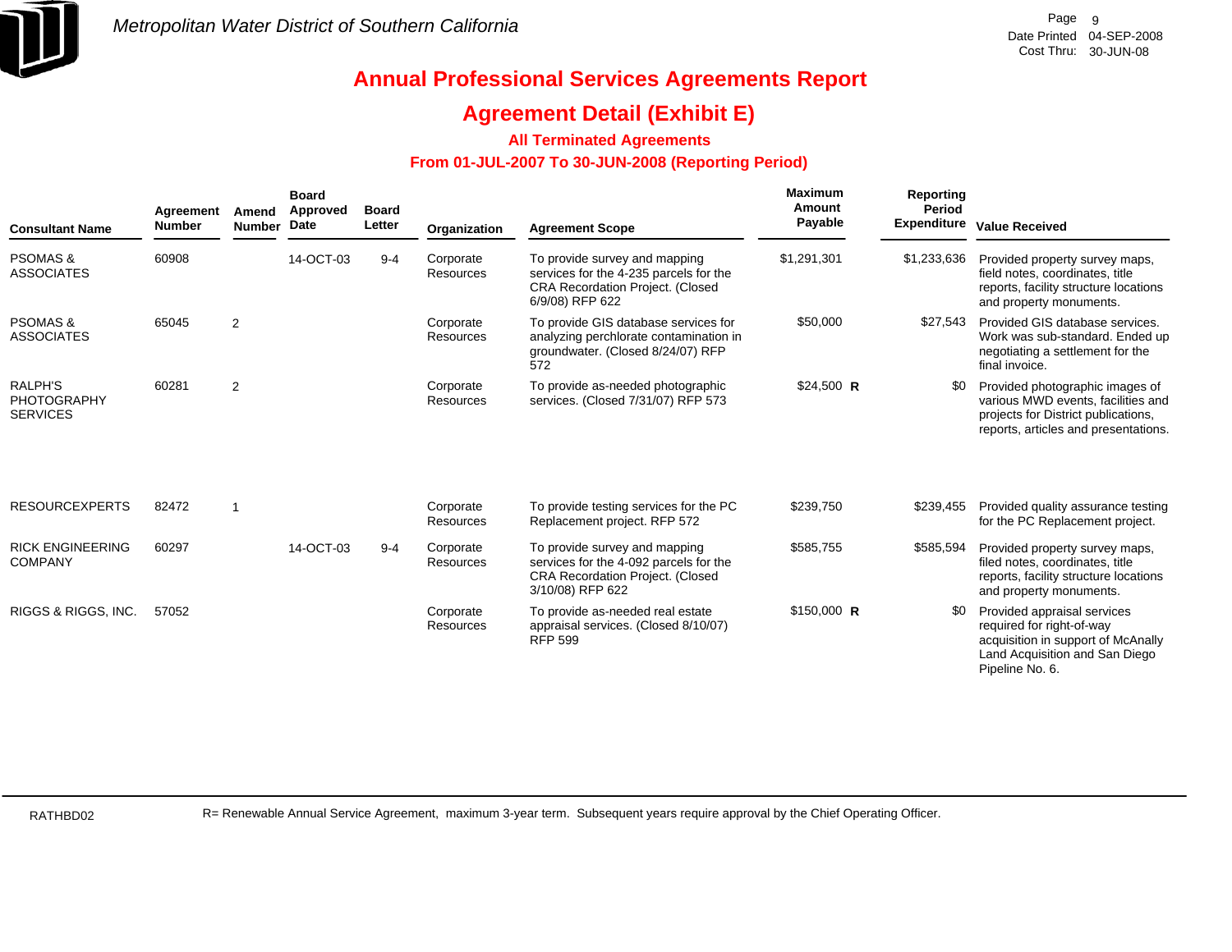# Annual Professional Services Agreements Report

## Agreement Detail (Exhibit E)

### All Terminated Agreements

### From 01-JUL-2007 To 30-JUN-2008 (Reporting Period)

| Consultant Name | Agreement Number | Amend Number | Board Approved Date | Board Letter | Organization | Agreement Scope | Maximum Amount Payable | Reporting Period Expenditure | Value Received |
|---|---|---|---|---|---|---|---|---|---|
| PSOMAS & ASSOCIATES | 60908 | | 14-OCT-03 | 9-4 | Corporate Resources | To provide survey and mapping services for the 4-235 parcels for the CRA Recordation Project. (Closed 6/9/08) RFP 622 | $1,291,301 | $1,233,636 | Provided property survey maps, field notes, coordinates, title reports, facility structure locations and property monuments. |
| PSOMAS & ASSOCIATES | 65045 | 2 | | | Corporate Resources | To provide GIS database services for analyzing perchlorate contamination in groundwater. (Closed 8/24/07) RFP 572 | $50,000 | $27,543 | Provided GIS database services. Work was sub-standard. Ended up negotiating a settlement for the final invoice. |
| RALPH'S PHOTOGRAPHY SERVICES | 60281 | 2 | | | Corporate Resources | To provide as-needed photographic services. (Closed 7/31/07) RFP 573 | $24,500 **R** | $0 | Provided photographic images of various MWD events, facilities and projects for District publications, reports, articles and presentations. |
| RESOURCEXPERTS | 82472 | 1 | | | Corporate Resources | To provide testing services for the PC Replacement project. RFP 572 | $239,750 | $239,455 | Provided quality assurance testing for the PC Replacement project. |
| RICK ENGINEERING COMPANY | 60297 | | 14-OCT-03 | 9-4 | Corporate Resources | To provide survey and mapping services for the 4-092 parcels for the CRA Recordation Project. (Closed 3/10/08) RFP 622 | $585,755 | $585,594 | Provided property survey maps, filed notes, coordinates, title reports, facility structure locations and property monuments. |
| RIGGS & RIGGS, INC. | 57052 | | | | Corporate Resources | To provide as-needed real estate appraisal services. (Closed 8/10/07) RFP 599 | $150,000 **R** | $0 | Provided appraisal services required for right-of-way acquisition in support of McAnally Land Acquisition and San Diego Pipeline No. 6. |

R= Renewable Annual Service Agreement, maximum 3-year term. Subsequent years require approval by the Chief Operating Officer.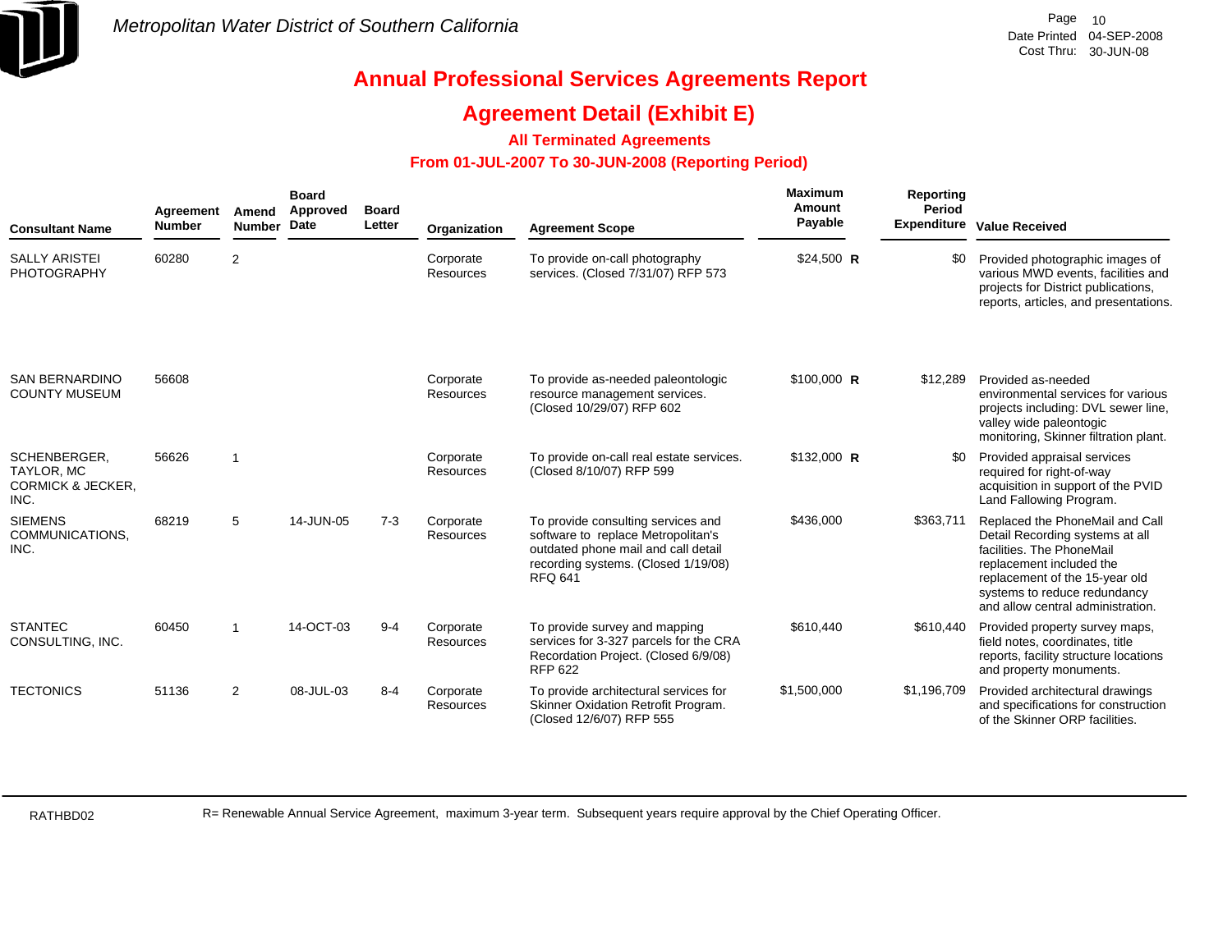# Annual Professional Services Agreements Report

## Agreement Detail (Exhibit E)

### All Terminated Agreements

### From 01-JUL-2007 To 30-JUN-2008 (Reporting Period)

| Consultant Name | Agreement Number | Amend Number | Board Approved Date | Board Letter | Organization | Agreement Scope | Maximum Amount Payable | Reporting Period Expenditure | Value Received |
|---|---|---|---|---|---|---|---|---|---|
| SALLY ARISTEI PHOTOGRAPHY | 60280 | 2 | | | Corporate Resources | To provide on-call photography services. (Closed 7/31/07) RFP 573 | $24,500 **R** | $0 | Provided photographic images of various MWD events, facilities and projects for District publications, reports, articles, and presentations. |
| SAN BERNARDINO COUNTY MUSEUM | 56608 | | | | Corporate Resources | To provide as-needed paleontologic resource management services. (Closed 10/29/07) RFP 602 | $100,000 **R** | $12,289 | Provided as-needed environmental services for various projects including: DVL sewer line, valley wide paleontogic monitoring, Skinner filtration plant. |
| SCHENBERGER, TAYLOR, MC CORMICK & JECKER, INC. | 56626 | 1 | | | Corporate Resources | To provide on-call real estate services. (Closed 8/10/07) RFP 599 | $132,000 **R** | $0 | Provided appraisal services required for right-of-way acquisition in support of the PVID Land Fallowing Program. |
| SIEMENS COMMUNICATIONS, INC. | 68219 | 5 | 14-JUN-05 | 7-3 | Corporate Resources | To provide consulting services and software to replace Metropolitan's outdated phone mail and call detail recording systems. (Closed 1/19/08) RFQ 641 | $436,000 | $363,711 | Replaced the PhoneMail and Call Detail Recording systems at all facilities. The PhoneMail replacement included the replacement of the 15-year old systems to reduce redundancy and allow central administration. |
| STANTEC CONSULTING, INC. | 60450 | 1 | 14-OCT-03 | 9-4 | Corporate Resources | To provide survey and mapping services for 3-327 parcels for the CRA Recordation Project. (Closed 6/9/08) RFP 622 | $610,440 | $610,440 | Provided property survey maps, field notes, coordinates, title reports, facility structure locations and property monuments. |
| TECTONICS | 51136 | 2 | 08-JUL-03 | 8-4 | Corporate Resources | To provide architectural services for Skinner Oxidation Retrofit Program. (Closed 12/6/07) RFP 555 | $1,500,000 | $1,196,709 | Provided architectural drawings and specifications for construction of the Skinner ORP facilities. |

R= Renewable Annual Service Agreement, maximum 3-year term. Subsequent years require approval by the Chief Operating Officer.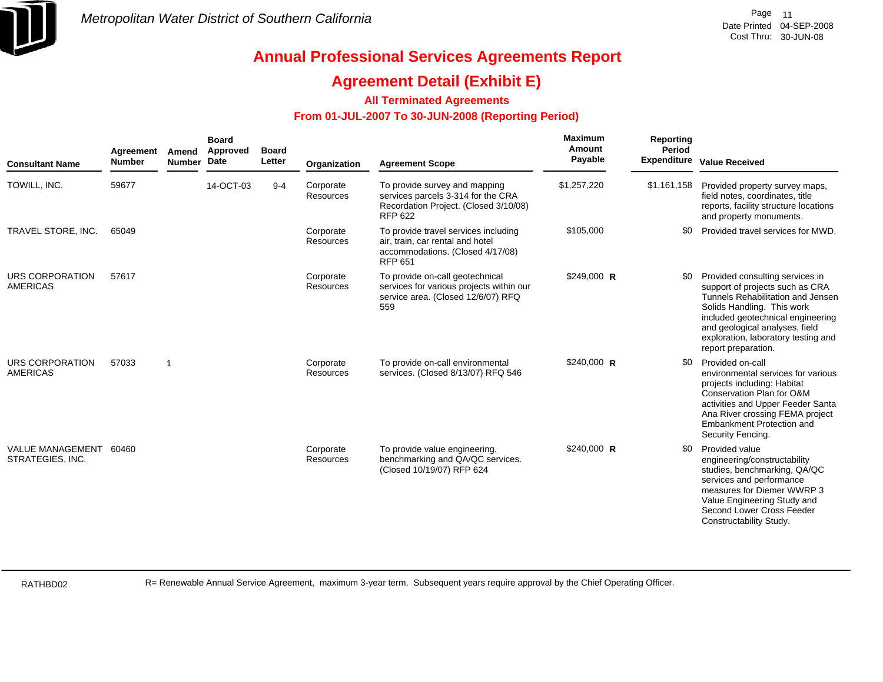# Metropolitan Water District of Southern California

## Annual Professional Services Agreements Report

## Agreement Detail (Exhibit E)

### All Terminated Agreements

### From 01-JUL-2007 To 30-JUN-2008 (Reporting Period)

| Consultant Name | Agreement Number | Amend Number | Board Approved Date | Board Letter | Organization | Agreement Scope | Maximum Amount Payable | Reporting Period Expenditure | Value Received |
|---|---|---|---|---|---|---|---|---|---|
| TOWILL, INC. | 59677 | | 14-OCT-03 | 9-4 | Corporate Resources | To provide survey and mapping services parcels 3-314 for the CRA Recordation Project. (Closed 3/10/08) RFP 622 | $1,257,220 | $1,161,158 | Provided property survey maps, field notes, coordinates, title reports, facility structure locations and property monuments. |
| TRAVEL STORE, INC. | 65049 | | | | Corporate Resources | To provide travel services including air, train, car rental and hotel accommodations. (Closed 4/17/08) RFP 651 | $105,000 | $0 | Provided travel services for MWD. |
| URS CORPORATION AMERICAS | 57617 | | | | Corporate Resources | To provide on-call geotechnical services for various projects within our service area. (Closed 12/6/07) RFQ 559 | $249,000 **R** | $0 | Provided consulting services in support of projects such as CRA Tunnels Rehabilitation and Jensen Solids Handling. This work included geotechnical engineering and geological analyses, field exploration, laboratory testing and report preparation. |
| URS CORPORATION AMERICAS | 57033 | 1 | | | Corporate Resources | To provide on-call environmental services. (Closed 8/13/07) RFQ 546 | $240,000 **R** | $0 | Provided on-call environmental services for various projects including: Habitat Conservation Plan for O&M activities and Upper Feeder Santa Ana River crossing FEMA project Embankment Protection and Security Fencing. |
| VALUE MANAGEMENT STRATEGIES, INC. | 60460 | | | | Corporate Resources | To provide value engineering, benchmarking and QA/QC services. (Closed 10/19/07) RFP 624 | $240,000 **R** | $0 | Provided value engineering/constructability studies, benchmarking, QA/QC services and performance measures for Diemer WWRP 3 Value Engineering Study and Second Lower Cross Feeder Constructability Study. |

RATHBD02

R= Renewable Annual Service Agreement, maximum 3-year term. Subsequent years require approval by the Chief Operating Officer.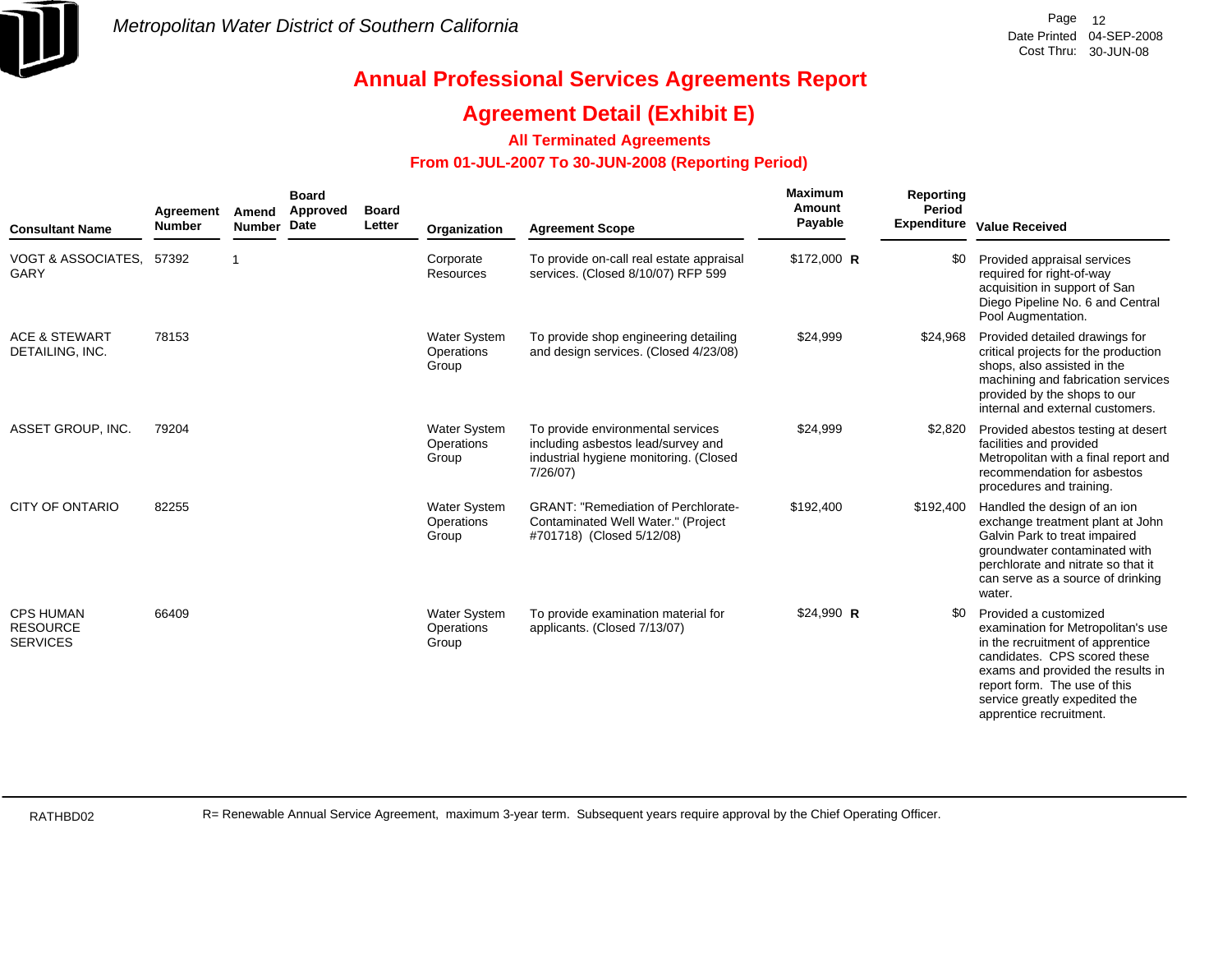# Annual Professional Services Agreements Report

## Agreement Detail (Exhibit E)

### All Terminated Agreements

### From 01-JUL-2007 To 30-JUN-2008 (Reporting Period)

| Consultant Name | Agreement Number | Amend Number | Board Approved Date | Board Letter | Organization | Agreement Scope | Maximum Amount Payable | Reporting Period Expenditure | Value Received |
|---|---|---|---|---|---|---|---|---|---|
| VOGT & ASSOCIATES, GARY | 57392 | 1 | | | Corporate Resources | To provide on-call real estate appraisal services. (Closed 8/10/07) RFP 599 | $172,000 **R** | $0 | Provided appraisal services required for right-of-way acquisition in support of San Diego Pipeline No. 6 and Central Pool Augmentation. |
| ACE & STEWART DETAILING, INC. | 78153 | | | | Water System Operations Group | To provide shop engineering detailing and design services. (Closed 4/23/08) | $24,999 | $24,968 | Provided detailed drawings for critical projects for the production shops, also assisted in the machining and fabrication services provided by the shops to our internal and external customers. |
| ASSET GROUP, INC. | 79204 | | | | Water System Operations Group | To provide environmental services including asbestos lead/survey and industrial hygiene monitoring. (Closed 7/26/07) | $24,999 | $2,820 | Provided abestos testing at desert facilities and provided Metropolitan with a final report and recommendation for asbestos procedures and training. |
| CITY OF ONTARIO | 82255 | | | | Water System Operations Group | GRANT: "Remediation of Perchlorate-Contaminated Well Water." (Project #701718) (Closed 5/12/08) | $192,400 | $192,400 | Handled the design of an ion exchange treatment plant at John Galvin Park to treat impaired groundwater contaminated with perchlorate and nitrate so that it can serve as a source of drinking water. |
| CPS HUMAN RESOURCE SERVICES | 66409 | | | | Water System Operations Group | To provide examination material for applicants. (Closed 7/13/07) | $24,990 **R** | $0 | Provided a customized examination for Metropolitan's use in the recruitment of apprentice candidates. CPS scored these exams and provided the results in report form. The use of this service greatly expedited the apprentice recruitment. |

RATHBD02

R= Renewable Annual Service Agreement, maximum 3-year term. Subsequent years require approval by the Chief Operating Officer.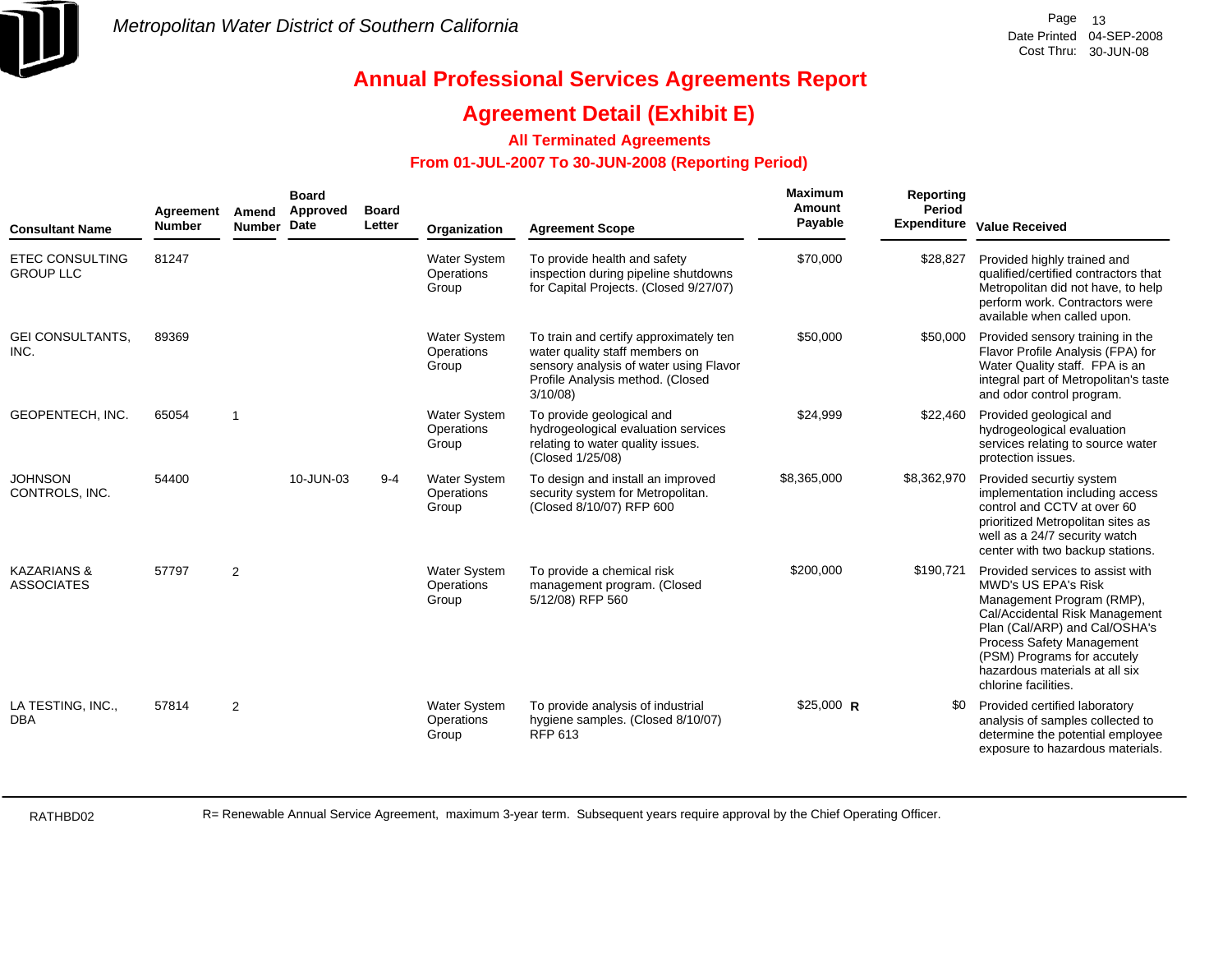Metropolitan Water District of Southern California

Date Printed 04-SEP-2008
Cost Thru: 30-JUN-08

# Annual Professional Services Agreements Report

## Agreement Detail (Exhibit E)

### All Terminated Agreements

### From 01-JUL-2007 To 30-JUN-2008 (Reporting Period)

| Consultant Name | Agreement Number | Amend Number | Board Approved Date | Board Letter | Organization | Agreement Scope | Maximum Amount Payable | Reporting Period Expenditure | Value Received |
|---|---|---|---|---|---|---|---|---|---|
| ETEC CONSULTING GROUP LLC | 81247 | | | | Water System Operations Group | To provide health and safety inspection during pipeline shutdowns for Capital Projects. (Closed 9/27/07) | $70,000 | $28,827 | Provided highly trained and qualified/certified contractors that Metropolitan did not have, to help perform work. Contractors were available when called upon. |
| GEI CONSULTANTS, INC. | 89369 | | | | Water System Operations Group | To train and certify approximately ten water quality staff members on sensory analysis of water using Flavor Profile Analysis method. (Closed 3/10/08) | $50,000 | $50,000 | Provided sensory training in the Flavor Profile Analysis (FPA) for Water Quality staff. FPA is an integral part of Metropolitan's taste and odor control program. |
| GEOPENTECH, INC. | 65054 | 1 | | | Water System Operations Group | To provide geological and hydrogeological evaluation services relating to water quality issues. (Closed 1/25/08) | $24,999 | $22,460 | Provided geological and hydrogeological evaluation services relating to source water protection issues. |
| JOHNSON CONTROLS, INC. | 54400 | | 10-JUN-03 | 9-4 | Water System Operations Group | To design and install an improved security system for Metropolitan. (Closed 8/10/07) RFP 600 | $8,365,000 | $8,362,970 | Provided securtiy system implementation including access control and CCTV at over 60 prioritized Metropolitan sites as well as a 24/7 security watch center with two backup stations. |
| KAZARIANS & ASSOCIATES | 57797 | 2 | | | Water System Operations Group | To provide a chemical risk management program. (Closed 5/12/08) RFP 560 | $200,000 | $190,721 | Provided services to assist with MWD's US EPA's Risk Management Program (RMP), Cal/Accidental Risk Management Plan (Cal/ARP) and Cal/OSHA's Process Safety Management (PSM) Programs for accutely hazardous materials at all six chlorine facilities. |
| LA TESTING, INC., DBA | 57814 | 2 | | | Water System Operations Group | To provide analysis of industrial hygiene samples. (Closed 8/10/07) RFP 613 | $25,000 **R** | $0 | Provided certified laboratory analysis of samples collected to determine the potential employee exposure to hazardous materials. |

RATHBD02

R= Renewable Annual Service Agreement, maximum 3-year term. Subsequent years require approval by the Chief Operating Officer.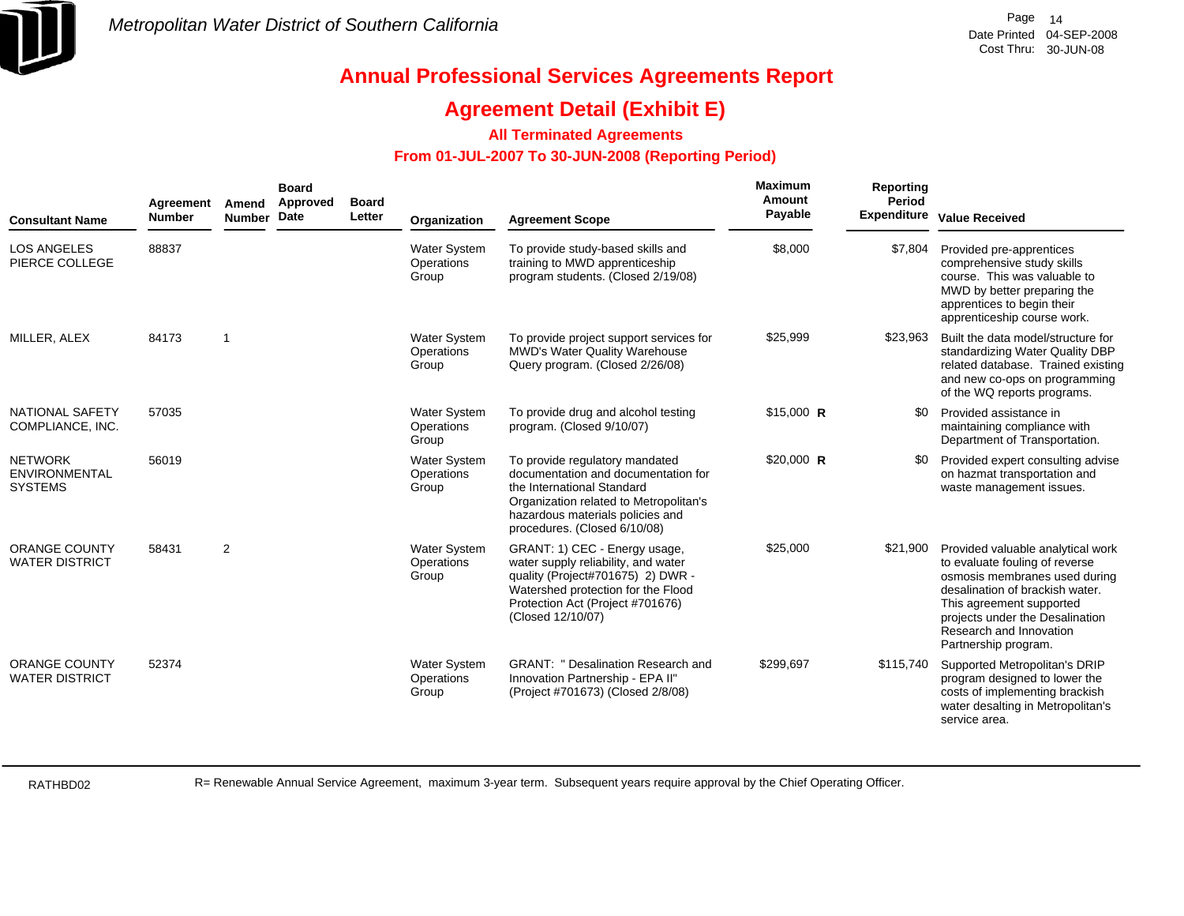# Metropolitan Water District of Southern California

## Annual Professional Services Agreements Report

## Agreement Detail (Exhibit E)

### All Terminated Agreements

### From 01-JUL-2007 To 30-JUN-2008 (Reporting Period)

| Consultant Name | Agreement Number | Amend Number | Board Approved Date | Board Letter | Organization | Agreement Scope | Maximum Amount Payable | Reporting Period Expenditure | Value Received |
|---|---|---|---|---|---|---|---|---|---|
| LOS ANGELES PIERCE COLLEGE | 88837 | | | | Water System Operations Group | To provide study-based skills and training to MWD apprenticeship program students. (Closed 2/19/08) | $8,000 | $7,804 | Provided pre-apprentices comprehensive study skills course. This was valuable to MWD by better preparing the apprentices to begin their apprenticeship course work. |
| MILLER, ALEX | 84173 | 1 | | | Water System Operations Group | To provide project support services for MWD's Water Quality Warehouse Query program. (Closed 2/26/08) | $25,999 | $23,963 | Built the data model/structure for standardizing Water Quality DBP related database. Trained existing and new co-ops on programming of the WQ reports programs. |
| NATIONAL SAFETY COMPLIANCE, INC. | 57035 | | | | Water System Operations Group | To provide drug and alcohol testing program. (Closed 9/10/07) | $15,000 **R** | $0 | Provided assistance in maintaining compliance with Department of Transportation. |
| NETWORK ENVIRONMENTAL SYSTEMS | 56019 | | | | Water System Operations Group | To provide regulatory mandated documentation and documentation for the International Standard Organization related to Metropolitan's hazardous materials policies and procedures. (Closed 6/10/08) | $20,000 **R** | $0 | Provided expert consulting advise on hazmat transportation and waste management issues. |
| ORANGE COUNTY WATER DISTRICT | 58431 | 2 | | | Water System Operations Group | GRANT: 1) CEC - Energy usage, water supply reliability, and water quality (Project#701675) 2) DWR - Watershed protection for the Flood Protection Act (Project #701676) (Closed 12/10/07) | $25,000 | $21,900 | Provided valuable analytical work to evaluate fouling of reverse osmosis membranes used during desalination of brackish water. This agreement supported projects under the Desalination Research and Innovation Partnership program. |
| ORANGE COUNTY WATER DISTRICT | 52374 | | | | Water System Operations Group | GRANT: " Desalination Research and Innovation Partnership - EPA II" (Project #701673) (Closed 2/8/08) | $299,697 | $115,740 | Supported Metropolitan's DRIP program designed to lower the costs of implementing brackish water desalting in Metropolitan's service area. |

RATHBD02

R= Renewable Annual Service Agreement, maximum 3-year term. Subsequent years require approval by the Chief Operating Officer.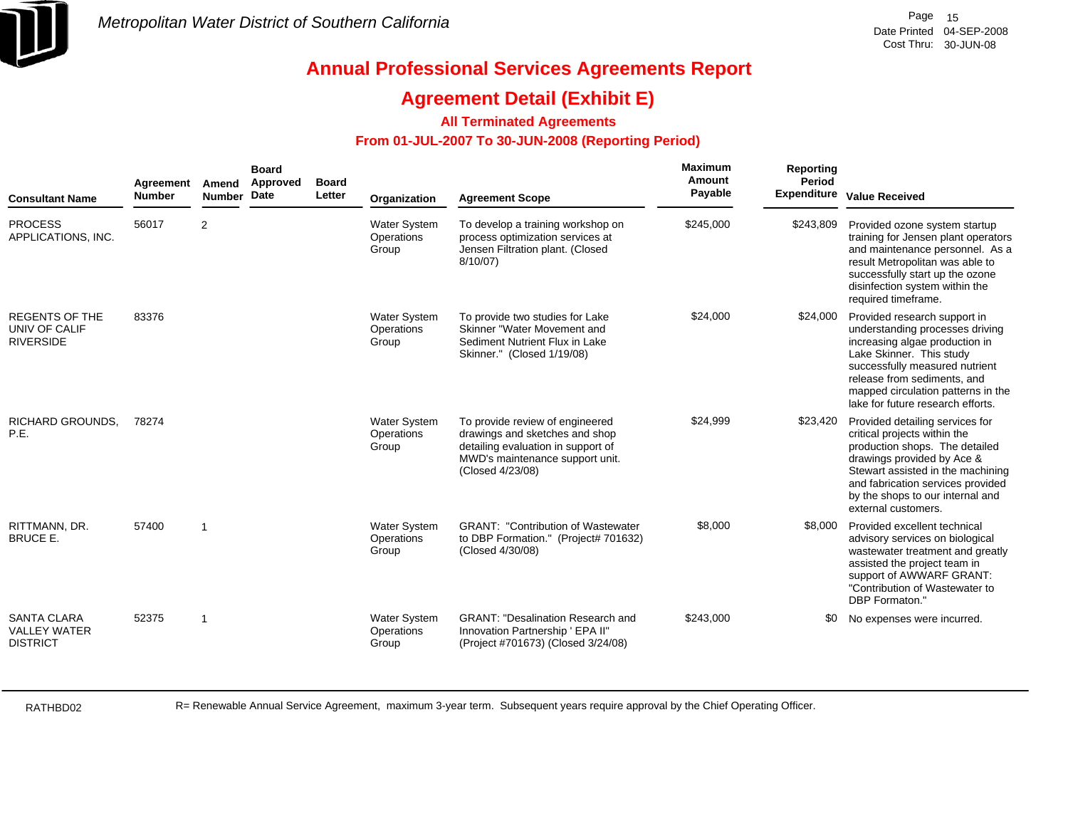Metropolitan Water District of Southern California

# Annual Professional Services Agreements Report

## Agreement Detail (Exhibit E)

### All Terminated Agreements

### From 01-JUL-2007 To 30-JUN-2008 (Reporting Period)

Page 15
Date Printed 04-SEP-2008
Cost Thru: 30-JUN-08

| Consultant Name | Agreement Number | Amend Number | Board Approved Date | Board Letter | Organization | Agreement Scope | Maximum Amount Payable | Reporting Period Expenditure | Value Received |
|---|---|---|---|---|---|---|---|---|---|
| PROCESS APPLICATIONS, INC. | 56017 | 2 | | | Water System Operations Group | To develop a training workshop on process optimization services at Jensen Filtration plant. (Closed 8/10/07) | $245,000 | $243,809 | Provided ozone system startup training for Jensen plant operators and maintenance personnel. As a result Metropolitan was able to successfully start up the ozone disinfection system within the required timeframe. |
| REGENTS OF THE UNIV OF CALIF RIVERSIDE | 83376 | | | | Water System Operations Group | To provide two studies for Lake Skinner "Water Movement and Sediment Nutrient Flux in Lake Skinner." (Closed 1/19/08) | $24,000 | $24,000 | Provided research support in understanding processes driving increasing algae production in Lake Skinner. This study successfully measured nutrient release from sediments, and mapped circulation patterns in the lake for future research efforts. |
| RICHARD GROUNDS, P.E. | 78274 | | | | Water System Operations Group | To provide review of engineered drawings and sketches and shop detailing evaluation in support of MWD's maintenance support unit. (Closed 4/23/08) | $24,999 | $23,420 | Provided detailing services for critical projects within the production shops. The detailed drawings provided by Ace & Stewart assisted in the machining and fabrication services provided by the shops to our internal and external customers. |
| RITTMANN, DR. BRUCE E. | 57400 | 1 | | | Water System Operations Group | GRANT: "Contribution of Wastewater to DBP Formation." (Project# 701632) (Closed 4/30/08) | $8,000 | $8,000 | Provided excellent technical advisory services on biological wastewater treatment and greatly assisted the project team in support of AWWARF GRANT: "Contribution of Wastewater to DBP Formaton." |
| SANTA CLARA VALLEY WATER DISTRICT | 52375 | 1 | | | Water System Operations Group | GRANT: "Desalination Research and Innovation Partnership ' EPA II" (Project #701673) (Closed 3/24/08) | $243,000 | $0 | No expenses were incurred. |

RATHBD02

R= Renewable Annual Service Agreement, maximum 3-year term. Subsequent years require approval by the Chief Operating Officer.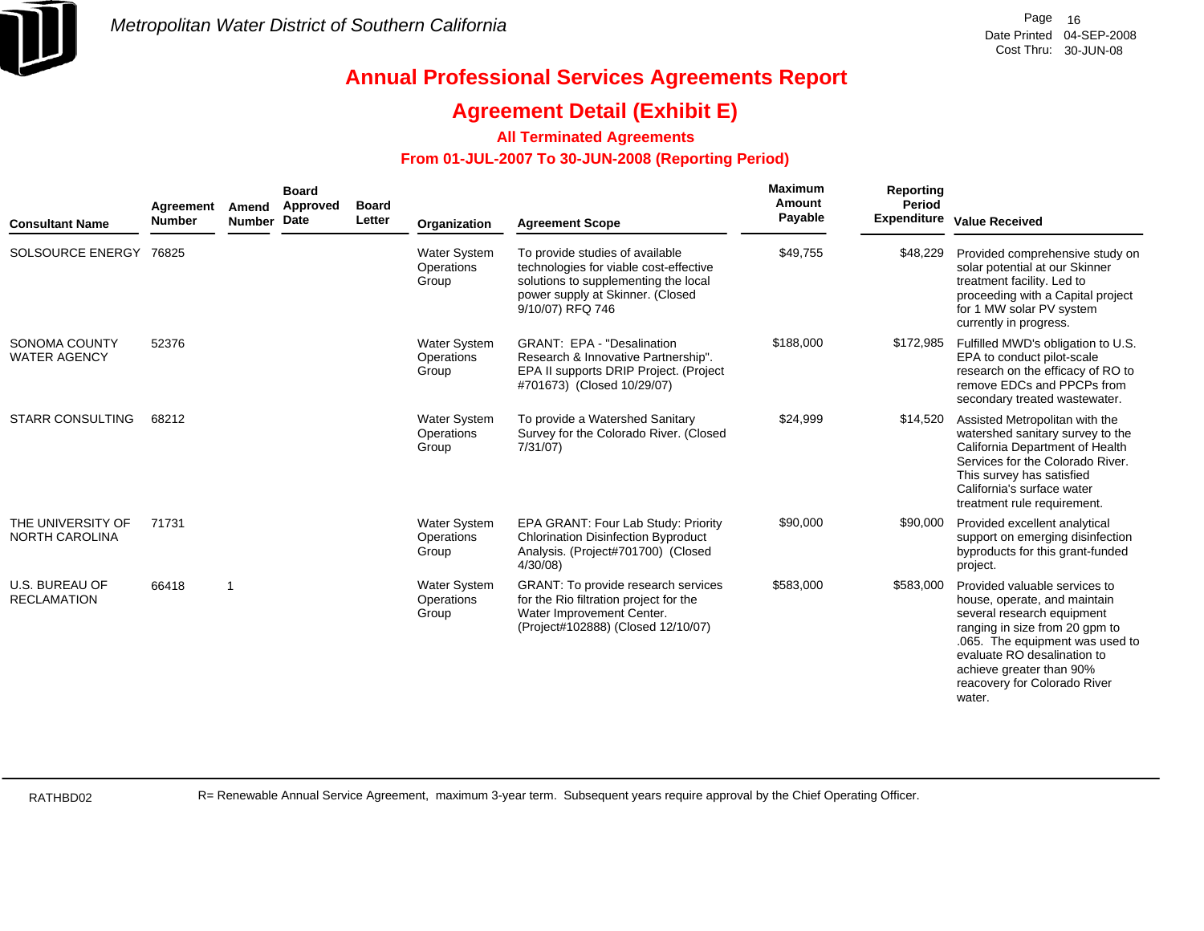Metropolitan Water District of Southern California

Date Printed 04-SEP-2008
Cost Thru: 30-JUN-08

# Annual Professional Services Agreements Report

## Agreement Detail (Exhibit E)

### All Terminated Agreements

### From 01-JUL-2007 To 30-JUN-2008 (Reporting Period)

| Consultant Name | Agreement Number | Amend Number | Board Approved Date | Board Letter | Organization | Agreement Scope | Maximum Amount Payable | Reporting Period Expenditure | Value Received |
|---|---|---|---|---|---|---|---|---|---|
| SOLSOURCE ENERGY | 76825 | | | | Water System Operations Group | To provide studies of available technologies for viable cost-effective solutions to supplementing the local power supply at Skinner. (Closed 9/10/07) RFQ 746 | $49,755 | $48,229 | Provided comprehensive study on solar potential at our Skinner treatment facility. Led to proceeding with a Capital project for 1 MW solar PV system currently in progress. |
| SONOMA COUNTY WATER AGENCY | 52376 | | | | Water System Operations Group | GRANT: EPA - "Desalination Research & Innovative Partnership". EPA II supports DRIP Project. (Project #701673) (Closed 10/29/07) | $188,000 | $172,985 | Fulfilled MWD's obligation to U.S. EPA to conduct pilot-scale research on the efficacy of RO to remove EDCs and PPCPs from secondary treated wastewater. |
| STARR CONSULTING | 68212 | | | | Water System Operations Group | To provide a Watershed Sanitary Survey for the Colorado River. (Closed 7/31/07) | $24,999 | $14,520 | Assisted Metropolitan with the watershed sanitary survey to the California Department of Health Services for the Colorado River. This survey has satisfied California's surface water treatment rule requirement. |
| THE UNIVERSITY OF NORTH CAROLINA | 71731 | | | | Water System Operations Group | EPA GRANT: Four Lab Study: Priority Chlorination Disinfection Byproduct Analysis. (Project#701700) (Closed 4/30/08) | $90,000 | $90,000 | Provided excellent analytical support on emerging disinfection byproducts for this grant-funded project. |
| U.S. BUREAU OF RECLAMATION | 66418 | 1 | | | Water System Operations Group | GRANT: To provide research services for the Rio filtration project for the Water Improvement Center. (Project#102888) (Closed 12/10/07) | $583,000 | $583,000 | Provided valuable services to house, operate, and maintain several research equipment ranging in size from 20 gpm to .065. The equipment was used to evaluate RO desalination to achieve greater than 90% reacovery for Colorado River water. |

R= Renewable Annual Service Agreement, maximum 3-year term. Subsequent years require approval by the Chief Operating Officer.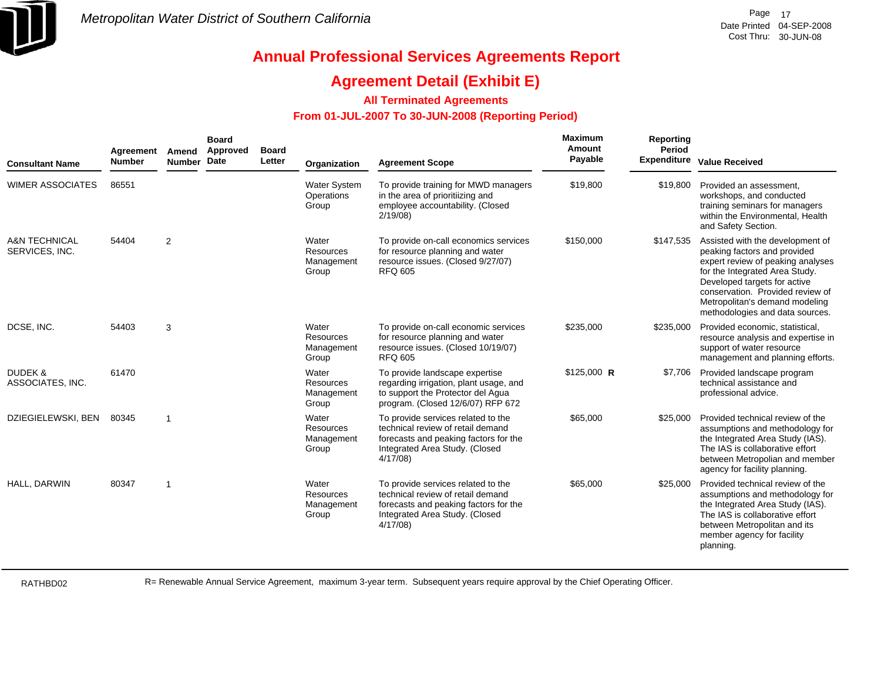# Annual Professional Services Agreements Report

## Agreement Detail (Exhibit E)

### All Terminated Agreements

### From 01-JUL-2007 To 30-JUN-2008 (Reporting Period)

| Consultant Name | Agreement Number | Amend Number | Board Approved Date | Board Letter | Organization | Agreement Scope | Maximum Amount Payable | Reporting Period Expenditure | Value Received |
|---|---|---|---|---|---|---|---|---|---|
| WIMER ASSOCIATES | 86551 | | | | Water System Operations Group | To provide training for MWD managers in the area of prioritiizing and employee accountability. (Closed 2/19/08) | $19,800 | $19,800 | Provided an assessment, workshops, and conducted training seminars for managers within the Environmental, Health and Safety Section. |
| A&N TECHNICAL SERVICES, INC. | 54404 | 2 | | | Water Resources Management Group | To provide on-call economics services for resource planning and water resource issues. (Closed 9/27/07) RFQ 605 | $150,000 | $147,535 | Assisted with the development of peaking factors and provided expert review of peaking analyses for the Integrated Area Study. Developed targets for active conservation. Provided review of Metropolitan's demand modeling methodologies and data sources. |
| DCSE, INC. | 54403 | 3 | | | Water Resources Management Group | To provide on-call economic services for resource planning and water resource issues. (Closed 10/19/07) RFQ 605 | $235,000 | $235,000 | Provided economic, statistical, resource analysis and expertise in support of water resource management and planning efforts. |
| DUDEK & ASSOCIATES, INC. | 61470 | | | | Water Resources Management Group | To provide landscape expertise regarding irrigation, plant usage, and to support the Protector del Agua program. (Closed 12/6/07) RFP 672 | $125,000 **R** | $7,706 | Provided landscape program technical assistance and professional advice. |
| DZIEGIELEWSKI, BEN | 80345 | 1 | | | Water Resources Management Group | To provide services related to the technical review of retail demand forecasts and peaking factors for the Integrated Area Study. (Closed 4/17/08) | $65,000 | $25,000 | Provided technical review of the assumptions and methodology for the Integrated Area Study (IAS). The IAS is collaborative effort between Metropolian and member agency for facility planning. |
| HALL, DARWIN | 80347 | 1 | | | Water Resources Management Group | To provide services related to the technical review of retail demand forecasts and peaking factors for the Integrated Area Study. (Closed 4/17/08) | $65,000 | $25,000 | Provided technical review of the assumptions and methodology for the Integrated Area Study (IAS). The IAS is collaborative effort between Metropolitan and its member agency for facility planning. |

R= Renewable Annual Service Agreement, maximum 3-year term. Subsequent years require approval by the Chief Operating Officer.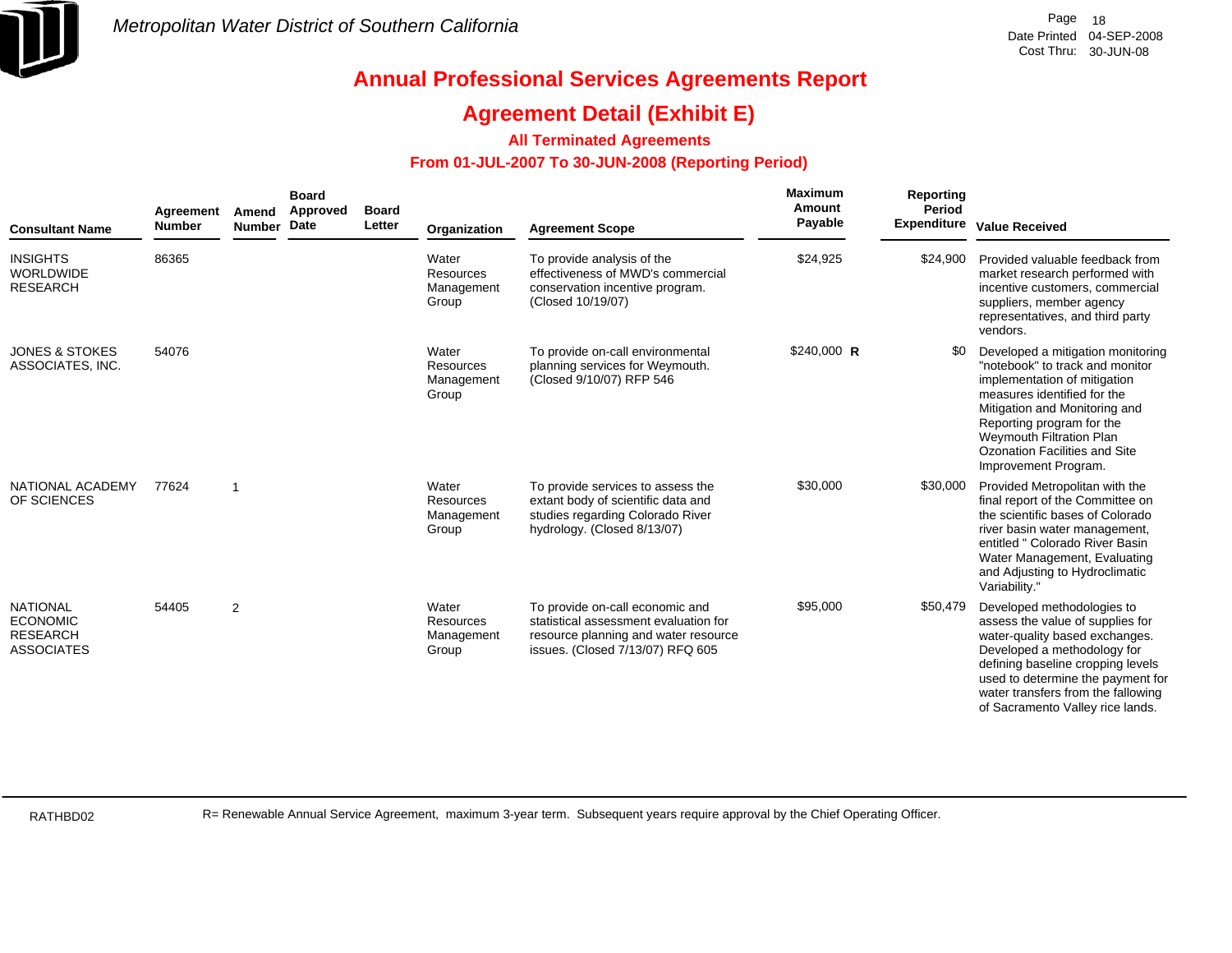*Metropolitan Water District of Southern California*

Date Printed 04-SEP-2008
Cost Thru: 30-JUN-08

# Annual Professional Services Agreements Report

## Agreement Detail (Exhibit E)

### All Terminated Agreements

### From 01-JUL-2007 To 30-JUN-2008 (Reporting Period)

| Consultant Name | Agreement Number | Amend Number | Board Approved Date | Board Letter | Organization | Agreement Scope | Maximum Amount Payable | | Reporting Period Expenditure | Value Received |
|---|---|---|---|---|---|---|---|---|---|---|
| INSIGHTS WORLDWIDE RESEARCH | 86365 | | | | Water Resources Management Group | To provide analysis of the effectiveness of MWD's commercial conservation incentive program. (Closed 10/19/07) | $24,925 | | $24,900 | Provided valuable feedback from market research performed with incentive customers, commercial suppliers, member agency representatives, and third party vendors. |
| JONES & STOKES ASSOCIATES, INC. | 54076 | | | | Water Resources Management Group | To provide on-call environmental planning services for Weymouth. (Closed 9/10/07) RFP 546 | $240,000 | R | $0 | Developed a mitigation monitoring "notebook" to track and monitor implementation of mitigation measures identified for the Mitigation and Monitoring and Reporting program for the Weymouth Filtration Plan Ozonation Facilities and Site Improvement Program. |
| NATIONAL ACADEMY OF SCIENCES | 77624 | 1 | | | Water Resources Management Group | To provide services to assess the extant body of scientific data and studies regarding Colorado River hydrology. (Closed 8/13/07) | $30,000 | | $30,000 | Provided Metropolitan with the final report of the Committee on the scientific bases of Colorado river basin water management, entitled " Colorado River Basin Water Management, Evaluating and Adjusting to Hydroclimatic Variability." |
| NATIONAL ECONOMIC RESEARCH ASSOCIATES | 54405 | 2 | | | Water Resources Management Group | To provide on-call economic and statistical assessment evaluation for resource planning and water resource issues. (Closed 7/13/07) RFQ 605 | $95,000 | | $50,479 | Developed methodologies to assess the value of supplies for water-quality based exchanges. Developed a methodology for defining baseline cropping levels used to determine the payment for water transfers from the fallowing of Sacramento Valley rice lands. |

RATHBD02

R= Renewable Annual Service Agreement, maximum 3-year term. Subsequent years require approval by the Chief Operating Officer.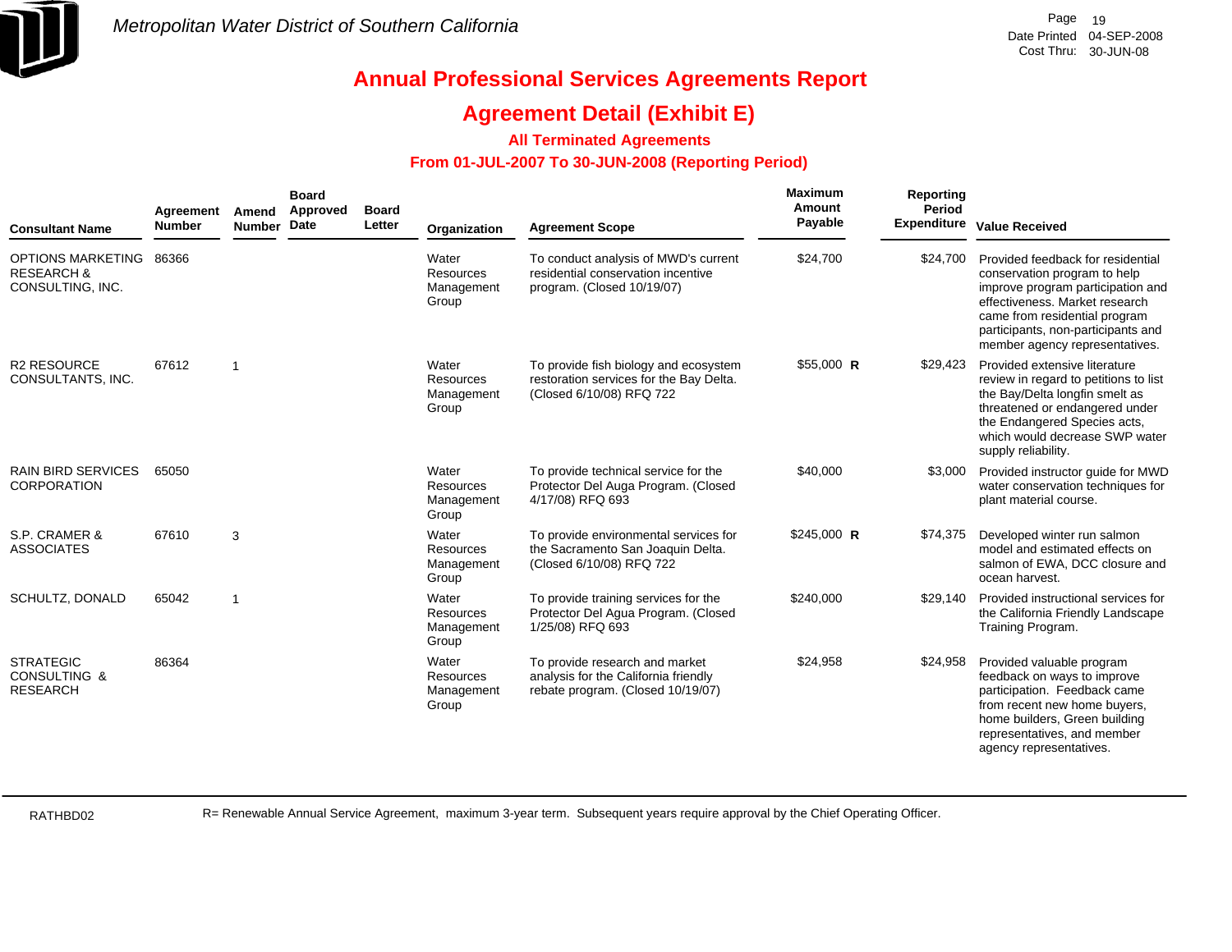*Metropolitan Water District of Southern California*

Date Printed 04-SEP-2008
Cost Thru: 30-JUN-08

# Annual Professional Services Agreements Report

## Agreement Detail (Exhibit E)

### All Terminated Agreements

### From 01-JUL-2007 To 30-JUN-2008 (Reporting Period)

| Consultant Name | Agreement Number | Amend Number | Board Approved Date | Board Letter | Organization | Agreement Scope | Maximum Amount Payable | Reporting Period Expenditure | Value Received |
|---|---|---|---|---|---|---|---|---|---|
| OPTIONS MARKETING RESEARCH & CONSULTING, INC. | 86366 | | | | Water Resources Management Group | To conduct analysis of MWD's current residential conservation incentive program. (Closed 10/19/07) | $24,700 | $24,700 | Provided feedback for residential conservation program to help improve program participation and effectiveness. Market research came from residential program participants, non-participants and member agency representatives. |
| R2 RESOURCE CONSULTANTS, INC. | 67612 | 1 | | | Water Resources Management Group | To provide fish biology and ecosystem restoration services for the Bay Delta. (Closed 6/10/08) RFQ 722 | $55,000 **R** | $29,423 | Provided extensive literature review in regard to petitions to list the Bay/Delta longfin smelt as threatened or endangered under the Endangered Species acts, which would decrease SWP water supply reliability. |
| RAIN BIRD SERVICES CORPORATION | 65050 | | | | Water Resources Management Group | To provide technical service for the Protector Del Auga Program. (Closed 4/17/08) RFQ 693 | $40,000 | $3,000 | Provided instructor guide for MWD water conservation techniques for plant material course. |
| S.P. CRAMER & ASSOCIATES | 67610 | 3 | | | Water Resources Management Group | To provide environmental services for the Sacramento San Joaquin Delta. (Closed 6/10/08) RFQ 722 | $245,000 **R** | $74,375 | Developed winter run salmon model and estimated effects on salmon of EWA, DCC closure and ocean harvest. |
| SCHULTZ, DONALD | 65042 | 1 | | | Water Resources Management Group | To provide training services for the Protector Del Agua Program. (Closed 1/25/08) RFQ 693 | $240,000 | $29,140 | Provided instructional services for the California Friendly Landscape Training Program. |
| STRATEGIC CONSULTING & RESEARCH | 86364 | | | | Water Resources Management Group | To provide research and market analysis for the California friendly rebate program. (Closed 10/19/07) | $24,958 | $24,958 | Provided valuable program feedback on ways to improve participation. Feedback came from recent new home buyers, home builders, Green building representatives, and member agency representatives. |

RATHBD02

R= Renewable Annual Service Agreement, maximum 3-year term. Subsequent years require approval by the Chief Operating Officer.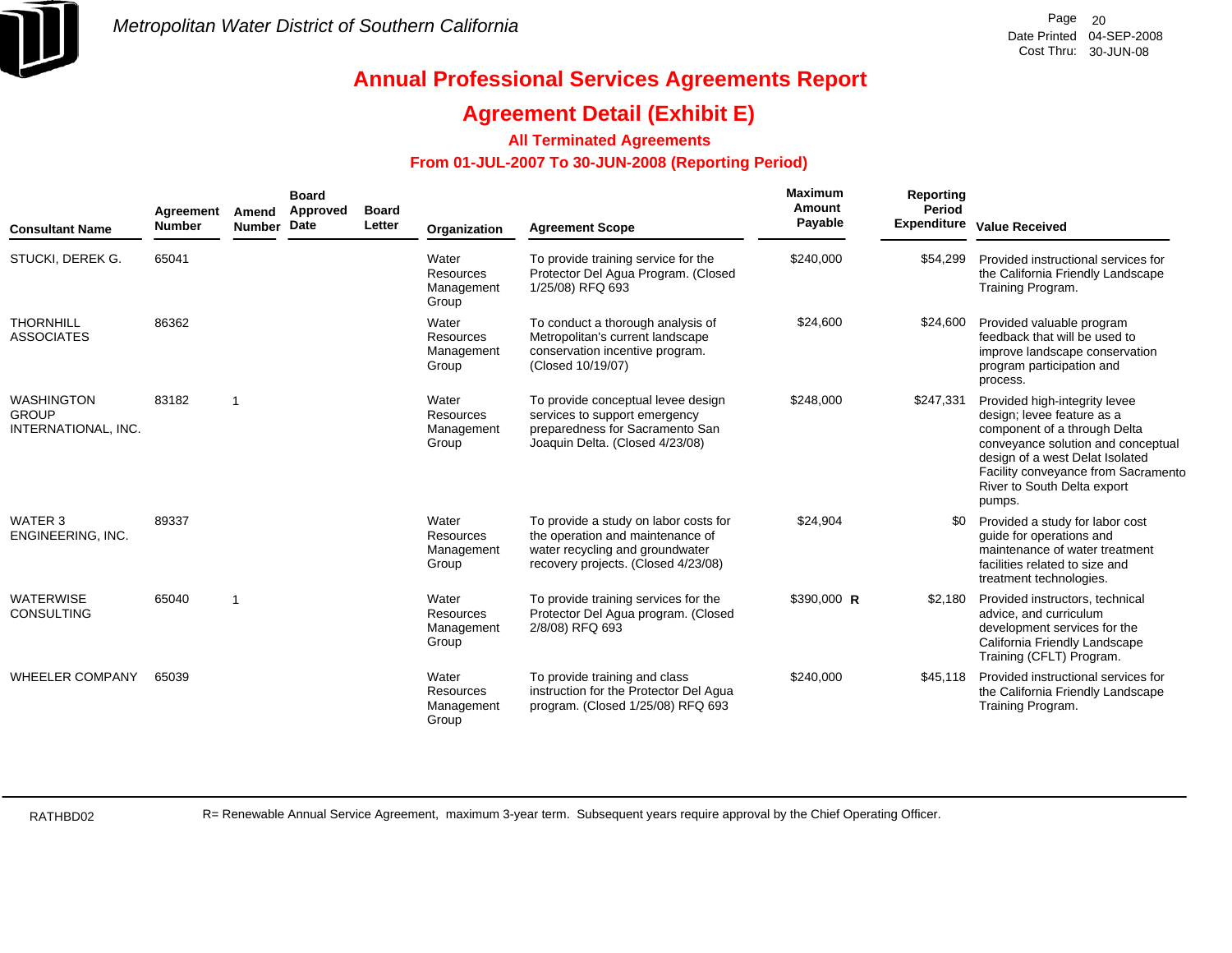# Annual Professional Services Agreements Report

## Agreement Detail (Exhibit E)

### All Terminated Agreements

### From 01-JUL-2007 To 30-JUN-2008 (Reporting Period)

| Consultant Name | Agreement Number | Amend Number | Board Approved Date | Board Letter | Organization | Agreement Scope | Maximum Amount Payable | Reporting Period Expenditure | Value Received |
|---|---|---|---|---|---|---|---|---|---|
| STUCKI, DEREK G. | 65041 | | | | Water Resources Management Group | To provide training service for the Protector Del Agua Program. (Closed 1/25/08) RFQ 693 | $240,000 | $54,299 | Provided instructional services for the California Friendly Landscape Training Program. |
| THORNHILL ASSOCIATES | 86362 | | | | Water Resources Management Group | To conduct a thorough analysis of Metropolitan's current landscape conservation incentive program. (Closed 10/19/07) | $24,600 | $24,600 | Provided valuable program feedback that will be used to improve landscape conservation program participation and process. |
| WASHINGTON GROUP INTERNATIONAL, INC. | 83182 | 1 | | | Water Resources Management Group | To provide conceptual levee design services to support emergency preparedness for Sacramento San Joaquin Delta. (Closed 4/23/08) | $248,000 | $247,331 | Provided high-integrity levee design; levee feature as a component of a through Delta conveyance solution and conceptual design of a west Delat Isolated Facility conveyance from Sacramento River to South Delta export pumps. |
| WATER 3 ENGINEERING, INC. | 89337 | | | | Water Resources Management Group | To provide a study on labor costs for the operation and maintenance of water recycling and groundwater recovery projects. (Closed 4/23/08) | $24,904 | $0 | Provided a study for labor cost guide for operations and maintenance of water treatment facilities related to size and treatment technologies. |
| WATERWISE CONSULTING | 65040 | 1 | | | Water Resources Management Group | To provide training services for the Protector Del Agua program. (Closed 2/8/08) RFQ 693 | $390,000 **R** | $2,180 | Provided instructors, technical advice, and curriculum development services for the California Friendly Landscape Training (CFLT) Program. |
| WHEELER COMPANY | 65039 | | | | Water Resources Management Group | To provide training and class instruction for the Protector Del Agua program. (Closed 1/25/08) RFQ 693 | $240,000 | $45,118 | Provided instructional services for the California Friendly Landscape Training Program. |

R= Renewable Annual Service Agreement, maximum 3-year term. Subsequent years require approval by the Chief Operating Officer.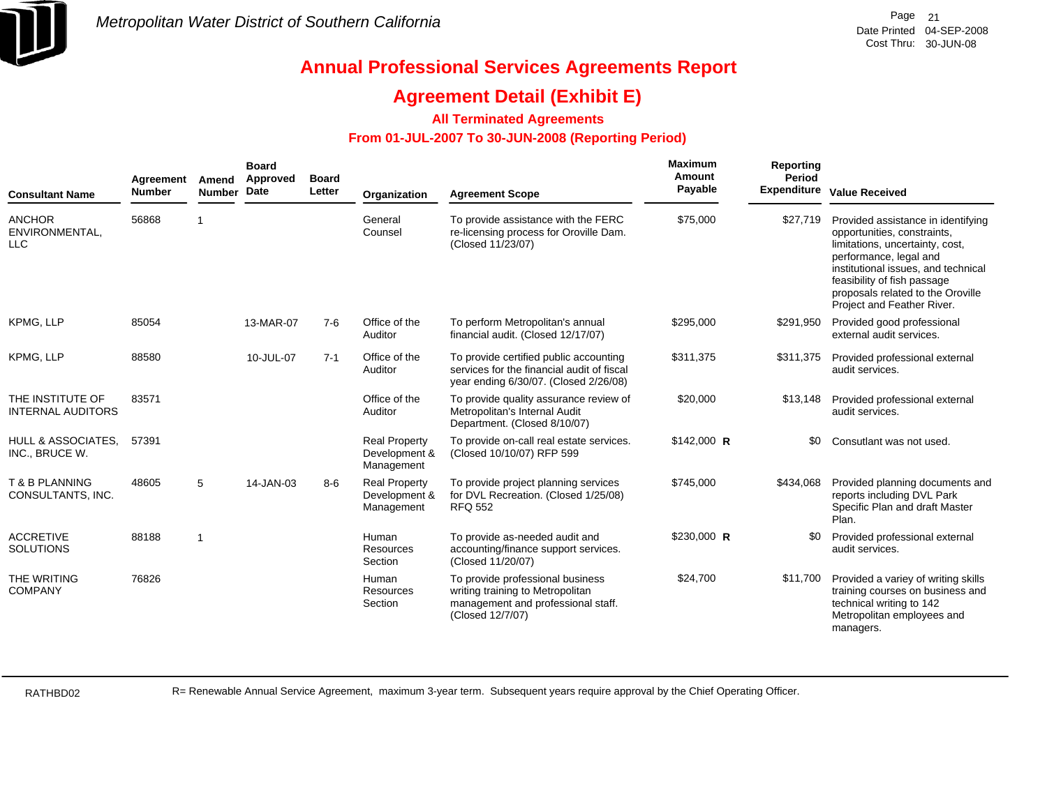Metropolitan Water District of Southern California

# Annual Professional Services Agreements Report

## Agreement Detail (Exhibit E)

### All Terminated Agreements

### From 01-JUL-2007 To 30-JUN-2008 (Reporting Period)

| Consultant Name | Agreement Number | Amend Number | Board Approved Date | Board Letter | Organization | Agreement Scope | Maximum Amount Payable | Reporting Period Expenditure | Value Received |
|---|---|---|---|---|---|---|---|---|---|
| ANCHOR ENVIRONMENTAL, LLC | 56868 | 1 | | | General Counsel | To provide assistance with the FERC re-licensing process for Oroville Dam. (Closed 11/23/07) | $75,000 | $27,719 | Provided assistance in identifying opportunities, constraints, limitations, uncertainty, cost, performance, legal and institutional issues, and technical feasibility of fish passage proposals related to the Oroville Project and Feather River. |
| KPMG, LLP | 85054 | | 13-MAR-07 | 7-6 | Office of the Auditor | To perform Metropolitan's annual financial audit. (Closed 12/17/07) | $295,000 | $291,950 | Provided good professional external audit services. |
| KPMG, LLP | 88580 | | 10-JUL-07 | 7-1 | Office of the Auditor | To provide certified public accounting services for the financial audit of fiscal year ending 6/30/07. (Closed 2/26/08) | $311,375 | $311,375 | Provided professional external audit services. |
| THE INSTITUTE OF INTERNAL AUDITORS | 83571 | | | | Office of the Auditor | To provide quality assurance review of Metropolitan's Internal Audit Department. (Closed 8/10/07) | $20,000 | $13,148 | Provided professional external audit services. |
| HULL & ASSOCIATES, INC., BRUCE W. | 57391 | | | | Real Property Development & Management | To provide on-call real estate services. (Closed 10/10/07) RFP 599 | $142,000 **R** | $0 | Consutlant was not used. |
| T & B PLANNING CONSULTANTS, INC. | 48605 | 5 | 14-JAN-03 | 8-6 | Real Property Development & Management | To provide project planning services for DVL Recreation. (Closed 1/25/08) RFQ 552 | $745,000 | $434,068 | Provided planning documents and reports including DVL Park Specific Plan and draft Master Plan. |
| ACCRETIVE SOLUTIONS | 88188 | 1 | | | Human Resources Section | To provide as-needed audit and accounting/finance support services. (Closed 11/20/07) | $230,000 **R** | $0 | Provided professional external audit services. |
| THE WRITING COMPANY | 76826 | | | | Human Resources Section | To provide professional business writing training to Metropolitan management and professional staff. (Closed 12/7/07) | $24,700 | $11,700 | Provided a variey of writing skills training courses on business and technical writing to 142 Metropolitan employees and managers. |

RATHBD02

R= Renewable Annual Service Agreement, maximum 3-year term. Subsequent years require approval by the Chief Operating Officer.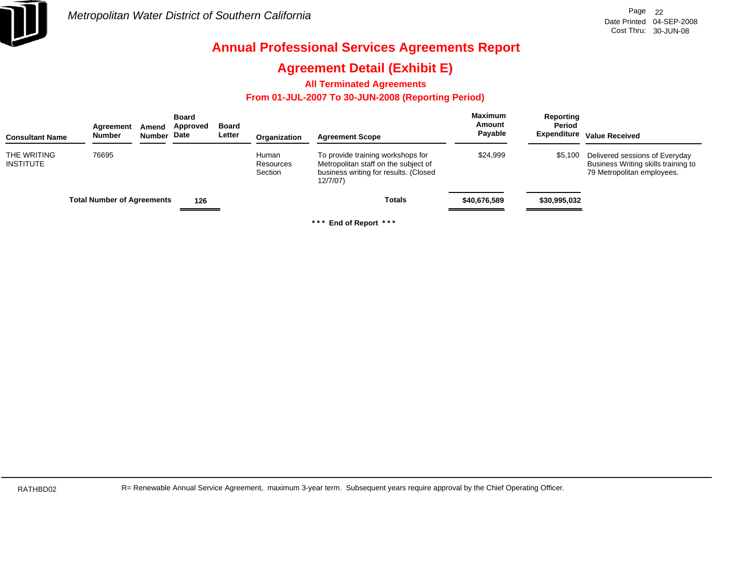# Annual Professional Services Agreements Report

## Agreement Detail (Exhibit E)

### All Terminated Agreements

### From 01-JUL-2007 To 30-JUN-2008 (Reporting Period)

| Consultant Name | Agreement Number | Amend Number | Board Approved Date | Board Letter | Organization | Agreement Scope | Maximum Amount Payable | Reporting Period Expenditure | Value Received |
|---|---|---|---|---|---|---|---|---|---|
| THE WRITING INSTITUTE | 76695 | | | | Human Resources Section | To provide training workshops for Metropolitan staff on the subject of business writing for results. (Closed 12/7/07) | $24,999 | $5,100 | Delivered sessions of Everyday Business Writing skills training to 79 Metropolitan employees. |
| **Total Number of Agreements** | | | **126** | | | **Totals** | **$40,676,589** | **$30,995,032** | |

\*\*\* End of Report \*\*\*

RATHBD02

R= Renewable Annual Service Agreement, maximum 3-year term. Subsequent years require approval by the Chief Operating Officer.